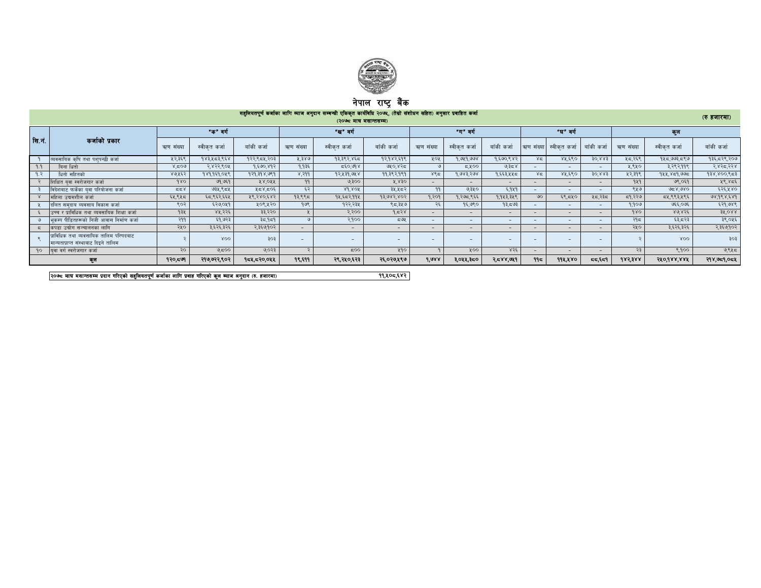# नेपाल राष्ट्र बैंक

**सहुलियतपूर्ण कर्जाका लागि ब्याज अनुदान सम्बन्धी एकिकृत कार्यविधि २०७५, (तेस्रो संशोधन सहित) अनुसार प्रवाहित कर्जा**
**(२०७८ माघ मसान्तसम्म)**

(रु हजारमा)

| सि.नं. | कर्जाको प्रकार | "क" वर्ग | | | "ख" वर्ग | | | "ग" वर्ग | | | "घ" वर्ग | | | कुल | | |
|---|---|---|---|---|---|---|---|---|---|---|---|---|---|---|---|---|
| | | ऋण संख्या | स्वीकृत कर्जा | बाँकी कर्जा | ऋण संख्या | स्वीकृत कर्जा | बाँकी कर्जा | ऋण संख्या | स्वीकृत कर्जा | बाँकी कर्जा | ऋण संख्या | स्वीकृत कर्जा | बाँकी कर्जा | ऋण संख्या | स्वीकृत कर्जा | बाँकी कर्जा |
| १ | व्यवसायिक कृषि तथा पशुपन्छी कर्जा | ५२,३६९ | १४३,५८३,९६४ | १२२,९८५,२०३ | ५,३४७ | १३,३९२,४६८ | १२,१४२,६१९ | ५०५ | १,७५१,७७४ | १,६७०,९४२ | ४८ | ४५,६९० | ३०,४४३ | ५८,२६९ | १५८,७७३,८९७ | १३६,८२९,२०७ |
| १.१ | बिना धितो | ४,८०७ | २,४२२,९०५ | १,६७०,४१२ | १,१३६ | ८६०,७१४ | ७५०,४२८ | ७ | ८,५०० | ७,३८४ | - | - | - | ५,९५० | ३,२९२,११९ | २,४२८,२२४ |
| १.२ | धितो सहितको | ४७,५६२ | १४१,१६१,०५९ | १२१,३१४,७९१ | ४,२११ | १२,५३१,७५४ | ११,३९२,१९१ | ४९८ | १,७४३,२७४ | १,६६३,५५८ | ४८ | ४५,६९० | ३०,४४३ | ५२,३१९ | १५५,४८१,७७८ | १३४,४००,९८३ |
| २ | शिक्षित युवा स्वरोजगार कर्जा | १४० | ७१,७६१ | ५४,०५५ | ११ | ७,३०० | ५,४३० | - | - | - | - | - | - | १५१ | ७९,०६१ | ५९,४८६ |
| ३ | विदेशबाट फर्केका युवा परियोजना कर्जा | ८८४ | ७३५,९८५ | ५८४,८०६ | ६२ | ४१,४०५ | ३५,५८२ | ११ | ७,३५० | ६,१५१ | - | - | - | ९५७ | ७८४,७४० | ६२६,५४० |
| ४ | महिला उद्यमशील कर्जा | ६५,९५८ | ६८,९६२,६६५ | ५९,२४०,६४२ | १३,९९८ | १५,६८२,११५ | १३,७४२,४०२ | १,२०१ | १,२७८,९६६ | १,१५३,३५९ | ७० | ६९,८५० | ५८,२३८ | ८१,२२७ | ८५,९९३,५९६ | ७४,१९४,६४१ |
| ५ | दलित समुदाय व्यवसाय विकास कर्जा | ९०२ | ६२७,०५१ | ५०९,५२० | १७९ | १२२,२३५ | ९८,३५७ | २६ | १६,७९० | १३,८७३ | - | - | - | १,१०७ | ७६६,०७६ | ६२१,७४९ |
| ६ | उच्च र प्राविधिक तथा व्यवसायिक शिक्षा कर्जा | १३५ | ४५,२२६ | ३३,२२० | ५ | २,२०० | १,८२४ | - | - | - | - | - | - | १४० | ४७,४२६ | ३५,०४४ |
| ७ | भूकम्प पीडितहरूको निजी आवास निर्माण कर्जा | २११ | ६१,७२३ | ३८,१८१ | ७ | २,१०० | ८७५ | - | - | - | - | - | - | २१८ | ६३,८२३ | ३९,०५६ |
| ८ | कपडा उद्योग सञ्चालनका लागि | २५० | ३,६२६,३२६ | २,३६७,१०२ | - | - | - | - | - | - | - | - | - | २५० | ३,६२६,३२६ | २,३६७,१०२ |
| ९ | प्राविधिक तथा व्यवसायिक तालिम परिषदबाट मान्यताप्राप्त संस्थाबाट दिइने तालिम | २ | ४०० | ३०३ | - | - | - | - | - | - | - | - | - | २ | ४०० | ३०३ |
| १० | युवा वर्ग स्वरोजगार कर्जा | २० | ७,८०० | ७,०२३ | २ | ८०० | ५१० | १ | ५०० | ४२६ | - | - | - | २३ | ९,१०० | ७,९५८ |
| | **कुल** | **१२०,८७१** | **२१७,७२२,९०२** | **१८५,८२०,०५५** | **१९,६११** | **२९,२५०,६२३** | **२६,०२७,५९७** | **१,७४४** | **३,०५५,३८०** | **२,८४४,७५१** | **११८** | **११५,५४०** | **८८,६८१** | **१४२,३४४** | **२५०,१४४,४४५** | **२१४,७८१,०८५** |

| २०७८ माघ मसान्तसम्म प्रदान गरिएको सहुलियतपूर्ण कर्जाका लागि प्रवाह गरिएको कुल ब्याज अनुदान (रु. हजारमा) | ११,५०८,६४२ |
|---|---|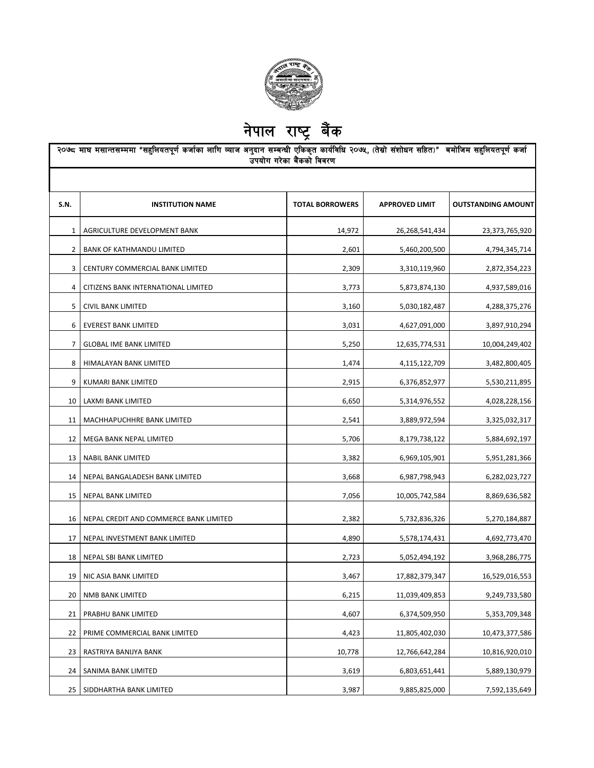# नेपाल राष्ट्र बैंक

२०७८ माघ मसान्तसम्ममा "सहुलियतपूर्ण कर्जाका लागि व्याज अनुदान सम्बन्धी एकिकृत कार्यविधि २०७५, (तेस्रो संशोधन सहित)" बमोजिम सहुलियतपूर्ण कर्जा उपयोग गरेका बैंकको विवरण

| S.N. | INSTITUTION NAME | TOTAL BORROWERS | APPROVED LIMIT | OUTSTANDING AMOUNT |
|---|---|---|---|---|
| 1 | AGRICULTURE DEVELOPMENT BANK | 14,972 | 26,268,541,434 | 23,373,765,920 |
| 2 | BANK OF KATHMANDU LIMITED | 2,601 | 5,460,200,500 | 4,794,345,714 |
| 3 | CENTURY COMMERCIAL BANK LIMITED | 2,309 | 3,310,119,960 | 2,872,354,223 |
| 4 | CITIZENS BANK INTERNATIONAL LIMITED | 3,773 | 5,873,874,130 | 4,937,589,016 |
| 5 | CIVIL BANK LIMITED | 3,160 | 5,030,182,487 | 4,288,375,276 |
| 6 | EVEREST BANK LIMITED | 3,031 | 4,627,091,000 | 3,897,910,294 |
| 7 | GLOBAL IME BANK LIMITED | 5,250 | 12,635,774,531 | 10,004,249,402 |
| 8 | HIMALAYAN BANK LIMITED | 1,474 | 4,115,122,709 | 3,482,800,405 |
| 9 | KUMARI BANK LIMITED | 2,915 | 6,376,852,977 | 5,530,211,895 |
| 10 | LAXMI BANK LIMITED | 6,650 | 5,314,976,552 | 4,028,228,156 |
| 11 | MACHHAPUCHHRE BANK LIMITED | 2,541 | 3,889,972,594 | 3,325,032,317 |
| 12 | MEGA BANK NEPAL LIMITED | 5,706 | 8,179,738,122 | 5,884,692,197 |
| 13 | NABIL BANK LIMITED | 3,382 | 6,969,105,901 | 5,951,281,366 |
| 14 | NEPAL BANGALADESH BANK LIMITED | 3,668 | 6,987,798,943 | 6,282,023,727 |
| 15 | NEPAL BANK LIMITED | 7,056 | 10,005,742,584 | 8,869,636,582 |
| 16 | NEPAL CREDIT AND COMMERCE BANK LIMITED | 2,382 | 5,732,836,326 | 5,270,184,887 |
| 17 | NEPAL INVESTMENT BANK LIMITED | 4,890 | 5,578,174,431 | 4,692,773,470 |
| 18 | NEPAL SBI BANK LIMITED | 2,723 | 5,052,494,192 | 3,968,286,775 |
| 19 | NIC ASIA BANK LIMITED | 3,467 | 17,882,379,347 | 16,529,016,553 |
| 20 | NMB BANK LIMITED | 6,215 | 11,039,409,853 | 9,249,733,580 |
| 21 | PRABHU BANK LIMITED | 4,607 | 6,374,509,950 | 5,353,709,348 |
| 22 | PRIME COMMERCIAL BANK LIMITED | 4,423 | 11,805,402,030 | 10,473,377,586 |
| 23 | RASTRIYA BANIJYA BANK | 10,778 | 12,766,642,284 | 10,816,920,010 |
| 24 | SANIMA BANK LIMITED | 3,619 | 6,803,651,441 | 5,889,130,979 |
| 25 | SIDDHARTHA BANK LIMITED | 3,987 | 9,885,825,000 | 7,592,135,649 |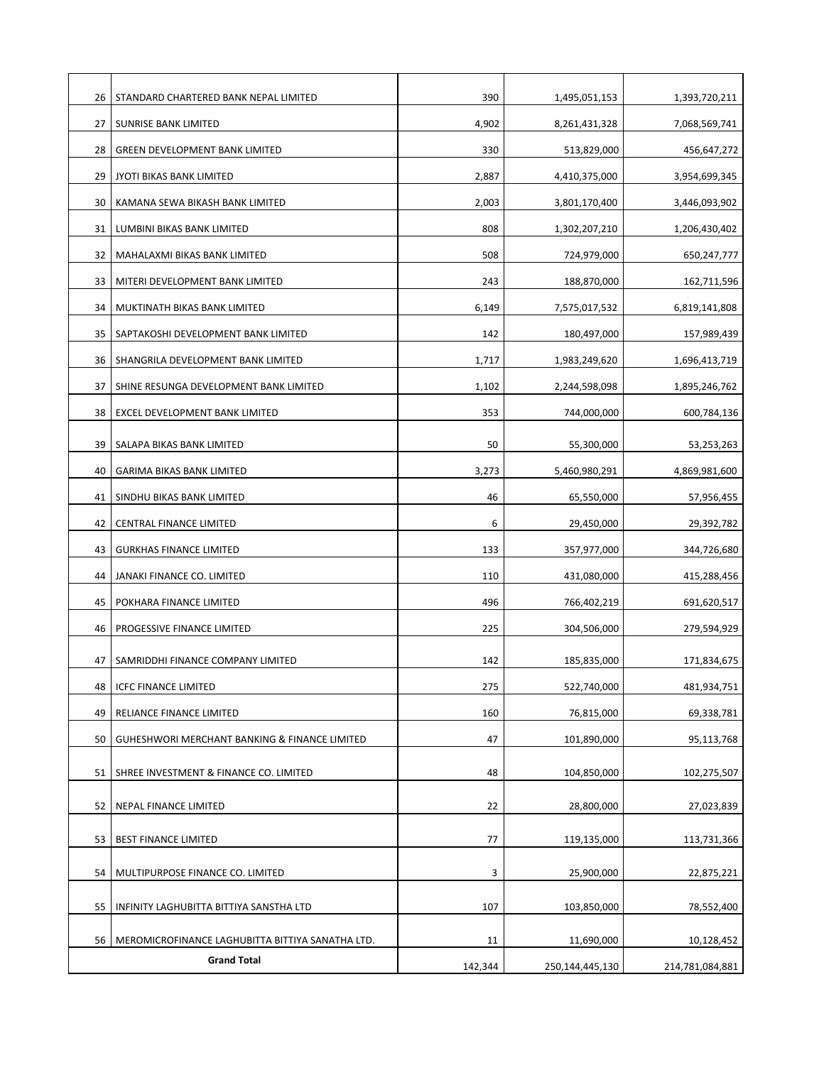| | | | | |
|---|---|---|---|---|
| 26 | STANDARD CHARTERED BANK NEPAL LIMITED | 390 | 1,495,051,153 | 1,393,720,211 |
| 27 | SUNRISE BANK LIMITED | 4,902 | 8,261,431,328 | 7,068,569,741 |
| 28 | GREEN DEVELOPMENT BANK LIMITED | 330 | 513,829,000 | 456,647,272 |
| 29 | JYOTI BIKAS BANK LIMITED | 2,887 | 4,410,375,000 | 3,954,699,345 |
| 30 | KAMANA SEWA BIKASH BANK LIMITED | 2,003 | 3,801,170,400 | 3,446,093,902 |
| 31 | LUMBINI BIKAS BANK LIMITED | 808 | 1,302,207,210 | 1,206,430,402 |
| 32 | MAHALAXMI BIKAS BANK LIMITED | 508 | 724,979,000 | 650,247,777 |
| 33 | MITERI DEVELOPMENT BANK LIMITED | 243 | 188,870,000 | 162,711,596 |
| 34 | MUKTINATH BIKAS BANK LIMITED | 6,149 | 7,575,017,532 | 6,819,141,808 |
| 35 | SAPTAKOSHI DEVELOPMENT BANK LIMITED | 142 | 180,497,000 | 157,989,439 |
| 36 | SHANGRILA DEVELOPMENT BANK LIMITED | 1,717 | 1,983,249,620 | 1,696,413,719 |
| 37 | SHINE RESUNGA DEVELOPMENT BANK LIMITED | 1,102 | 2,244,598,098 | 1,895,246,762 |
| 38 | EXCEL DEVELOPMENT BANK LIMITED | 353 | 744,000,000 | 600,784,136 |
| 39 | SALAPA BIKAS BANK LIMITED | 50 | 55,300,000 | 53,253,263 |
| 40 | GARIMA BIKAS BANK LIMITED | 3,273 | 5,460,980,291 | 4,869,981,600 |
| 41 | SINDHU BIKAS BANK LIMITED | 46 | 65,550,000 | 57,956,455 |
| 42 | CENTRAL FINANCE LIMITED | 6 | 29,450,000 | 29,392,782 |
| 43 | GURKHAS FINANCE LIMITED | 133 | 357,977,000 | 344,726,680 |
| 44 | JANAKI FINANCE CO. LIMITED | 110 | 431,080,000 | 415,288,456 |
| 45 | POKHARA FINANCE LIMITED | 496 | 766,402,219 | 691,620,517 |
| 46 | PROGESSIVE FINANCE LIMITED | 225 | 304,506,000 | 279,594,929 |
| 47 | SAMRIDDHI FINANCE COMPANY LIMITED | 142 | 185,835,000 | 171,834,675 |
| 48 | ICFC FINANCE LIMITED | 275 | 522,740,000 | 481,934,751 |
| 49 | RELIANCE FINANCE LIMITED | 160 | 76,815,000 | 69,338,781 |
| 50 | GUHESHWORI MERCHANT BANKING & FINANCE LIMITED | 47 | 101,890,000 | 95,113,768 |
| 51 | SHREE INVESTMENT & FINANCE CO. LIMITED | 48 | 104,850,000 | 102,275,507 |
| 52 | NEPAL FINANCE LIMITED | 22 | 28,800,000 | 27,023,839 |
| 53 | BEST FINANCE LIMITED | 77 | 119,135,000 | 113,731,366 |
| 54 | MULTIPURPOSE FINANCE CO. LIMITED | 3 | 25,900,000 | 22,875,221 |
| 55 | INFINITY LAGHUBITTA BITTIYA SANSTHA LTD | 107 | 103,850,000 | 78,552,400 |
| 56 | MEROMICROFINANCE LAGHUBITTA BITTIYA SANATHA LTD. | 11 | 11,690,000 | 10,128,452 |
| **Grand Total** | | 142,344 | 250,144,445,130 | 214,781,084,881 |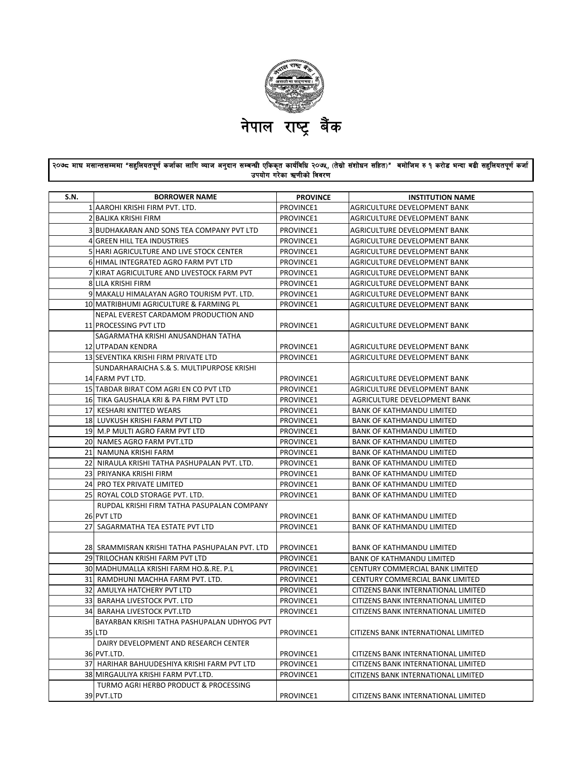# नेपाल राष्ट्र बैंक

**२०७८ माघ मसान्तसम्ममा "सहुलियतपूर्ण कर्जाका लागि ब्याज अनुदान सम्बन्धी एकिकृत कार्यविधि २०७५, (तेस्रो संशोधन सहित)" बमोजिम रु १ करोड भन्दा बढी सहुलियतपूर्ण कर्जा उपयोग गरेका ऋणीको विवरण**

| S.N. | BORROWER NAME | PROVINCE | INSTITUTION NAME |
|---|---|---|---|
| 1 | AAROHI KRISHI FIRM PVT. LTD. | PROVINCE1 | AGRICULTURE DEVELOPMENT BANK |
| 2 | BALIKA KRISHI FIRM | PROVINCE1 | AGRICULTURE DEVELOPMENT BANK |
| 3 | BUDHAKARAN AND SONS TEA COMPANY PVT LTD | PROVINCE1 | AGRICULTURE DEVELOPMENT BANK |
| 4 | GREEN HILL TEA INDUSTRIES | PROVINCE1 | AGRICULTURE DEVELOPMENT BANK |
| 5 | HARI AGRICULTURE AND LIVE STOCK CENTER | PROVINCE1 | AGRICULTURE DEVELOPMENT BANK |
| 6 | HIMAL INTEGRATED AGRO FARM PVT LTD | PROVINCE1 | AGRICULTURE DEVELOPMENT BANK |
| 7 | KIRAT AGRICULTURE AND LIVESTOCK FARM PVT | PROVINCE1 | AGRICULTURE DEVELOPMENT BANK |
| 8 | LILA KRISHI FIRM | PROVINCE1 | AGRICULTURE DEVELOPMENT BANK |
| 9 | MAKALU HIMALAYAN AGRO TOURISM PVT. LTD. | PROVINCE1 | AGRICULTURE DEVELOPMENT BANK |
| 10 | MATRIBHUMI AGRICULTURE & FARMING PL | PROVINCE1 | AGRICULTURE DEVELOPMENT BANK |
| 11 | NEPAL EVEREST CARDAMOM PRODUCTION AND PROCESSING PVT LTD | PROVINCE1 | AGRICULTURE DEVELOPMENT BANK |
| 12 | SAGARMATHA KRISHI ANUSANDHAN TATHA UTPADAN KENDRA | PROVINCE1 | AGRICULTURE DEVELOPMENT BANK |
| 13 | SEVENTIKA KRISHI FIRM PRIVATE LTD | PROVINCE1 | AGRICULTURE DEVELOPMENT BANK |
| 14 | SUNDARHARAICHA S.& S. MULTIPURPOSE KRISHI FARM PVT LTD. | PROVINCE1 | AGRICULTURE DEVELOPMENT BANK |
| 15 | TABDAR BIRAT COM AGRI EN CO PVT LTD | PROVINCE1 | AGRICULTURE DEVELOPMENT BANK |
| 16 | TIKA GAUSHALA KRI & PA FIRM PVT LTD | PROVINCE1 | AGRICULTURE DEVELOPMENT BANK |
| 17 | KESHARI KNITTED WEARS | PROVINCE1 | BANK OF KATHMANDU LIMITED |
| 18 | LUVKUSH KRISHI FARM PVT LTD | PROVINCE1 | BANK OF KATHMANDU LIMITED |
| 19 | M.P MULTI AGRO FARM PVT LTD | PROVINCE1 | BANK OF KATHMANDU LIMITED |
| 20 | NAMES AGRO FARM PVT.LTD | PROVINCE1 | BANK OF KATHMANDU LIMITED |
| 21 | NAMUNA KRISHI FARM | PROVINCE1 | BANK OF KATHMANDU LIMITED |
| 22 | NIRAULA KRISHI TATHA PASHUPALAN PVT. LTD. | PROVINCE1 | BANK OF KATHMANDU LIMITED |
| 23 | PRIYANKA KRISHI FIRM | PROVINCE1 | BANK OF KATHMANDU LIMITED |
| 24 | PRO TEX PRIVATE LIMITED | PROVINCE1 | BANK OF KATHMANDU LIMITED |
| 25 | ROYAL COLD STORAGE PVT. LTD. | PROVINCE1 | BANK OF KATHMANDU LIMITED |
| 26 | RUPDAL KRISHI FIRM TATHA PASUPALAN COMPANY PVT LTD | PROVINCE1 | BANK OF KATHMANDU LIMITED |
| 27 | SAGARMATHA TEA ESTATE PVT LTD | PROVINCE1 | BANK OF KATHMANDU LIMITED |
| 28 | SRAMMISRAN KRISHI TATHA PASHUPALAN PVT. LTD | PROVINCE1 | BANK OF KATHMANDU LIMITED |
| 29 | TRILOCHAN KRISHI FARM PVT LTD | PROVINCE1 | BANK OF KATHMANDU LIMITED |
| 30 | MADHUMALLA KRISHI FARM HO.&.RE. P.L | PROVINCE1 | CENTURY COMMERCIAL BANK LIMITED |
| 31 | RAMDHUNI MACHHA FARM PVT. LTD. | PROVINCE1 | CENTURY COMMERCIAL BANK LIMITED |
| 32 | AMULYA HATCHERY PVT LTD | PROVINCE1 | CITIZENS BANK INTERNATIONAL LIMITED |
| 33 | BARAHA LIVESTOCK PVT. LTD | PROVINCE1 | CITIZENS BANK INTERNATIONAL LIMITED |
| 34 | BARAHA LIVESTOCK PVT.LTD | PROVINCE1 | CITIZENS BANK INTERNATIONAL LIMITED |
| 35 | BAYARBAN KRISHI TATHA PASHUPALAN UDHYOG PVT LTD | PROVINCE1 | CITIZENS BANK INTERNATIONAL LIMITED |
| 36 | DAIRY DEVELOPMENT AND RESEARCH CENTER PVT.LTD. | PROVINCE1 | CITIZENS BANK INTERNATIONAL LIMITED |
| 37 | HARIHAR BAHUUDESHIYA KRISHI FARM PVT LTD | PROVINCE1 | CITIZENS BANK INTERNATIONAL LIMITED |
| 38 | MIRGAULIYA KRISHI FARM PVT.LTD. | PROVINCE1 | CITIZENS BANK INTERNATIONAL LIMITED |
| 39 | TURMO AGRI HERBO PRODUCT & PROCESSING PVT.LTD | PROVINCE1 | CITIZENS BANK INTERNATIONAL LIMITED |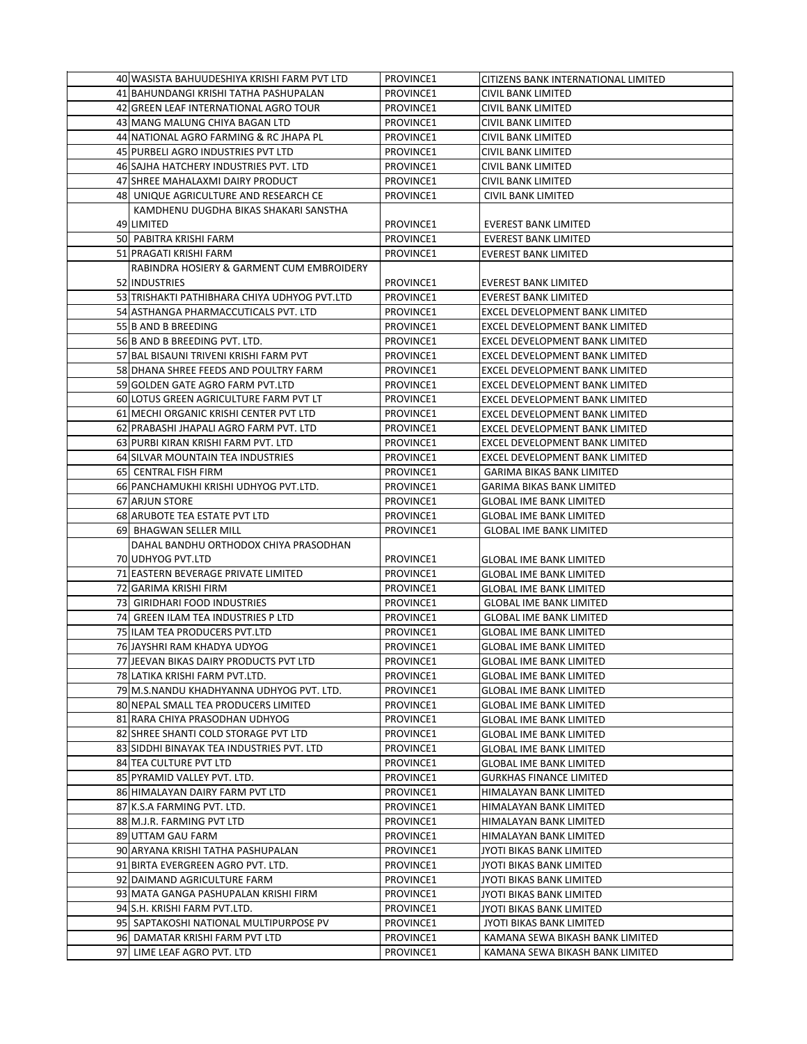| | | | |
|---|---|---|---|
| 40 | WASISTA BAHUUDESHIYA KRISHI FARM PVT LTD | PROVINCE1 | CITIZENS BANK INTERNATIONAL LIMITED |
| 41 | BAHUNDANGI KRISHI TATHA PASHUPALAN | PROVINCE1 | CIVIL BANK LIMITED |
| 42 | GREEN LEAF INTERNATIONAL AGRO TOUR | PROVINCE1 | CIVIL BANK LIMITED |
| 43 | MANG MALUNG CHIYA BAGAN LTD | PROVINCE1 | CIVIL BANK LIMITED |
| 44 | NATIONAL AGRO FARMING & RC JHAPA PL | PROVINCE1 | CIVIL BANK LIMITED |
| 45 | PURBELI AGRO INDUSTRIES PVT LTD | PROVINCE1 | CIVIL BANK LIMITED |
| 46 | SAJHA HATCHERY INDUSTRIES PVT. LTD | PROVINCE1 | CIVIL BANK LIMITED |
| 47 | SHREE MAHALAXMI DAIRY PRODUCT | PROVINCE1 | CIVIL BANK LIMITED |
| 48 | UNIQUE AGRICULTURE AND RESEARCH CE | PROVINCE1 | CIVIL BANK LIMITED |
| 49 | KAMDHENU DUGDHA BIKAS SHAKARI SANSTHA LIMITED | PROVINCE1 | EVEREST BANK LIMITED |
| 50 | PABITRA KRISHI FARM | PROVINCE1 | EVEREST BANK LIMITED |
| 51 | PRAGATI KRISHI FARM | PROVINCE1 | EVEREST BANK LIMITED |
| 52 | RABINDRA HOSIERY & GARMENT CUM EMBROIDERY INDUSTRIES | PROVINCE1 | EVEREST BANK LIMITED |
| 53 | TRISHAKTI PATHIBHARA CHIYA UDHYOG PVT.LTD | PROVINCE1 | EVEREST BANK LIMITED |
| 54 | ASTHANGA PHARMACCUTICALS PVT. LTD | PROVINCE1 | EXCEL DEVELOPMENT BANK LIMITED |
| 55 | B AND B BREEDING | PROVINCE1 | EXCEL DEVELOPMENT BANK LIMITED |
| 56 | B AND B BREEDING PVT. LTD. | PROVINCE1 | EXCEL DEVELOPMENT BANK LIMITED |
| 57 | BAL BISAUNI TRIVENI KRISHI FARM PVT | PROVINCE1 | EXCEL DEVELOPMENT BANK LIMITED |
| 58 | DHANA SHREE FEEDS AND POULTRY FARM | PROVINCE1 | EXCEL DEVELOPMENT BANK LIMITED |
| 59 | GOLDEN GATE AGRO FARM PVT.LTD | PROVINCE1 | EXCEL DEVELOPMENT BANK LIMITED |
| 60 | LOTUS GREEN AGRICULTURE FARM PVT LT | PROVINCE1 | EXCEL DEVELOPMENT BANK LIMITED |
| 61 | MECHI ORGANIC KRISHI CENTER PVT LTD | PROVINCE1 | EXCEL DEVELOPMENT BANK LIMITED |
| 62 | PRABASHI JHAPALI AGRO FARM PVT. LTD | PROVINCE1 | EXCEL DEVELOPMENT BANK LIMITED |
| 63 | PURBI KIRAN KRISHI FARM PVT. LTD | PROVINCE1 | EXCEL DEVELOPMENT BANK LIMITED |
| 64 | SILVAR MOUNTAIN TEA INDUSTRIES | PROVINCE1 | EXCEL DEVELOPMENT BANK LIMITED |
| 65 | CENTRAL FISH FIRM | PROVINCE1 | GARIMA BIKAS BANK LIMITED |
| 66 | PANCHAMUKHI KRISHI UDHYOG PVT.LTD. | PROVINCE1 | GARIMA BIKAS BANK LIMITED |
| 67 | ARJUN STORE | PROVINCE1 | GLOBAL IME BANK LIMITED |
| 68 | ARUBOTE TEA ESTATE PVT LTD | PROVINCE1 | GLOBAL IME BANK LIMITED |
| 69 | BHAGWAN SELLER MILL | PROVINCE1 | GLOBAL IME BANK LIMITED |
| 70 | DAHAL BANDHU ORTHODOX CHIYA PRASODHAN UDHYOG PVT.LTD | PROVINCE1 | GLOBAL IME BANK LIMITED |
| 71 | EASTERN BEVERAGE PRIVATE LIMITED | PROVINCE1 | GLOBAL IME BANK LIMITED |
| 72 | GARIMA KRISHI FIRM | PROVINCE1 | GLOBAL IME BANK LIMITED |
| 73 | GIRIDHARI FOOD INDUSTRIES | PROVINCE1 | GLOBAL IME BANK LIMITED |
| 74 | GREEN ILAM TEA INDUSTRIES P LTD | PROVINCE1 | GLOBAL IME BANK LIMITED |
| 75 | ILAM TEA PRODUCERS PVT.LTD | PROVINCE1 | GLOBAL IME BANK LIMITED |
| 76 | JAYSHRI RAM KHADYA UDYOG | PROVINCE1 | GLOBAL IME BANK LIMITED |
| 77 | JEEVAN BIKAS DAIRY PRODUCTS PVT LTD | PROVINCE1 | GLOBAL IME BANK LIMITED |
| 78 | LATIKA KRISHI FARM PVT.LTD. | PROVINCE1 | GLOBAL IME BANK LIMITED |
| 79 | M.S.NANDU KHADHYANNA UDHYOG PVT. LTD. | PROVINCE1 | GLOBAL IME BANK LIMITED |
| 80 | NEPAL SMALL TEA PRODUCERS LIMITED | PROVINCE1 | GLOBAL IME BANK LIMITED |
| 81 | RARA CHIYA PRASODHAN UDHYOG | PROVINCE1 | GLOBAL IME BANK LIMITED |
| 82 | SHREE SHANTI COLD STORAGE PVT LTD | PROVINCE1 | GLOBAL IME BANK LIMITED |
| 83 | SIDDHI BINAYAK TEA INDUSTRIES PVT. LTD | PROVINCE1 | GLOBAL IME BANK LIMITED |
| 84 | TEA CULTURE PVT LTD | PROVINCE1 | GLOBAL IME BANK LIMITED |
| 85 | PYRAMID VALLEY PVT. LTD. | PROVINCE1 | GURKHAS FINANCE LIMITED |
| 86 | HIMALAYAN DAIRY FARM PVT LTD | PROVINCE1 | HIMALAYAN BANK LIMITED |
| 87 | K.S.A FARMING PVT. LTD. | PROVINCE1 | HIMALAYAN BANK LIMITED |
| 88 | M.J.R. FARMING PVT LTD | PROVINCE1 | HIMALAYAN BANK LIMITED |
| 89 | UTTAM GAU FARM | PROVINCE1 | HIMALAYAN BANK LIMITED |
| 90 | ARYANA KRISHI TATHA PASHUPALAN | PROVINCE1 | JYOTI BIKAS BANK LIMITED |
| 91 | BIRTA EVERGREEN AGRO PVT. LTD. | PROVINCE1 | JYOTI BIKAS BANK LIMITED |
| 92 | DAIMAND AGRICULTURE FARM | PROVINCE1 | JYOTI BIKAS BANK LIMITED |
| 93 | MATA GANGA PASHUPALAN KRISHI FIRM | PROVINCE1 | JYOTI BIKAS BANK LIMITED |
| 94 | S.H. KRISHI FARM PVT.LTD. | PROVINCE1 | JYOTI BIKAS BANK LIMITED |
| 95 | SAPTAKOSHI NATIONAL MULTIPURPOSE PV | PROVINCE1 | JYOTI BIKAS BANK LIMITED |
| 96 | DAMATAR KRISHI FARM PVT LTD | PROVINCE1 | KAMANA SEWA BIKASH BANK LIMITED |
| 97 | LIME LEAF AGRO PVT. LTD | PROVINCE1 | KAMANA SEWA BIKASH BANK LIMITED |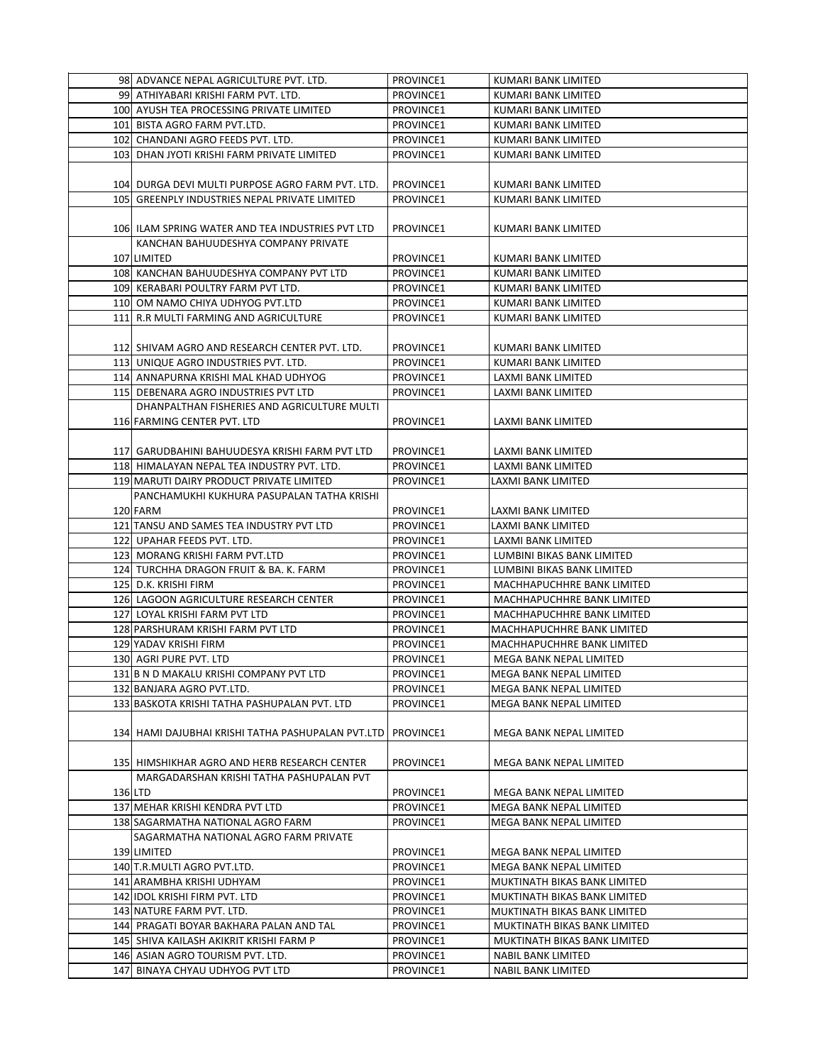| | | | |
|---|---|---|---|
| 98 | ADVANCE NEPAL AGRICULTURE PVT. LTD. | PROVINCE1 | KUMARI BANK LIMITED |
| 99 | ATHIYABARI KRISHI FARM PVT. LTD. | PROVINCE1 | KUMARI BANK LIMITED |
| 100 | AYUSH TEA PROCESSING PRIVATE LIMITED | PROVINCE1 | KUMARI BANK LIMITED |
| 101 | BISTA AGRO FARM PVT.LTD. | PROVINCE1 | KUMARI BANK LIMITED |
| 102 | CHANDANI AGRO FEEDS PVT. LTD. | PROVINCE1 | KUMARI BANK LIMITED |
| 103 | DHAN JYOTI KRISHI FARM PRIVATE LIMITED | PROVINCE1 | KUMARI BANK LIMITED |
| 104 | DURGA DEVI MULTI PURPOSE AGRO FARM PVT. LTD. | PROVINCE1 | KUMARI BANK LIMITED |
| 105 | GREENPLY INDUSTRIES NEPAL PRIVATE LIMITED | PROVINCE1 | KUMARI BANK LIMITED |
| 106 | ILAM SPRING WATER AND TEA INDUSTRIES PVT LTD | PROVINCE1 | KUMARI BANK LIMITED |
| 107 | KANCHAN BAHUUDESHYA COMPANY PRIVATE LIMITED | PROVINCE1 | KUMARI BANK LIMITED |
| 108 | KANCHAN BAHUUDESHYA COMPANY PVT LTD | PROVINCE1 | KUMARI BANK LIMITED |
| 109 | KERABARI POULTRY FARM PVT LTD. | PROVINCE1 | KUMARI BANK LIMITED |
| 110 | OM NAMO CHIYA UDHYOG PVT.LTD | PROVINCE1 | KUMARI BANK LIMITED |
| 111 | R.R MULTI FARMING AND AGRICULTURE | PROVINCE1 | KUMARI BANK LIMITED |
| 112 | SHIVAM AGRO AND RESEARCH CENTER PVT. LTD. | PROVINCE1 | KUMARI BANK LIMITED |
| 113 | UNIQUE AGRO INDUSTRIES PVT. LTD. | PROVINCE1 | KUMARI BANK LIMITED |
| 114 | ANNAPURNA KRISHI MAL KHAD UDHYOG | PROVINCE1 | LAXMI BANK LIMITED |
| 115 | DEBENARA AGRO INDUSTRIES PVT LTD | PROVINCE1 | LAXMI BANK LIMITED |
| 116 | DHANPALTHAN FISHERIES AND AGRICULTURE MULTI FARMING CENTER PVT. LTD | PROVINCE1 | LAXMI BANK LIMITED |
| 117 | GARUDBAHINI BAHUUDESYA KRISHI FARM PVT LTD | PROVINCE1 | LAXMI BANK LIMITED |
| 118 | HIMALAYAN NEPAL TEA INDUSTRY PVT. LTD. | PROVINCE1 | LAXMI BANK LIMITED |
| 119 | MARUTI DAIRY PRODUCT PRIVATE LIMITED | PROVINCE1 | LAXMI BANK LIMITED |
| 120 | PANCHAMUKHI KUKHURA PASUPALAN TATHA KRISHI FARM | PROVINCE1 | LAXMI BANK LIMITED |
| 121 | TANSU AND SAMES TEA INDUSTRY PVT LTD | PROVINCE1 | LAXMI BANK LIMITED |
| 122 | UPAHAR FEEDS PVT. LTD. | PROVINCE1 | LAXMI BANK LIMITED |
| 123 | MORANG KRISHI FARM PVT.LTD | PROVINCE1 | LUMBINI BIKAS BANK LIMITED |
| 124 | TURCHHA DRAGON FRUIT & BA. K. FARM | PROVINCE1 | LUMBINI BIKAS BANK LIMITED |
| 125 | D.K. KRISHI FIRM | PROVINCE1 | MACHHAPUCHHRE BANK LIMITED |
| 126 | LAGOON AGRICULTURE RESEARCH CENTER | PROVINCE1 | MACHHAPUCHHRE BANK LIMITED |
| 127 | LOYAL KRISHI FARM PVT LTD | PROVINCE1 | MACHHAPUCHHRE BANK LIMITED |
| 128 | PARSHURAM KRISHI FARM PVT LTD | PROVINCE1 | MACHHAPUCHHRE BANK LIMITED |
| 129 | YADAV KRISHI FIRM | PROVINCE1 | MACHHAPUCHHRE BANK LIMITED |
| 130 | AGRI PURE PVT. LTD. | PROVINCE1 | MEGA BANK NEPAL LIMITED |
| 131 | B N D MAKALU KRISHI COMPANY PVT LTD | PROVINCE1 | MEGA BANK NEPAL LIMITED |
| 132 | BANJARA AGRO PVT.LTD. | PROVINCE1 | MEGA BANK NEPAL LIMITED |
| 133 | BASKOTA KRISHI TATHA PASHUPALAN PVT. LTD | PROVINCE1 | MEGA BANK NEPAL LIMITED |
| 134 | HAMI DAJUBHAI KRISHI TATHA PASHUPALAN PVT.LTD | PROVINCE1 | MEGA BANK NEPAL LIMITED |
| 135 | HIMSHIKHAR AGRO AND HERB RESEARCH CENTER | PROVINCE1 | MEGA BANK NEPAL LIMITED |
| 136 | MARGADARSHAN KRISHI TATHA PASHUPALAN PVT LTD | PROVINCE1 | MEGA BANK NEPAL LIMITED |
| 137 | MEHAR KRISHI KENDRA PVT LTD | PROVINCE1 | MEGA BANK NEPAL LIMITED |
| 138 | SAGARMATHA NATIONAL AGRO FARM | PROVINCE1 | MEGA BANK NEPAL LIMITED |
| 139 | SAGARMATHA NATIONAL AGRO FARM PRIVATE LIMITED | PROVINCE1 | MEGA BANK NEPAL LIMITED |
| 140 | T.R.MULTI AGRO PVT.LTD. | PROVINCE1 | MEGA BANK NEPAL LIMITED |
| 141 | ARAMBHA KRISHI UDHYAM | PROVINCE1 | MUKTINATH BIKAS BANK LIMITED |
| 142 | IDOL KRISHI FIRM PVT. LTD | PROVINCE1 | MUKTINATH BIKAS BANK LIMITED |
| 143 | NATURE FARM PVT. LTD. | PROVINCE1 | MUKTINATH BIKAS BANK LIMITED |
| 144 | PRAGATI BOYAR BAKHARA PALAN AND TAL | PROVINCE1 | MUKTINATH BIKAS BANK LIMITED |
| 145 | SHIVA KAILASH AKIKRIT KRISHI FARM P | PROVINCE1 | MUKTINATH BIKAS BANK LIMITED |
| 146 | ASIAN AGRO TOURISM PVT. LTD. | PROVINCE1 | NABIL BANK LIMITED |
| 147 | BINAYA CHYAU UDHYOG PVT LTD | PROVINCE1 | NABIL BANK LIMITED |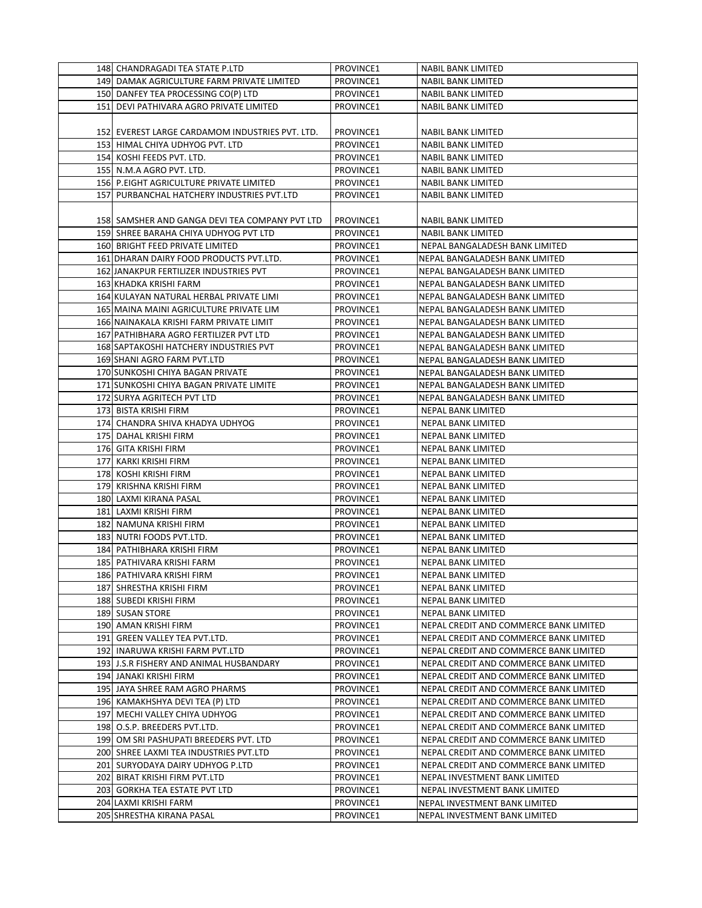| | | | |
|---|---|---|---|
| 148 | CHANDRAGADI TEA STATE P.LTD | PROVINCE1 | NABIL BANK LIMITED |
| 149 | DAMAK AGRICULTURE FARM PRIVATE LIMITED | PROVINCE1 | NABIL BANK LIMITED |
| 150 | DANFEY TEA PROCESSING CO(P) LTD | PROVINCE1 | NABIL BANK LIMITED |
| 151 | DEVI PATHIVARA AGRO PRIVATE LIMITED | PROVINCE1 | NABIL BANK LIMITED |
| 152 | EVEREST LARGE CARDAMOM INDUSTRIES PVT. LTD. | PROVINCE1 | NABIL BANK LIMITED |
| 153 | HIMAL CHIYA UDHYOG PVT. LTD | PROVINCE1 | NABIL BANK LIMITED |
| 154 | KOSHI FEEDS PVT. LTD. | PROVINCE1 | NABIL BANK LIMITED |
| 155 | N.M.A AGRO PVT. LTD. | PROVINCE1 | NABIL BANK LIMITED |
| 156 | P.EIGHT AGRICULTURE PRIVATE LIMITED | PROVINCE1 | NABIL BANK LIMITED |
| 157 | PURBANCHAL HATCHERY INDUSTRIES PVT.LTD | PROVINCE1 | NABIL BANK LIMITED |
| 158 | SAMSHER AND GANGA DEVI TEA COMPANY PVT LTD | PROVINCE1 | NABIL BANK LIMITED |
| 159 | SHREE BARAHA CHIYA UDHYOG PVT LTD | PROVINCE1 | NABIL BANK LIMITED |
| 160 | BRIGHT FEED PRIVATE LIMITED | PROVINCE1 | NEPAL BANGALADESH BANK LIMITED |
| 161 | DHARAN DAIRY FOOD PRODUCTS PVT.LTD. | PROVINCE1 | NEPAL BANGALADESH BANK LIMITED |
| 162 | JANAKPUR FERTILIZER INDUSTRIES PVT | PROVINCE1 | NEPAL BANGALADESH BANK LIMITED |
| 163 | KHADKA KRISHI FARM | PROVINCE1 | NEPAL BANGALADESH BANK LIMITED |
| 164 | KULAYAN NATURAL HERBAL PRIVATE LIMI | PROVINCE1 | NEPAL BANGALADESH BANK LIMITED |
| 165 | MAINA MAINI AGRICULTURE PRIVATE LIM | PROVINCE1 | NEPAL BANGALADESH BANK LIMITED |
| 166 | NAINAKALA KRISHI FARM PRIVATE LIMIT | PROVINCE1 | NEPAL BANGALADESH BANK LIMITED |
| 167 | PATHIBHARA AGRO FERTILIZER PVT LTD | PROVINCE1 | NEPAL BANGALADESH BANK LIMITED |
| 168 | SAPTAKOSHI HATCHERY INDUSTRIES PVT | PROVINCE1 | NEPAL BANGALADESH BANK LIMITED |
| 169 | SHANI AGRO FARM PVT.LTD | PROVINCE1 | NEPAL BANGALADESH BANK LIMITED |
| 170 | SUNKOSHI CHIYA BAGAN PRIVATE | PROVINCE1 | NEPAL BANGALADESH BANK LIMITED |
| 171 | SUNKOSHI CHIYA BAGAN PRIVATE LIMITE | PROVINCE1 | NEPAL BANGALADESH BANK LIMITED |
| 172 | SURYA AGRITECH PVT LTD | PROVINCE1 | NEPAL BANGALADESH BANK LIMITED |
| 173 | BISTA KRISHI FIRM | PROVINCE1 | NEPAL BANK LIMITED |
| 174 | CHANDRA SHIVA KHADYA UDHYOG | PROVINCE1 | NEPAL BANK LIMITED |
| 175 | DAHAL KRISHI FIRM | PROVINCE1 | NEPAL BANK LIMITED |
| 176 | GITA KRISHI FIRM | PROVINCE1 | NEPAL BANK LIMITED |
| 177 | KARKI KRISHI FIRM | PROVINCE1 | NEPAL BANK LIMITED |
| 178 | KOSHI KRISHI FIRM | PROVINCE1 | NEPAL BANK LIMITED |
| 179 | KRISHNA KRISHI FIRM | PROVINCE1 | NEPAL BANK LIMITED |
| 180 | LAXMI KIRANA PASAL | PROVINCE1 | NEPAL BANK LIMITED |
| 181 | LAXMI KRISHI FIRM | PROVINCE1 | NEPAL BANK LIMITED |
| 182 | NAMUNA KRISHI FIRM | PROVINCE1 | NEPAL BANK LIMITED |
| 183 | NUTRI FOODS PVT.LTD. | PROVINCE1 | NEPAL BANK LIMITED |
| 184 | PATHIBHARA KRISHI FIRM | PROVINCE1 | NEPAL BANK LIMITED |
| 185 | PATHIVARA KRISHI FARM | PROVINCE1 | NEPAL BANK LIMITED |
| 186 | PATHIVARA KRISHI FIRM | PROVINCE1 | NEPAL BANK LIMITED |
| 187 | SHRESTHA KRISHI FIRM | PROVINCE1 | NEPAL BANK LIMITED |
| 188 | SUBEDI KRISHI FIRM | PROVINCE1 | NEPAL BANK LIMITED |
| 189 | SUSAN STORE | PROVINCE1 | NEPAL BANK LIMITED |
| 190 | AMAN KRISHI FIRM | PROVINCE1 | NEPAL CREDIT AND COMMERCE BANK LIMITED |
| 191 | GREEN VALLEY TEA PVT.LTD. | PROVINCE1 | NEPAL CREDIT AND COMMERCE BANK LIMITED |
| 192 | INARUWA KRISHI FARM PVT.LTD | PROVINCE1 | NEPAL CREDIT AND COMMERCE BANK LIMITED |
| 193 | J.S.R FISHERY AND ANIMAL HUSBANDARY | PROVINCE1 | NEPAL CREDIT AND COMMERCE BANK LIMITED |
| 194 | JANAKI KRISHI FIRM | PROVINCE1 | NEPAL CREDIT AND COMMERCE BANK LIMITED |
| 195 | JAYA SHREE RAM AGRO PHARMS | PROVINCE1 | NEPAL CREDIT AND COMMERCE BANK LIMITED |
| 196 | KAMAKHSHYA DEVI TEA (P) LTD | PROVINCE1 | NEPAL CREDIT AND COMMERCE BANK LIMITED |
| 197 | MECHI VALLEY CHIYA UDHYOG | PROVINCE1 | NEPAL CREDIT AND COMMERCE BANK LIMITED |
| 198 | O.S.P. BREEDERS PVT.LTD. | PROVINCE1 | NEPAL CREDIT AND COMMERCE BANK LIMITED |
| 199 | OM SRI PASHUPATI BREEDERS PVT. LTD | PROVINCE1 | NEPAL CREDIT AND COMMERCE BANK LIMITED |
| 200 | SHREE LAXMI TEA INDUSTRIES PVT.LTD | PROVINCE1 | NEPAL CREDIT AND COMMERCE BANK LIMITED |
| 201 | SURYODAYA DAIRY UDHYOG P.LTD | PROVINCE1 | NEPAL CREDIT AND COMMERCE BANK LIMITED |
| 202 | BIRAT KRISHI FIRM PVT.LTD | PROVINCE1 | NEPAL INVESTMENT BANK LIMITED |
| 203 | GORKHA TEA ESTATE PVT LTD | PROVINCE1 | NEPAL INVESTMENT BANK LIMITED |
| 204 | LAXMI KRISHI FARM | PROVINCE1 | NEPAL INVESTMENT BANK LIMITED |
| 205 | SHRESTHA KIRANA PASAL | PROVINCE1 | NEPAL INVESTMENT BANK LIMITED |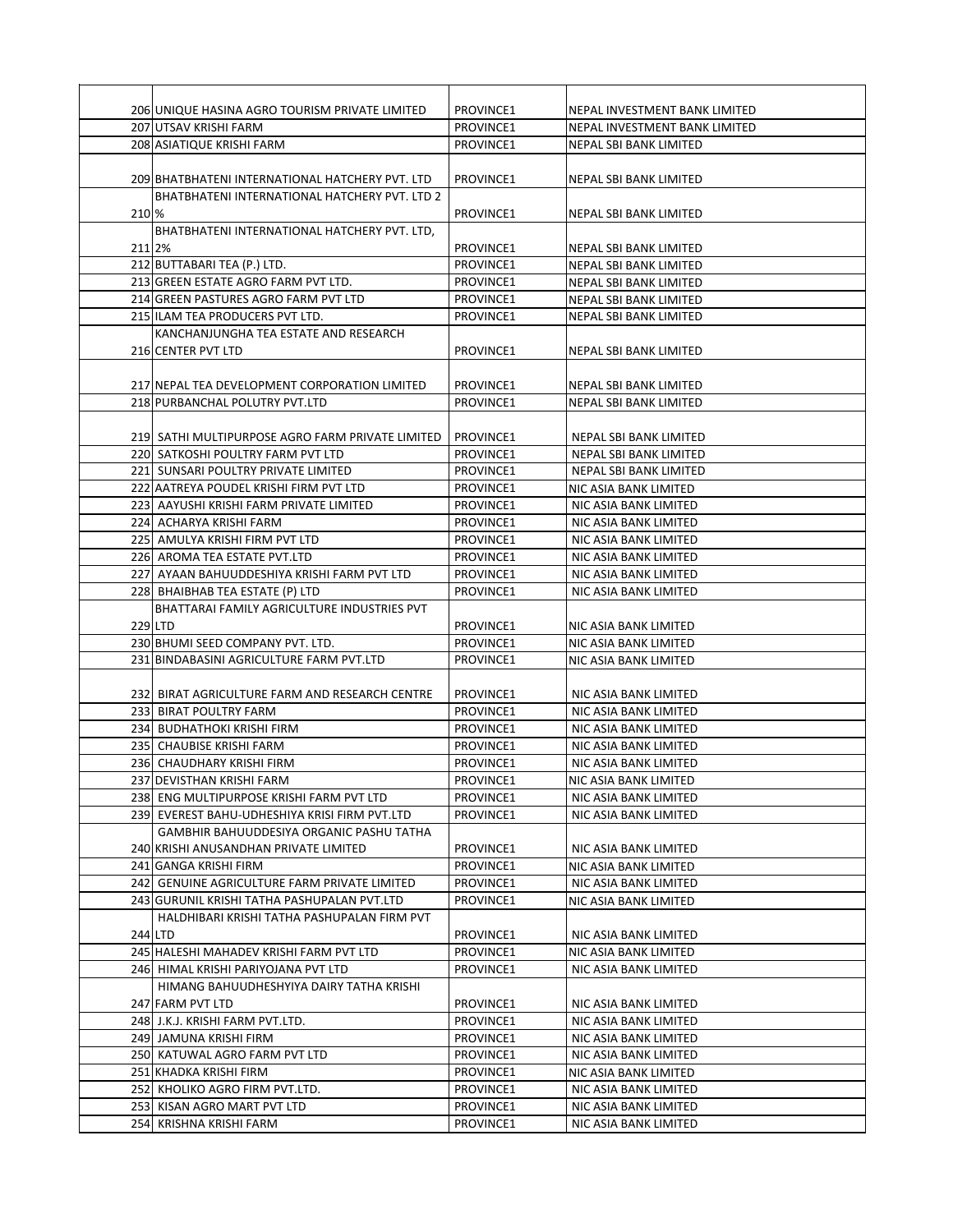| | | | |
|---|---|---|---|
| 206 | UNIQUE HASINA AGRO TOURISM PRIVATE LIMITED | PROVINCE1 | NEPAL INVESTMENT BANK LIMITED |
| 207 | UTSAV KRISHI FARM | PROVINCE1 | NEPAL INVESTMENT BANK LIMITED |
| 208 | ASIATIQUE KRISHI FARM | PROVINCE1 | NEPAL SBI BANK LIMITED |
| 209 | BHATBHATENI INTERNATIONAL HATCHERY PVT. LTD | PROVINCE1 | NEPAL SBI BANK LIMITED |
| 210 | BHATBHATENI INTERNATIONAL HATCHERY PVT. LTD 2 % | PROVINCE1 | NEPAL SBI BANK LIMITED |
| 211 | BHATBHATENI INTERNATIONAL HATCHERY PVT. LTD, 2% | PROVINCE1 | NEPAL SBI BANK LIMITED |
| 212 | BUTTABARI TEA (P.) LTD. | PROVINCE1 | NEPAL SBI BANK LIMITED |
| 213 | GREEN ESTATE AGRO FARM PVT LTD. | PROVINCE1 | NEPAL SBI BANK LIMITED |
| 214 | GREEN PASTURES AGRO FARM PVT LTD | PROVINCE1 | NEPAL SBI BANK LIMITED |
| 215 | ILAM TEA PRODUCERS PVT LTD. | PROVINCE1 | NEPAL SBI BANK LIMITED |
| 216 | KANCHANJUNGHA TEA ESTATE AND RESEARCH CENTER PVT LTD | PROVINCE1 | NEPAL SBI BANK LIMITED |
| 217 | NEPAL TEA DEVELOPMENT CORPORATION LIMITED | PROVINCE1 | NEPAL SBI BANK LIMITED |
| 218 | PURBANCHAL POLUTRY PVT.LTD | PROVINCE1 | NEPAL SBI BANK LIMITED |
| 219 | SATHI MULTIPURPOSE AGRO FARM PRIVATE LIMITED | PROVINCE1 | NEPAL SBI BANK LIMITED |
| 220 | SATKOSHI POULTRY FARM PVT LTD | PROVINCE1 | NEPAL SBI BANK LIMITED |
| 221 | SUNSARI POULTRY PRIVATE LIMITED | PROVINCE1 | NEPAL SBI BANK LIMITED |
| 222 | AATREYA POUDEL KRISHI FIRM PVT LTD | PROVINCE1 | NIC ASIA BANK LIMITED |
| 223 | AAYUSHI KRISHI FARM PRIVATE LIMITED | PROVINCE1 | NIC ASIA BANK LIMITED |
| 224 | ACHARYA KRISHI FARM | PROVINCE1 | NIC ASIA BANK LIMITED |
| 225 | AMULYA KRISHI FIRM PVT LTD | PROVINCE1 | NIC ASIA BANK LIMITED |
| 226 | AROMA TEA ESTATE PVT.LTD | PROVINCE1 | NIC ASIA BANK LIMITED |
| 227 | AYAAN BAHUUDDESHIYA KRISHI FARM PVT LTD | PROVINCE1 | NIC ASIA BANK LIMITED |
| 228 | BHAIBHAB TEA ESTATE (P) LTD | PROVINCE1 | NIC ASIA BANK LIMITED |
| 229 | BHATTARAI FAMILY AGRICULTURE INDUSTRIES PVT LTD | PROVINCE1 | NIC ASIA BANK LIMITED |
| 230 | BHUMI SEED COMPANY PVT. LTD. | PROVINCE1 | NIC ASIA BANK LIMITED |
| 231 | BINDABASINI AGRICULTURE FARM PVT.LTD | PROVINCE1 | NIC ASIA BANK LIMITED |
| 232 | BIRAT AGRICULTURE FARM AND RESEARCH CENTRE | PROVINCE1 | NIC ASIA BANK LIMITED |
| 233 | BIRAT POULTRY FARM | PROVINCE1 | NIC ASIA BANK LIMITED |
| 234 | BUDHATHOKI KRISHI FIRM | PROVINCE1 | NIC ASIA BANK LIMITED |
| 235 | CHAUBISE KRISHI FARM | PROVINCE1 | NIC ASIA BANK LIMITED |
| 236 | CHAUDHARY KRISHI FIRM | PROVINCE1 | NIC ASIA BANK LIMITED |
| 237 | DEVISTHAN KRISHI FARM | PROVINCE1 | NIC ASIA BANK LIMITED |
| 238 | ENG MULTIPURPOSE KRISHI FARM PVT LTD | PROVINCE1 | NIC ASIA BANK LIMITED |
| 239 | EVEREST BAHU-UDHESHIYA KRISI FIRM PVT.LTD | PROVINCE1 | NIC ASIA BANK LIMITED |
| 240 | GAMBHIR BAHUUDDESIYA ORGANIC PASHU TATHA KRISHI ANUSANDHAN PRIVATE LIMITED | PROVINCE1 | NIC ASIA BANK LIMITED |
| 241 | GANGA KRISHI FIRM | PROVINCE1 | NIC ASIA BANK LIMITED |
| 242 | GENUINE AGRICULTURE FARM PRIVATE LIMITED | PROVINCE1 | NIC ASIA BANK LIMITED |
| 243 | GURUNIL KRISHI TATHA PASHUPALAN PVT.LTD | PROVINCE1 | NIC ASIA BANK LIMITED |
| 244 | HALDHIBARI KRISHI TATHA PASHUPALAN FIRM PVT LTD | PROVINCE1 | NIC ASIA BANK LIMITED |
| 245 | HALESHI MAHADEV KRISHI FARM PVT LTD | PROVINCE1 | NIC ASIA BANK LIMITED |
| 246 | HIMAL KRISHI PARIYOJANA PVT LTD | PROVINCE1 | NIC ASIA BANK LIMITED |
| 247 | HIMANG BAHUUDHESHYIYA DAIRY TATHA KRISHI FARM PVT LTD | PROVINCE1 | NIC ASIA BANK LIMITED |
| 248 | J.K.J. KRISHI FARM PVT.LTD. | PROVINCE1 | NIC ASIA BANK LIMITED |
| 249 | JAMUNA KRISHI FIRM | PROVINCE1 | NIC ASIA BANK LIMITED |
| 250 | KATUWAL AGRO FARM PVT LTD | PROVINCE1 | NIC ASIA BANK LIMITED |
| 251 | KHADKA KRISHI FIRM | PROVINCE1 | NIC ASIA BANK LIMITED |
| 252 | KHOLIKO AGRO FIRM PVT.LTD. | PROVINCE1 | NIC ASIA BANK LIMITED |
| 253 | KISAN AGRO MART PVT LTD | PROVINCE1 | NIC ASIA BANK LIMITED |
| 254 | KRISHNA KRISHI FARM | PROVINCE1 | NIC ASIA BANK LIMITED |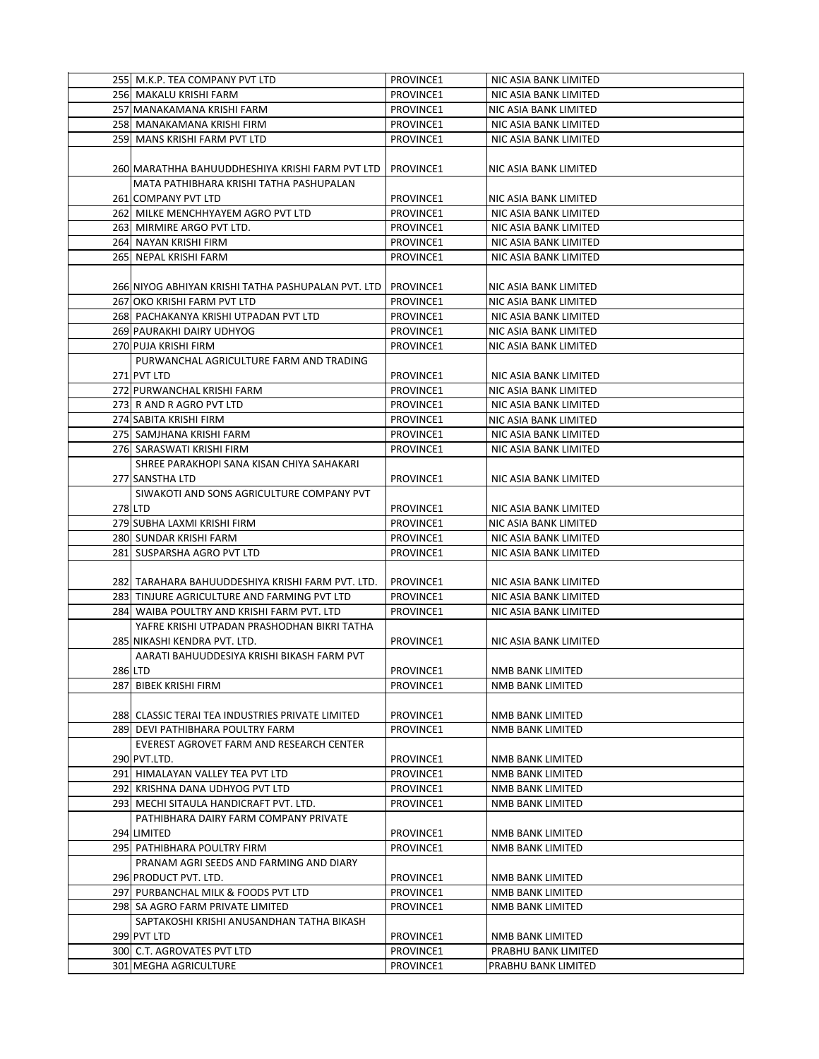| | | | |
|---|---|---|---|
| 255 | M.K.P. TEA COMPANY PVT LTD | PROVINCE1 | NIC ASIA BANK LIMITED |
| 256 | MAKALU KRISHI FARM | PROVINCE1 | NIC ASIA BANK LIMITED |
| 257 | MANAKAMANA KRISHI FARM | PROVINCE1 | NIC ASIA BANK LIMITED |
| 258 | MANAKAMANA KRISHI FIRM | PROVINCE1 | NIC ASIA BANK LIMITED |
| 259 | MANS KRISHI FARM PVT LTD | PROVINCE1 | NIC ASIA BANK LIMITED |
| 260 | MARATHHA BAHUUDDHESHIYA KRISHI FARM PVT LTD | PROVINCE1 | NIC ASIA BANK LIMITED |
| 261 | MATA PATHIBHARA KRISHI TATHA PASHUPALAN COMPANY PVT LTD | PROVINCE1 | NIC ASIA BANK LIMITED |
| 262 | MILKE MENCHHYAYEM AGRO PVT LTD | PROVINCE1 | NIC ASIA BANK LIMITED |
| 263 | MIRMIRE ARGO PVT LTD. | PROVINCE1 | NIC ASIA BANK LIMITED |
| 264 | NAYAN KRISHI FIRM | PROVINCE1 | NIC ASIA BANK LIMITED |
| 265 | NEPAL KRISHI FARM | PROVINCE1 | NIC ASIA BANK LIMITED |
| 266 | NIYOG ABHIYAN KRISHI TATHA PASHUPALAN PVT. LTD | PROVINCE1 | NIC ASIA BANK LIMITED |
| 267 | OKO KRISHI FARM PVT LTD | PROVINCE1 | NIC ASIA BANK LIMITED |
| 268 | PACHAKANYA KRISHI UTPADAN PVT LTD | PROVINCE1 | NIC ASIA BANK LIMITED |
| 269 | PAURAKHI DAIRY UDHYOG | PROVINCE1 | NIC ASIA BANK LIMITED |
| 270 | PUJA KRISHI FIRM | PROVINCE1 | NIC ASIA BANK LIMITED |
| 271 | PURWANCHAL AGRICULTURE FARM AND TRADING PVT LTD | PROVINCE1 | NIC ASIA BANK LIMITED |
| 272 | PURWANCHAL KRISHI FARM | PROVINCE1 | NIC ASIA BANK LIMITED |
| 273 | R AND R AGRO PVT LTD | PROVINCE1 | NIC ASIA BANK LIMITED |
| 274 | SABITA KRISHI FIRM | PROVINCE1 | NIC ASIA BANK LIMITED |
| 275 | SAMJHANA KRISHI FARM | PROVINCE1 | NIC ASIA BANK LIMITED |
| 276 | SARASWATI KRISHI FIRM | PROVINCE1 | NIC ASIA BANK LIMITED |
| 277 | SHREE PARAKHOPI SANA KISAN CHIYA SAHAKARI SANSTHA LTD | PROVINCE1 | NIC ASIA BANK LIMITED |
| 278 | SIWAKOTI AND SONS AGRICULTURE COMPANY PVT LTD | PROVINCE1 | NIC ASIA BANK LIMITED |
| 279 | SUBHA LAXMI KRISHI FIRM | PROVINCE1 | NIC ASIA BANK LIMITED |
| 280 | SUNDAR KRISHI FARM | PROVINCE1 | NIC ASIA BANK LIMITED |
| 281 | SUSPARSHA AGRO PVT LTD | PROVINCE1 | NIC ASIA BANK LIMITED |
| 282 | TARAHARA BAHUUDDESHIYA KRISHI FARM PVT. LTD. | PROVINCE1 | NIC ASIA BANK LIMITED |
| 283 | TINJURE AGRICULTURE AND FARMING PVT LTD | PROVINCE1 | NIC ASIA BANK LIMITED |
| 284 | WAIBA POULTRY AND KRISHI FARM PVT. LTD | PROVINCE1 | NIC ASIA BANK LIMITED |
| 285 | YAFRE KRISHI UTPADAN PRASHODHAN BIKRI TATHA NIKASHI KENDRA PVT. LTD. | PROVINCE1 | NIC ASIA BANK LIMITED |
| 286 | AARATI BAHUUDDESIYA KRISHI BIKASH FARM PVT LTD | PROVINCE1 | NMB BANK LIMITED |
| 287 | BIBEK KRISHI FIRM | PROVINCE1 | NMB BANK LIMITED |
| 288 | CLASSIC TERAI TEA INDUSTRIES PRIVATE LIMITED | PROVINCE1 | NMB BANK LIMITED |
| 289 | DEVI PATHIBHARA POULTRY FARM | PROVINCE1 | NMB BANK LIMITED |
| 290 | EVEREST AGROVET FARM AND RESEARCH CENTER PVT.LTD. | PROVINCE1 | NMB BANK LIMITED |
| 291 | HIMALAYAN VALLEY TEA PVT LTD | PROVINCE1 | NMB BANK LIMITED |
| 292 | KRISHNA DANA UDHYOG PVT LTD | PROVINCE1 | NMB BANK LIMITED |
| 293 | MECHI SITAULA HANDICRAFT PVT. LTD. | PROVINCE1 | NMB BANK LIMITED |
| 294 | PATHIBHARA DAIRY FARM COMPANY PRIVATE LIMITED | PROVINCE1 | NMB BANK LIMITED |
| 295 | PATHIBHARA POULTRY FIRM | PROVINCE1 | NMB BANK LIMITED |
| 296 | PRANAM AGRI SEEDS AND FARMING AND DIARY PRODUCT PVT. LTD. | PROVINCE1 | NMB BANK LIMITED |
| 297 | PURBANCHAL MILK & FOODS PVT LTD | PROVINCE1 | NMB BANK LIMITED |
| 298 | SA AGRO FARM PRIVATE LIMITED | PROVINCE1 | NMB BANK LIMITED |
| 299 | SAPTAKOSHI KRISHI ANUSANDHAN TATHA BIKASH PVT LTD | PROVINCE1 | NMB BANK LIMITED |
| 300 | C.T. AGROVATES PVT LTD | PROVINCE1 | PRABHU BANK LIMITED |
| 301 | MEGHA AGRICULTURE | PROVINCE1 | PRABHU BANK LIMITED |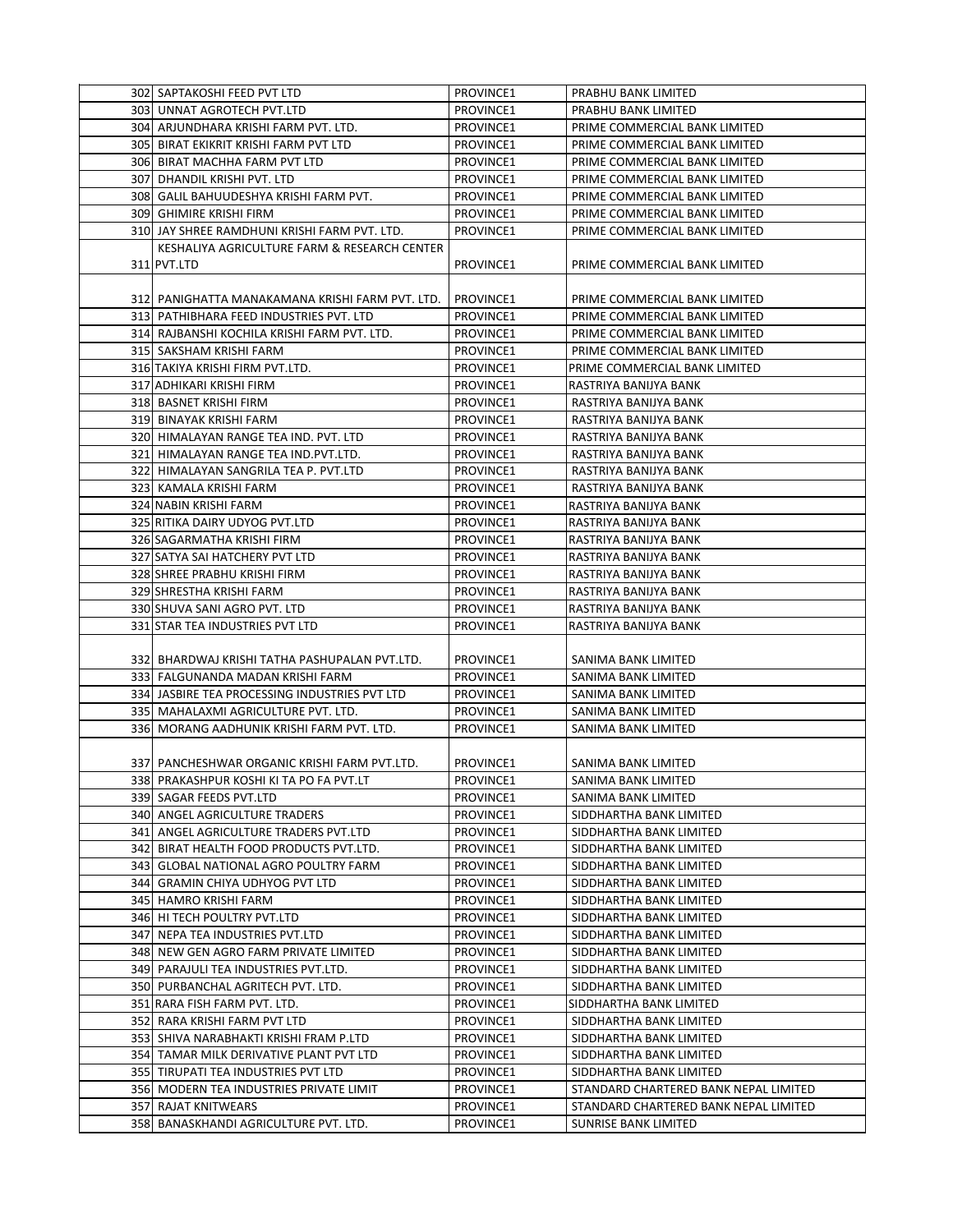| 302 | SAPTAKOSHI FEED PVT LTD | PROVINCE1 | PRABHU BANK LIMITED |
|---|---|---|---|
| 303 | UNNAT AGROTECH PVT.LTD | PROVINCE1 | PRABHU BANK LIMITED |
| 304 | ARJUNDHARA KRISHI FARM PVT. LTD. | PROVINCE1 | PRIME COMMERCIAL BANK LIMITED |
| 305 | BIRAT EKIKRIT KRISHI FARM PVT LTD | PROVINCE1 | PRIME COMMERCIAL BANK LIMITED |
| 306 | BIRAT MACHHA FARM PVT LTD | PROVINCE1 | PRIME COMMERCIAL BANK LIMITED |
| 307 | DHANDIL KRISHI PVT. LTD | PROVINCE1 | PRIME COMMERCIAL BANK LIMITED |
| 308 | GALIL BAHUUDESHYA KRISHI FARM PVT. | PROVINCE1 | PRIME COMMERCIAL BANK LIMITED |
| 309 | GHIMIRE KRISHI FIRM | PROVINCE1 | PRIME COMMERCIAL BANK LIMITED |
| 310 | JAY SHREE RAMDHUNI KRISHI FARM PVT. LTD. | PROVINCE1 | PRIME COMMERCIAL BANK LIMITED |
| 311 | KESHALIYA AGRICULTURE FARM & RESEARCH CENTER PVT.LTD | PROVINCE1 | PRIME COMMERCIAL BANK LIMITED |
| 312 | PANIGHATTA MANAKAMANA KRISHI FARM PVT. LTD. | PROVINCE1 | PRIME COMMERCIAL BANK LIMITED |
| 313 | PATHIBHARA FEED INDUSTRIES PVT. LTD | PROVINCE1 | PRIME COMMERCIAL BANK LIMITED |
| 314 | RAJBANSHI KOCHILA KRISHI FARM PVT. LTD. | PROVINCE1 | PRIME COMMERCIAL BANK LIMITED |
| 315 | SAKSHAM KRISHI FARM | PROVINCE1 | PRIME COMMERCIAL BANK LIMITED |
| 316 | TAKIYA KRISHI FIRM PVT.LTD. | PROVINCE1 | PRIME COMMERCIAL BANK LIMITED |
| 317 | ADHIKARI KRISHI FIRM | PROVINCE1 | RASTRIYA BANIJYA BANK |
| 318 | BASNET KRISHI FIRM | PROVINCE1 | RASTRIYA BANIJYA BANK |
| 319 | BINAYAK KRISHI FIRM | PROVINCE1 | RASTRIYA BANIJYA BANK |
| 320 | HIMALAYAN RANGE TEA IND. PVT. LTD | PROVINCE1 | RASTRIYA BANIJYA BANK |
| 321 | HIMALAYAN RANGE TEA IND.PVT.LTD. | PROVINCE1 | RASTRIYA BANIJYA BANK |
| 322 | HIMALAYAN SANGRILA TEA P. PVT.LTD | PROVINCE1 | RASTRIYA BANIJYA BANK |
| 323 | KAMALA KRISHI FARM | PROVINCE1 | RASTRIYA BANIJYA BANK |
| 324 | NABIN KRISHI FARM | PROVINCE1 | RASTRIYA BANIJYA BANK |
| 325 | RITIKA DAIRY UDYOG PVT.LTD | PROVINCE1 | RASTRIYA BANIJYA BANK |
| 326 | SAGARMATHA KRISHI FIRM | PROVINCE1 | RASTRIYA BANIJYA BANK |
| 327 | SATYA SAI HATCHERY PVT LTD | PROVINCE1 | RASTRIYA BANIJYA BANK |
| 328 | SHREE PRABHU KRISHI FIRM | PROVINCE1 | RASTRIYA BANIJYA BANK |
| 329 | SHRESTHA KRISHI FARM | PROVINCE1 | RASTRIYA BANIJYA BANK |
| 330 | SHUVA SANI AGRO PVT. LTD | PROVINCE1 | RASTRIYA BANIJYA BANK |
| 331 | STAR TEA INDUSTRIES PVT LTD | PROVINCE1 | RASTRIYA BANIJYA BANK |
| 332 | BHARDWAJ KRISHI TATHA PASHUPALAN PVT.LTD. | PROVINCE1 | SANIMA BANK LIMITED |
| 333 | FALGUNANDA MADAN KRISHI FARM | PROVINCE1 | SANIMA BANK LIMITED |
| 334 | JASBIRE TEA PROCESSING INDUSTRIES PVT LTD | PROVINCE1 | SANIMA BANK LIMITED |
| 335 | MAHALAXMI AGRICULTURE PVT. LTD. | PROVINCE1 | SANIMA BANK LIMITED |
| 336 | MORANG AADHUNIK KRISHI FARM PVT. LTD. | PROVINCE1 | SANIMA BANK LIMITED |
| 337 | PANCHESHWAR ORGANIC KRISHI FARM PVT.LTD. | PROVINCE1 | SANIMA BANK LIMITED |
| 338 | PRAKASHPUR KOSHI KI TA PO FA PVT.LT | PROVINCE1 | SANIMA BANK LIMITED |
| 339 | SAGAR FEEDS PVT.LTD | PROVINCE1 | SANIMA BANK LIMITED |
| 340 | ANGEL AGRICULTURE TRADERS | PROVINCE1 | SIDDHARTHA BANK LIMITED |
| 341 | ANGEL AGRICULTURE TRADERS PVT.LTD | PROVINCE1 | SIDDHARTHA BANK LIMITED |
| 342 | BIRAT HEALTH FOOD PRODUCTS PVT.LTD. | PROVINCE1 | SIDDHARTHA BANK LIMITED |
| 343 | GLOBAL NATIONAL AGRO POULTRY FARM | PROVINCE1 | SIDDHARTHA BANK LIMITED |
| 344 | GRAMIN CHIYA UDHYOG PVT LTD | PROVINCE1 | SIDDHARTHA BANK LIMITED |
| 345 | HAMRO KRISHI FARM | PROVINCE1 | SIDDHARTHA BANK LIMITED |
| 346 | HI TECH POULTRY PVT.LTD | PROVINCE1 | SIDDHARTHA BANK LIMITED |
| 347 | NEPA TEA INDUSTRIES PVT.LTD | PROVINCE1 | SIDDHARTHA BANK LIMITED |
| 348 | NEW GEN AGRO FARM PRIVATE LIMITED | PROVINCE1 | SIDDHARTHA BANK LIMITED |
| 349 | PARAJULI TEA INDUSTRIES PVT.LTD. | PROVINCE1 | SIDDHARTHA BANK LIMITED |
| 350 | PURBANCHAL AGRITECH PVT. LTD. | PROVINCE1 | SIDDHARTHA BANK LIMITED |
| 351 | RARA FISH FARM PVT. LTD. | PROVINCE1 | SIDDHARTHA BANK LIMITED |
| 352 | RARA KRISHI FARM PVT LTD | PROVINCE1 | SIDDHARTHA BANK LIMITED |
| 353 | SHIVA NARABHAKTI KRISHI FRAM P.LTD | PROVINCE1 | SIDDHARTHA BANK LIMITED |
| 354 | TAMAR MILK DERIVATIVE PLANT PVT LTD | PROVINCE1 | SIDDHARTHA BANK LIMITED |
| 355 | TIRUPATI TEA INDUSTRIES PVT LTD | PROVINCE1 | SIDDHARTHA BANK LIMITED |
| 356 | MODERN TEA INDUSTRIES PRIVATE LIMIT | PROVINCE1 | STANDARD CHARTERED BANK NEPAL LIMITED |
| 357 | RAJAT KNITWEARS | PROVINCE1 | STANDARD CHARTERED BANK NEPAL LIMITED |
| 358 | BANASKHANDI AGRICULTURE PVT. LTD. | PROVINCE1 | SUNRISE BANK LIMITED |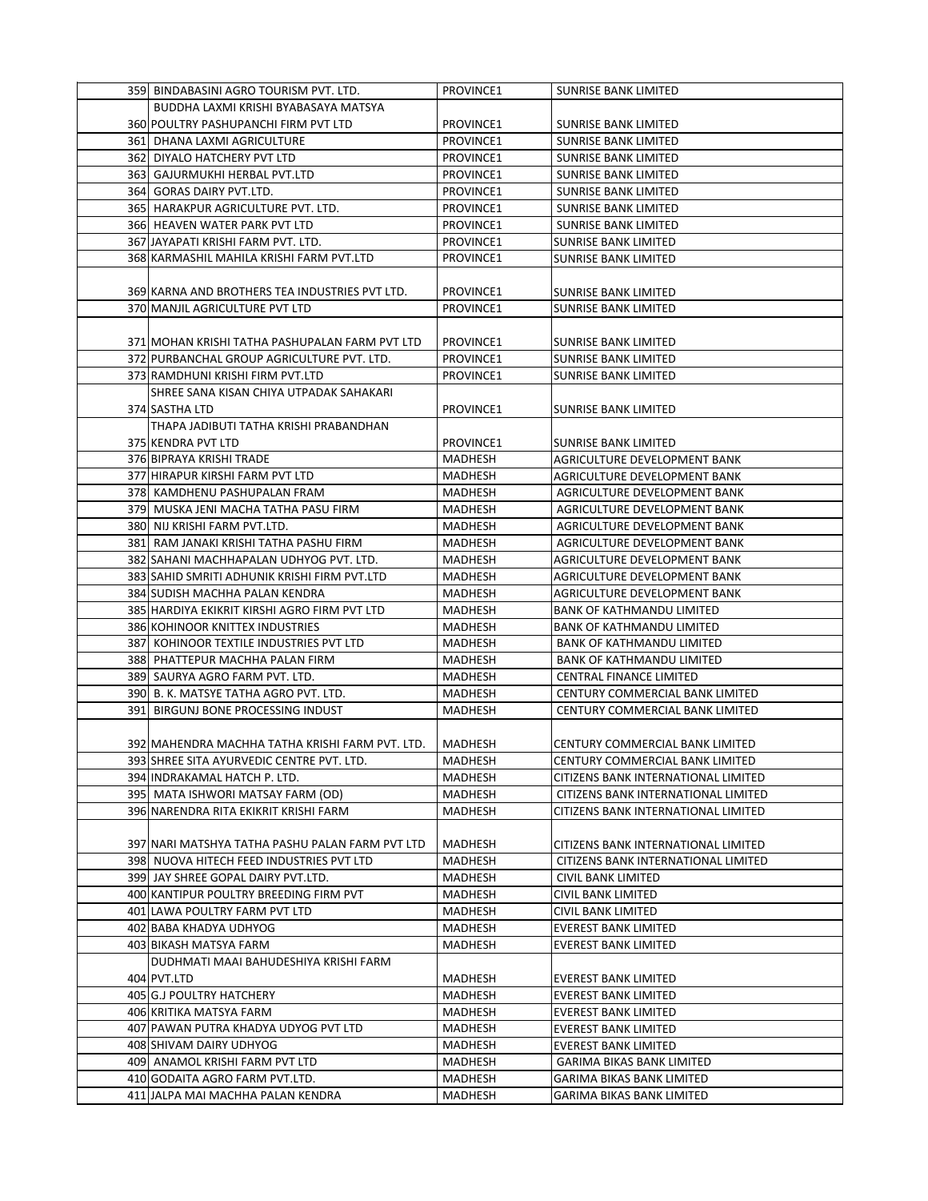| | | | |
|---|---|---|---|
| 359 | BINDABASINI AGRO TOURISM PVT. LTD. | PROVINCE1 | SUNRISE BANK LIMITED |
| 360 | BUDDHA LAXMI KRISHI BYABASAYA MATSYA POULTRY PASHUPANCHI FIRM PVT LTD | PROVINCE1 | SUNRISE BANK LIMITED |
| 361 | DHANA LAXMI AGRICULTURE | PROVINCE1 | SUNRISE BANK LIMITED |
| 362 | DIYALO HATCHERY PVT LTD | PROVINCE1 | SUNRISE BANK LIMITED |
| 363 | GAJURMUKHI HERBAL PVT.LTD | PROVINCE1 | SUNRISE BANK LIMITED |
| 364 | GORAS DAIRY PVT.LTD. | PROVINCE1 | SUNRISE BANK LIMITED |
| 365 | HARAKPUR AGRICULTURE PVT. LTD. | PROVINCE1 | SUNRISE BANK LIMITED |
| 366 | HEAVEN WATER PARK PVT LTD | PROVINCE1 | SUNRISE BANK LIMITED |
| 367 | JAYAPATI KRISHI FARM PVT. LTD. | PROVINCE1 | SUNRISE BANK LIMITED |
| 368 | KARMASHIL MAHILA KRISHI FARM PVT.LTD | PROVINCE1 | SUNRISE BANK LIMITED |
| 369 | KARNA AND BROTHERS TEA INDUSTRIES PVT LTD. | PROVINCE1 | SUNRISE BANK LIMITED |
| 370 | MANJIL AGRICULTURE PVT LTD | PROVINCE1 | SUNRISE BANK LIMITED |
| 371 | MOHAN KRISHI TATHA PASHUPALAN FARM PVT LTD | PROVINCE1 | SUNRISE BANK LIMITED |
| 372 | PURBANCHAL GROUP AGRICULTURE PVT. LTD. | PROVINCE1 | SUNRISE BANK LIMITED |
| 373 | RAMDHUNI KRISHI FIRM PVT.LTD | PROVINCE1 | SUNRISE BANK LIMITED |
| 374 | SHREE SANA KISAN CHIYA UTPADAK SAHAKARI SASTHA LTD | PROVINCE1 | SUNRISE BANK LIMITED |
| 375 | THAPA JADIBUTI TATHA KRISHI PRABANDHAN KENDRA PVT LTD | PROVINCE1 | SUNRISE BANK LIMITED |
| 376 | BIPRAYA KRISHI TRADE | MADHESH | AGRICULTURE DEVELOPMENT BANK |
| 377 | HIRAPUR KIRSHI FARM PVT LTD | MADHESH | AGRICULTURE DEVELOPMENT BANK |
| 378 | KAMDHENU PASHUPALAN FRAM | MADHESH | AGRICULTURE DEVELOPMENT BANK |
| 379 | MUSKA JENI MACHA TATHA PASU FIRM | MADHESH | AGRICULTURE DEVELOPMENT BANK |
| 380 | NIJ KRISHI FARM PVT.LTD. | MADHESH | AGRICULTURE DEVELOPMENT BANK |
| 381 | RAM JANAKI KRISHI TATHA PASHU FIRM | MADHESH | AGRICULTURE DEVELOPMENT BANK |
| 382 | SAHANI MACHHAPALAN UDHYOG PVT. LTD. | MADHESH | AGRICULTURE DEVELOPMENT BANK |
| 383 | SAHID SMRITI ADHUNIK KRISHI FIRM PVT.LTD | MADHESH | AGRICULTURE DEVELOPMENT BANK |
| 384 | SUDISH MACHHA PALAN KENDRA | MADHESH | AGRICULTURE DEVELOPMENT BANK |
| 385 | HARDIYA EKIKRIT KIRSHI AGRO FIRM PVT LTD | MADHESH | BANK OF KATHMANDU LIMITED |
| 386 | KOHINOOR KNITTEX INDUSTRIES | MADHESH | BANK OF KATHMANDU LIMITED |
| 387 | KOHINOOR TEXTILE INDUSTRIES PVT LTD | MADHESH | BANK OF KATHMANDU LIMITED |
| 388 | PHATTEPUR MACHHA PALAN FIRM | MADHESH | BANK OF KATHMANDU LIMITED |
| 389 | SAURYA AGRO FARM PVT. LTD. | MADHESH | CENTRAL FINANCE LIMITED |
| 390 | B. K. MATSYE TATHA AGRO PVT. LTD. | MADHESH | CENTURY COMMERCIAL BANK LIMITED |
| 391 | BIRGUNJ BONE PROCESSING INDUST | MADHESH | CENTURY COMMERCIAL BANK LIMITED |
| 392 | MAHENDRA MACHHA TATHA KRISHI FARM PVT. LTD. | MADHESH | CENTURY COMMERCIAL BANK LIMITED |
| 393 | SHREE SITA AYURVEDIC CENTRE PVT. LTD. | MADHESH | CENTURY COMMERCIAL BANK LIMITED |
| 394 | INDRAKAMAL HATCH P. LTD. | MADHESH | CITIZENS BANK INTERNATIONAL LIMITED |
| 395 | MATA ISHWORI MATSAY FARM (OD) | MADHESH | CITIZENS BANK INTERNATIONAL LIMITED |
| 396 | NARENDRA RITA EKIKRIT KRISHI FARM | MADHESH | CITIZENS BANK INTERNATIONAL LIMITED |
| 397 | NARI MATSHYA TATHA PASHU PALAN FARM PVT LTD | MADHESH | CITIZENS BANK INTERNATIONAL LIMITED |
| 398 | NUOVA HITECH FEED INDUSTRIES PVT LTD | MADHESH | CITIZENS BANK INTERNATIONAL LIMITED |
| 399 | JAY SHREE GOPAL DAIRY PVT.LTD. | MADHESH | CIVIL BANK LIMITED |
| 400 | KANTIPUR POULTRY BREEDING FIRM PVT | MADHESH | CIVIL BANK LIMITED |
| 401 | LAWA POULTRY FARM PVT LTD | MADHESH | CIVIL BANK LIMITED |
| 402 | BABA KHADYA UDHYOG | MADHESH | EVEREST BANK LIMITED |
| 403 | BIKASH MATSYA FARM | MADHESH | EVEREST BANK LIMITED |
| 404 | DUDHMATI MAAI BAHUDESHIYA KRISHI FARM PVT.LTD | MADHESH | EVEREST BANK LIMITED |
| 405 | G.J POULTRY HATCHERY | MADHESH | EVEREST BANK LIMITED |
| 406 | KRITIKA MATSYA FARM | MADHESH | EVEREST BANK LIMITED |
| 407 | PAWAN PUTRA KHADYA UDYOG PVT LTD | MADHESH | EVEREST BANK LIMITED |
| 408 | SHIVAM DAIRY UDHYOG | MADHESH | EVEREST BANK LIMITED |
| 409 | ANAMOL KRISHI FARM PVT LTD | MADHESH | GARIMA BIKAS BANK LIMITED |
| 410 | GODAITA AGRO FARM PVT.LTD. | MADHESH | GARIMA BIKAS BANK LIMITED |
| 411 | JALPA MAI MACHHA PALAN KENDRA | MADHESH | GARIMA BIKAS BANK LIMITED |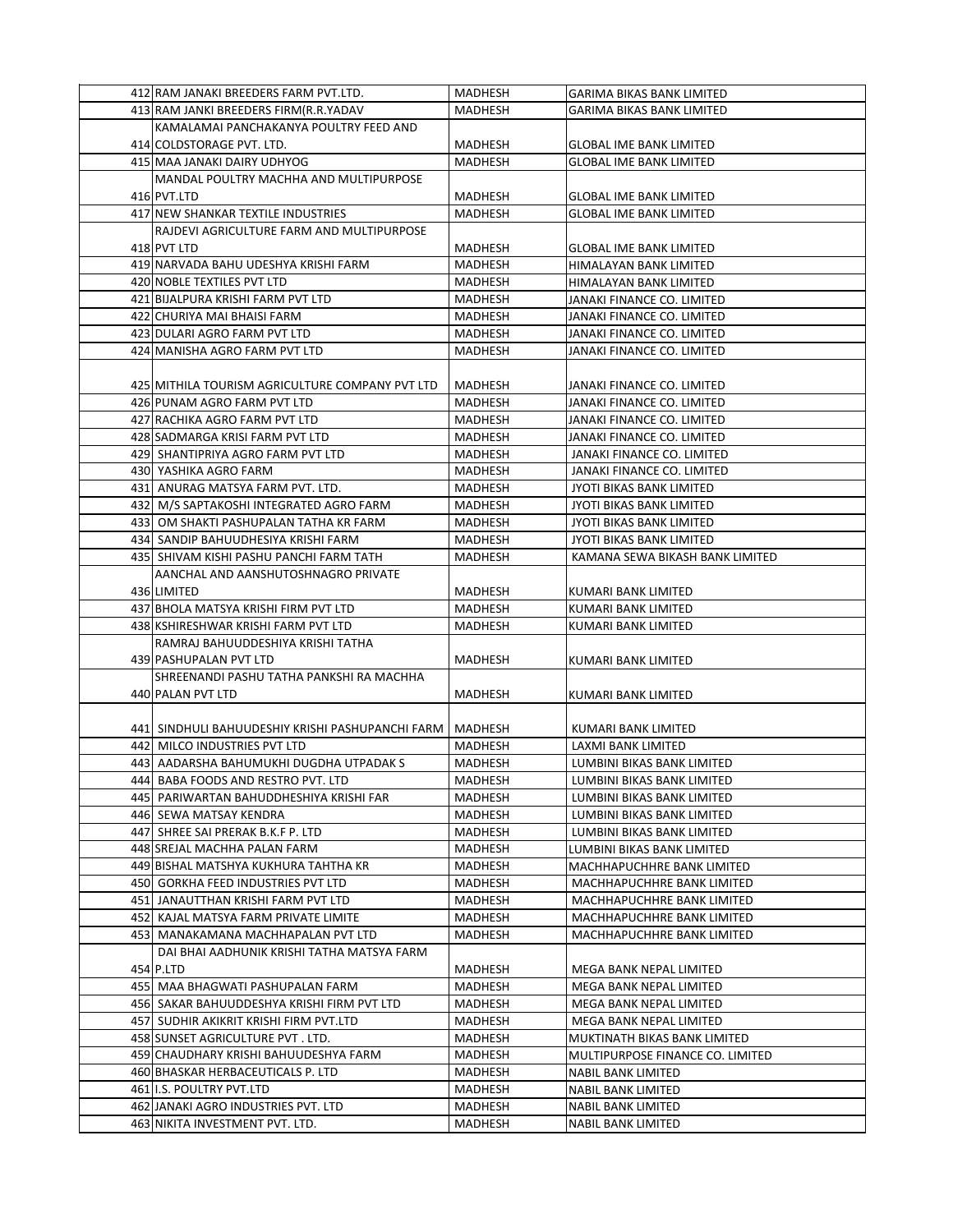| | | | |
|---|---|---|---|
| 412 | RAM JANAKI BREEDERS FARM PVT.LTD. | MADHESH | GARIMA BIKAS BANK LIMITED |
| 413 | RAM JANKI BREEDERS FIRM(R.R.YADAV | MADHESH | GARIMA BIKAS BANK LIMITED |
| 414 | KAMALAMAI PANCHAKANYA POULTRY FEED AND COLDSTORAGE PVT. LTD. | MADHESH | GLOBAL IME BANK LIMITED |
| 415 | MAA JANAKI DAIRY UDHYOG | MADHESH | GLOBAL IME BANK LIMITED |
| 416 | MANDAL POULTRY MACHHA AND MULTIPURPOSE PVT.LTD | MADHESH | GLOBAL IME BANK LIMITED |
| 417 | NEW SHANKAR TEXTILE INDUSTRIES | MADHESH | GLOBAL IME BANK LIMITED |
| 418 | RAJDEVI AGRICULTURE FARM AND MULTIPURPOSE PVT LTD | MADHESH | GLOBAL IME BANK LIMITED |
| 419 | NARVADA BAHU UDESHYA KRISHI FARM | MADHESH | HIMALAYAN BANK LIMITED |
| 420 | NOBLE TEXTILES PVT LTD | MADHESH | HIMALAYAN BANK LIMITED |
| 421 | BIJALPURA KRISHI FARM PVT LTD | MADHESH | JANAKI FINANCE CO. LIMITED |
| 422 | CHURIYA MAI BHAISI FARM | MADHESH | JANAKI FINANCE CO. LIMITED |
| 423 | DULARI AGRO FARM PVT LTD | MADHESH | JANAKI FINANCE CO. LIMITED |
| 424 | MANISHA AGRO FARM PVT LTD | MADHESH | JANAKI FINANCE CO. LIMITED |
| 425 | MITHILA TOURISM AGRICULTURE COMPANY PVT LTD | MADHESH | JANAKI FINANCE CO. LIMITED |
| 426 | PUNAM AGRO FARM PVT LTD | MADHESH | JANAKI FINANCE CO. LIMITED |
| 427 | RACHIKA AGRO FARM PVT LTD | MADHESH | JANAKI FINANCE CO. LIMITED |
| 428 | SADMARGA KRISI FARM PVT LTD | MADHESH | JANAKI FINANCE CO. LIMITED |
| 429 | SHANTIPRIYA AGRO FARM PVT LTD | MADHESH | JANAKI FINANCE CO. LIMITED |
| 430 | YASHIKA AGRO FARM | MADHESH | JANAKI FINANCE CO. LIMITED |
| 431 | ANURAG MATSYA FARM PVT. LTD. | MADHESH | JYOTI BIKAS BANK LIMITED |
| 432 | M/S SAPTAKOSHI INTEGRATED AGRO FARM | MADHESH | JYOTI BIKAS BANK LIMITED |
| 433 | OM SHAKTI PASHUPALAN TATHA KR FARM | MADHESH | JYOTI BIKAS BANK LIMITED |
| 434 | SANDIP BAHUUDHESIYA KRISHI FARM | MADHESH | JYOTI BIKAS BANK LIMITED |
| 435 | SHIVAM KISHI PASHU PANCHI FARM TATH | MADHESH | KAMANA SEWA BIKASH BANK LIMITED |
| 436 | AANCHAL AND AANSHUTOSHNAGRO PRIVATE LIMITED | MADHESH | KUMARI BANK LIMITED |
| 437 | BHOLA MATSYA KRISHI FIRM PVT LTD | MADHESH | KUMARI BANK LIMITED |
| 438 | KSHIRESHWAR KRISHI FARM PVT LTD | MADHESH | KUMARI BANK LIMITED |
| 439 | RAMRAJ BAHUUDDESHIYA KRISHI TATHA PASHUPALAN PVT LTD | MADHESH | KUMARI BANK LIMITED |
| 440 | SHREENANDI PASHU TATHA PANKSHI RA MACHHA PALAN PVT LTD | MADHESH | KUMARI BANK LIMITED |
| 441 | SINDHULI BAHUUDESHIY KRISHI PASHUPANCHI FARM | MADHESH | KUMARI BANK LIMITED |
| 442 | MILCO INDUSTRIES PVT LTD | MADHESH | LAXMI BANK LIMITED |
| 443 | AADARSHA BAHUMUKHI DUGDHA UTPADAK S | MADHESH | LUMBINI BIKAS BANK LIMITED |
| 444 | BABA FOODS AND RESTRO PVT. LTD | MADHESH | LUMBINI BIKAS BANK LIMITED |
| 445 | PARIWARTAN BAHUDDHESHIYA KRISHI FAR | MADHESH | LUMBINI BIKAS BANK LIMITED |
| 446 | SEWA MATSAY KENDRA | MADHESH | LUMBINI BIKAS BANK LIMITED |
| 447 | SHREE SAI PRERAK B.K.F P. LTD | MADHESH | LUMBINI BIKAS BANK LIMITED |
| 448 | SREJAL MACHHA PALAN FARM | MADHESH | LUMBINI BIKAS BANK LIMITED |
| 449 | BISHAL MATSHYA KUKHURA TAHTHA KR | MADHESH | MACHHAPUCHHRE BANK LIMITED |
| 450 | GORKHA FEED INDUSTRIES PVT LTD | MADHESH | MACHHAPUCHHRE BANK LIMITED |
| 451 | JANAUTTHAN KRISHI FARM PVT LTD | MADHESH | MACHHAPUCHHRE BANK LIMITED |
| 452 | KAJAL MATSYA FARM PRIVATE LIMITE | MADHESH | MACHHAPUCHHRE BANK LIMITED |
| 453 | MANAKAMANA MACHHAPALAN PVT LTD | MADHESH | MACHHAPUCHHRE BANK LIMITED |
| 454 | DAI BHAI AADHUNIK KRISHI TATHA MATSYA FARM P.LTD | MADHESH | MEGA BANK NEPAL LIMITED |
| 455 | MAA BHAGWATI PASHUPALAN FARM | MADHESH | MEGA BANK NEPAL LIMITED |
| 456 | SAKAR BAHUUDDESHYA KRISHI FIRM PVT LTD | MADHESH | MEGA BANK NEPAL LIMITED |
| 457 | SUDHIR AKIKRIT KRISHI FIRM PVT.LTD | MADHESH | MEGA BANK NEPAL LIMITED |
| 458 | SUNSET AGRICULTURE PVT . LTD. | MADHESH | MUKTINATH BIKAS BANK LIMITED |
| 459 | CHAUDHARY KRISHI BAHUUDESHYA FARM | MADHESH | MULTIPURPOSE FINANCE CO. LIMITED |
| 460 | BHASKAR HERBACEUTICALS P. LTD | MADHESH | NABIL BANK LIMITED |
| 461 | I.S. POULTRY PVT.LTD | MADHESH | NABIL BANK LIMITED |
| 462 | JANAKI AGRO INDUSTRIES PVT. LTD | MADHESH | NABIL BANK LIMITED |
| 463 | NIKITA INVESTMENT PVT. LTD. | MADHESH | NABIL BANK LIMITED |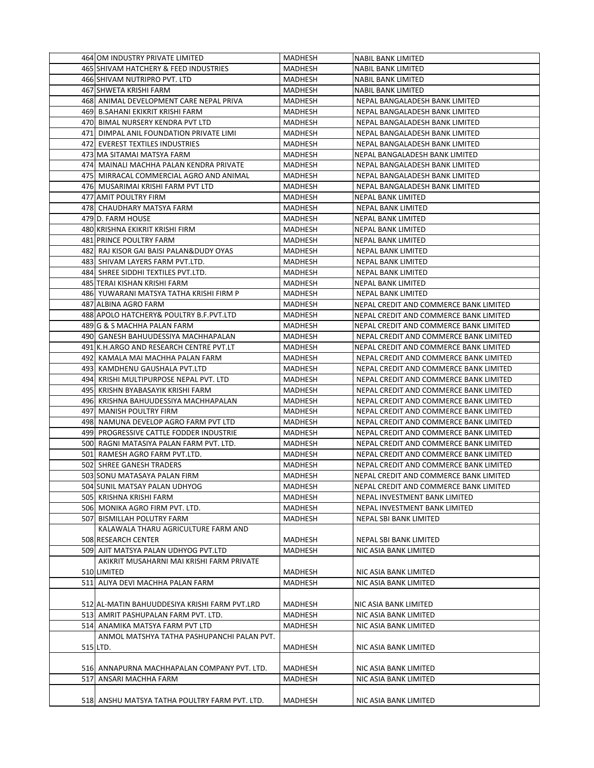| | | | |
|---|---|---|---|
| 464 | OM INDUSTRY PRIVATE LIMITED | MADHESH | NABIL BANK LIMITED |
| 465 | SHIVAM HATCHERY & FEED INDUSTRIES | MADHESH | NABIL BANK LIMITED |
| 466 | SHIVAM NUTRIPRO PVT. LTD | MADHESH | NABIL BANK LIMITED |
| 467 | SHWETA KRISHI FARM | MADHESH | NABIL BANK LIMITED |
| 468 | ANIMAL DEVELOPMENT CARE NEPAL PRIVA | MADHESH | NEPAL BANGALADESH BANK LIMITED |
| 469 | B.SAHANI EKIKRIT KRISHI FARM | MADHESH | NEPAL BANGALADESH BANK LIMITED |
| 470 | BIMAL NURSERY KENDRA PVT LTD | MADHESH | NEPAL BANGALADESH BANK LIMITED |
| 471 | DIMPAL ANIL FOUNDATION PRIVATE LIMI | MADHESH | NEPAL BANGALADESH BANK LIMITED |
| 472 | EVEREST TEXTILES INDUSTRIES | MADHESH | NEPAL BANGALADESH BANK LIMITED |
| 473 | MA SITAMAI MATSYA FARM | MADHESH | NEPAL BANGALADESH BANK LIMITED |
| 474 | MAINALI MACHHA PALAN KENDRA PRIVATE | MADHESH | NEPAL BANGALADESH BANK LIMITED |
| 475 | MIRRACAL COMMERCIAL AGRO AND ANIMAL | MADHESH | NEPAL BANGALADESH BANK LIMITED |
| 476 | MUSARIMAI KRISHI FARM PVT LTD | MADHESH | NEPAL BANGALADESH BANK LIMITED |
| 477 | AMIT POULTRY FIRM | MADHESH | NEPAL BANK LIMITED |
| 478 | CHAUDHARY MATSYA FARM | MADHESH | NEPAL BANK LIMITED |
| 479 | D. FARM HOUSE | MADHESH | NEPAL BANK LIMITED |
| 480 | KRISHNA EKIKRIT KRISHI FIRM | MADHESH | NEPAL BANK LIMITED |
| 481 | PRINCE POULTRY FARM | MADHESH | NEPAL BANK LIMITED |
| 482 | RAJ KISOR GAI BAISI PALAN&DUDY OYAS | MADHESH | NEPAL BANK LIMITED |
| 483 | SHIVAM LAYERS FARM PVT.LTD. | MADHESH | NEPAL BANK LIMITED |
| 484 | SHREE SIDDHI TEXTILES PVT.LTD. | MADHESH | NEPAL BANK LIMITED |
| 485 | TERAI KISHAN KRISHI FARM | MADHESH | NEPAL BANK LIMITED |
| 486 | YUWARANI MATSYA TATHA KRISHI FIRM P | MADHESH | NEPAL BANK LIMITED |
| 487 | ALBINA AGRO FARM | MADHESH | NEPAL CREDIT AND COMMERCE BANK LIMITED |
| 488 | APOLO HATCHERY& POULTRY B.F.PVT.LTD | MADHESH | NEPAL CREDIT AND COMMERCE BANK LIMITED |
| 489 | G & S MACHHA PALAN FARM | MADHESH | NEPAL CREDIT AND COMMERCE BANK LIMITED |
| 490 | GANESH BAHUUDESSIYA MACHHAPALAN | MADHESH | NEPAL CREDIT AND COMMERCE BANK LIMITED |
| 491 | K.H.ARGO AND RESEARCH CENTRE PVT.LT | MADHESH | NEPAL CREDIT AND COMMERCE BANK LIMITED |
| 492 | KAMALA MAI MACHHA PALAN FARM | MADHESH | NEPAL CREDIT AND COMMERCE BANK LIMITED |
| 493 | KAMDHENU GAUSHALA PVT.LTD | MADHESH | NEPAL CREDIT AND COMMERCE BANK LIMITED |
| 494 | KRISHI MULTIPURPOSE NEPAL PVT. LTD | MADHESH | NEPAL CREDIT AND COMMERCE BANK LIMITED |
| 495 | KRISHN BYABASAYIK KRISHI FARM | MADHESH | NEPAL CREDIT AND COMMERCE BANK LIMITED |
| 496 | KRISHNA BAHUUDESSIYA MACHHAPALAN | MADHESH | NEPAL CREDIT AND COMMERCE BANK LIMITED |
| 497 | MANISH POULTRY FIRM | MADHESH | NEPAL CREDIT AND COMMERCE BANK LIMITED |
| 498 | NAMUNA DEVELOP AGRO FARM PVT LTD | MADHESH | NEPAL CREDIT AND COMMERCE BANK LIMITED |
| 499 | PROGRESSIVE CATTLE FODDER INDUSTRIE | MADHESH | NEPAL CREDIT AND COMMERCE BANK LIMITED |
| 500 | RAGNI MATASIYA PALAN FARM PVT. LTD. | MADHESH | NEPAL CREDIT AND COMMERCE BANK LIMITED |
| 501 | RAMESH AGRO FARM PVT.LTD. | MADHESH | NEPAL CREDIT AND COMMERCE BANK LIMITED |
| 502 | SHREE GANESH TRADERS | MADHESH | NEPAL CREDIT AND COMMERCE BANK LIMITED |
| 503 | SONU MATASAYA PALAN FIRM | MADHESH | NEPAL CREDIT AND COMMERCE BANK LIMITED |
| 504 | SUNIL MATSAY PALAN UDHYOG | MADHESH | NEPAL CREDIT AND COMMERCE BANK LIMITED |
| 505 | KRISHNA KRISHI FARM | MADHESH | NEPAL INVESTMENT BANK LIMITED |
| 506 | MONIKA AGRO FIRM PVT. LTD. | MADHESH | NEPAL INVESTMENT BANK LIMITED |
| 507 | BISMILLAH POLUTRY FARM | MADHESH | NEPAL SBI BANK LIMITED |
| 508 | KALAWALA THARU AGRICULTURE FARM AND RESEARCH CENTER | MADHESH | NEPAL SBI BANK LIMITED |
| 509 | AJIT MATSYA PALAN UDHYOG PVT.LTD | MADHESH | NIC ASIA BANK LIMITED |
| 510 | AKIKRIT MUSAHARNI MAI KRISHI FARM PRIVATE LIMITED | MADHESH | NIC ASIA BANK LIMITED |
| 511 | ALIYA DEVI MACHHA PALAN FARM | MADHESH | NIC ASIA BANK LIMITED |
| 512 | AL-MATIN BAHUUDDESIYA KRISHI FARM PVT.LRD | MADHESH | NIC ASIA BANK LIMITED |
| 513 | AMRIT PASHUPALAN FARM PVT. LTD. | MADHESH | NIC ASIA BANK LIMITED |
| 514 | ANAMIKA MATSYA FARM PVT LTD | MADHESH | NIC ASIA BANK LIMITED |
| 515 | ANMOL MATSHYA TATHA PASHUPANCHI PALAN PVT. LTD. | MADHESH | NIC ASIA BANK LIMITED |
| 516 | ANNAPURNA MACHHAPALAN COMPANY PVT. LTD. | MADHESH | NIC ASIA BANK LIMITED |
| 517 | ANSARI MACHHA FARM | MADHESH | NIC ASIA BANK LIMITED |
| 518 | ANSHU MATSYA TATHA POULTRY FARM PVT. LTD. | MADHESH | NIC ASIA BANK LIMITED |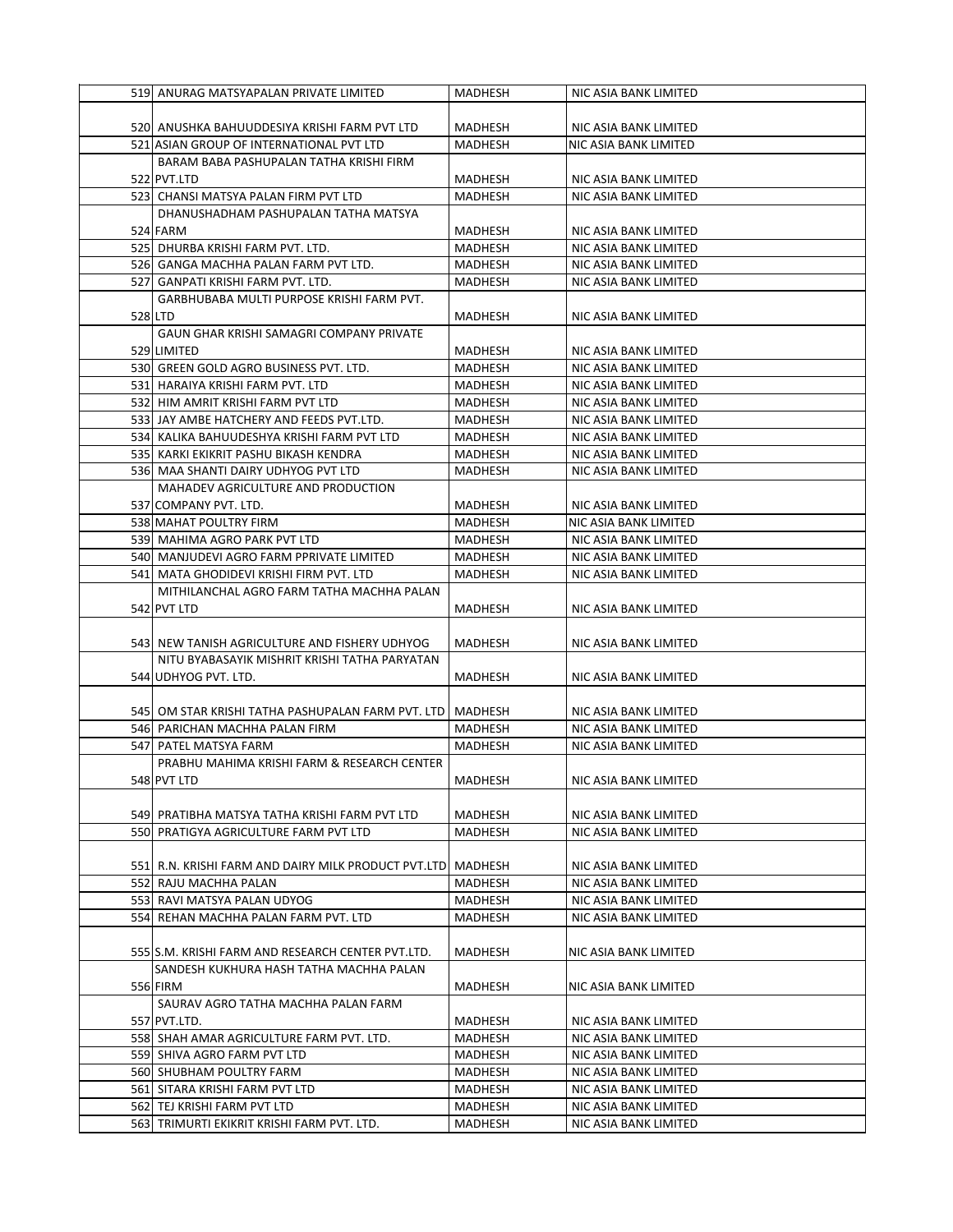| | | | |
|---|---|---|---|
| 519 | ANURAG MATSYAPALAN PRIVATE LIMITED | MADHESH | NIC ASIA BANK LIMITED |
| 520 | ANUSHKA BAHUUDDESIYA KRISHI FARM PVT LTD | MADHESH | NIC ASIA BANK LIMITED |
| 521 | ASIAN GROUP OF INTERNATIONAL PVT LTD | MADHESH | NIC ASIA BANK LIMITED |
| 522 | BARAM BABA PASHUPALAN TATHA KRISHI FIRM PVT.LTD | MADHESH | NIC ASIA BANK LIMITED |
| 523 | CHANSI MATSYA PALAN FIRM PVT LTD | MADHESH | NIC ASIA BANK LIMITED |
| 524 | DHANUSHADHAM PASHUPALAN TATHA MATSYA FARM | MADHESH | NIC ASIA BANK LIMITED |
| 525 | DHURBA KRISHI FARM PVT. LTD. | MADHESH | NIC ASIA BANK LIMITED |
| 526 | GANGA MACHHA PALAN FARM PVT LTD. | MADHESH | NIC ASIA BANK LIMITED |
| 527 | GANPATI KRISHI FARM PVT. LTD. | MADHESH | NIC ASIA BANK LIMITED |
| 528 | GARBHUBABA MULTI PURPOSE KRISHI FARM PVT. LTD | MADHESH | NIC ASIA BANK LIMITED |
| 529 | GAUN GHAR KRISHI SAMAGRI COMPANY PRIVATE LIMITED | MADHESH | NIC ASIA BANK LIMITED |
| 530 | GREEN GOLD AGRO BUSINESS PVT. LTD. | MADHESH | NIC ASIA BANK LIMITED |
| 531 | HARAIYA KRISHI FARM PVT. LTD | MADHESH | NIC ASIA BANK LIMITED |
| 532 | HIM AMRIT KRISHI FARM PVT LTD | MADHESH | NIC ASIA BANK LIMITED |
| 533 | JAY AMBE HATCHERY AND FEEDS PVT.LTD. | MADHESH | NIC ASIA BANK LIMITED |
| 534 | KALIKA BAHUUDESHYA KRISHI FARM PVT LTD | MADHESH | NIC ASIA BANK LIMITED |
| 535 | KARKI EKIKRIT PASHU BIKASH KENDRA | MADHESH | NIC ASIA BANK LIMITED |
| 536 | MAA SHANTI DAIRY UDHYOG PVT LTD | MADHESH | NIC ASIA BANK LIMITED |
| 537 | MAHADEV AGRICULTURE AND PRODUCTION COMPANY PVT. LTD. | MADHESH | NIC ASIA BANK LIMITED |
| 538 | MAHAT POULTRY FIRM | MADHESH | NIC ASIA BANK LIMITED |
| 539 | MAHIMA AGRO PARK PVT LTD | MADHESH | NIC ASIA BANK LIMITED |
| 540 | MANJUDEVI AGRO FARM PPRIVATE LIMITED | MADHESH | NIC ASIA BANK LIMITED |
| 541 | MATA GHODIDEVI KRISHI FIRM PVT. LTD | MADHESH | NIC ASIA BANK LIMITED |
| 542 | MITHILANCHAL AGRO FARM TATHA MACHHA PALAN PVT LTD | MADHESH | NIC ASIA BANK LIMITED |
| 543 | NEW TANISH AGRICULTURE AND FISHERY UDHYOG | MADHESH | NIC ASIA BANK LIMITED |
| 544 | NITU BYABASAYIK MISHRIT KRISHI TATHA PARYATAN UDHYOG PVT. LTD. | MADHESH | NIC ASIA BANK LIMITED |
| 545 | OM STAR KRISHI TATHA PASHUPALAN FARM PVT. LTD | MADHESH | NIC ASIA BANK LIMITED |
| 546 | PARICHAN MACHHA PALAN FIRM | MADHESH | NIC ASIA BANK LIMITED |
| 547 | PATEL MATSYA FARM | MADHESH | NIC ASIA BANK LIMITED |
| 548 | PRABHU MAHIMA KRISHI FARM & RESEARCH CENTER PVT LTD | MADHESH | NIC ASIA BANK LIMITED |
| 549 | PRATIBHA MATSYA TATHA KRISHI FARM PVT LTD | MADHESH | NIC ASIA BANK LIMITED |
| 550 | PRATIGYA AGRICULTURE FARM PVT LTD | MADHESH | NIC ASIA BANK LIMITED |
| 551 | R.N. KRISHI FARM AND DAIRY MILK PRODUCT PVT.LTD | MADHESH | NIC ASIA BANK LIMITED |
| 552 | RAJU MACHHA PALAN | MADHESH | NIC ASIA BANK LIMITED |
| 553 | RAVI MATSYA PALAN UDYOG | MADHESH | NIC ASIA BANK LIMITED |
| 554 | REHAN MACHHA PALAN FARM PVT. LTD | MADHESH | NIC ASIA BANK LIMITED |
| 555 | S.M. KRISHI FARM AND RESEARCH CENTER PVT.LTD. | MADHESH | NIC ASIA BANK LIMITED |
| 556 | SANDESH KUKHURA HASH TATHA MACHHA PALAN FIRM | MADHESH | NIC ASIA BANK LIMITED |
| 557 | SAURAV AGRO TATHA MACHHA PALAN FARM PVT.LTD. | MADHESH | NIC ASIA BANK LIMITED |
| 558 | SHAH AMAR AGRICULTURE FARM PVT. LTD. | MADHESH | NIC ASIA BANK LIMITED |
| 559 | SHIVA AGRO FARM PVT LTD | MADHESH | NIC ASIA BANK LIMITED |
| 560 | SHUBHAM POULTRY FARM | MADHESH | NIC ASIA BANK LIMITED |
| 561 | SITARA KRISHI FARM PVT LTD | MADHESH | NIC ASIA BANK LIMITED |
| 562 | TEJ KRISHI FARM PVT LTD | MADHESH | NIC ASIA BANK LIMITED |
| 563 | TRIMURTI EKIKRIT KRISHI FARM PVT. LTD. | MADHESH | NIC ASIA BANK LIMITED |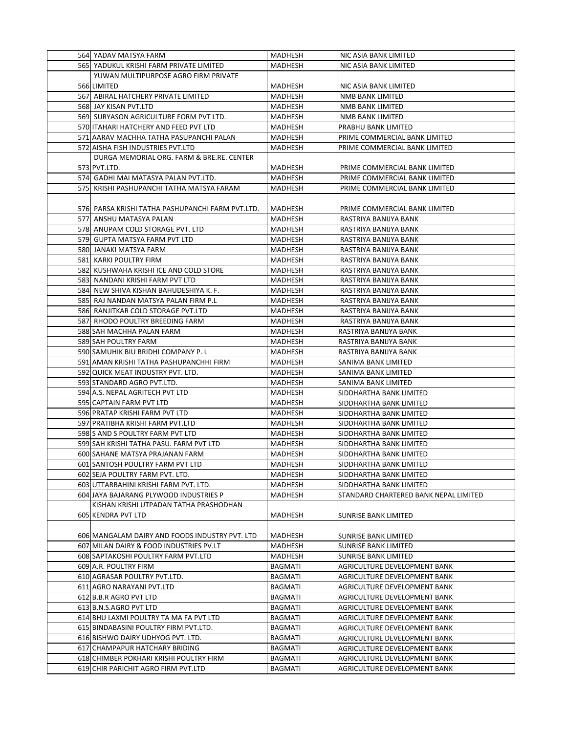| | | | |
|---|---|---|---|
| 564 | YADAV MATSYA FARM | MADHESH | NIC ASIA BANK LIMITED |
| 565 | YADUKUL KRISHI FARM PRIVATE LIMITED | MADHESH | NIC ASIA BANK LIMITED |
| 566 | YUWAN MULTIPURPOSE AGRO FIRM PRIVATE LIMITED | MADHESH | NIC ASIA BANK LIMITED |
| 567 | ABIRAL HATCHERY PRIVATE LIMITED | MADHESH | NMB BANK LIMITED |
| 568 | JAY KISAN PVT.LTD | MADHESH | NMB BANK LIMITED |
| 569 | SURYASON AGRICULTURE FORM PVT LTD. | MADHESH | NMB BANK LIMITED |
| 570 | ITAHARI HATCHERY AND FEED PVT LTD | MADHESH | PRABHU BANK LIMITED |
| 571 | AARAV MACHHA TATHA PASUPANCHI PALAN | MADHESH | PRIME COMMERCIAL BANK LIMITED |
| 572 | AISHA FISH INDUSTRIES PVT.LTD | MADHESH | PRIME COMMERCIAL BANK LIMITED |
| 573 | DURGA MEMORIAL ORG. FARM & BRE.RE. CENTER PVT.LTD. | MADHESH | PRIME COMMERCIAL BANK LIMITED |
| 574 | GADHI MAI MATASYA PALAN PVT.LTD. | MADHESH | PRIME COMMERCIAL BANK LIMITED |
| 575 | KRISHI PASHUPANCHI TATHA MATSYA FARAM | MADHESH | PRIME COMMERCIAL BANK LIMITED |
| 576 | PARSA KRISHI TATHA PASHUPANCHI FARM PVT.LTD. | MADHESH | PRIME COMMERCIAL BANK LIMITED |
| 577 | ANSHU MATASYA PALAN | MADHESH | RASTRIYA BANIJYA BANK |
| 578 | ANUPAM COLD STORAGE PVT. LTD | MADHESH | RASTRIYA BANIJYA BANK |
| 579 | GUPTA MATSYA FARM PVT LTD | MADHESH | RASTRIYA BANIJYA BANK |
| 580 | JANAKI MATSYA FARM | MADHESH | RASTRIYA BANIJYA BANK |
| 581 | KARKI POULTRY FIRM | MADHESH | RASTRIYA BANIJYA BANK |
| 582 | KUSHWAHA KRISHI ICE AND COLD STORE | MADHESH | RASTRIYA BANIJYA BANK |
| 583 | NANDANI KRISHI FARM PVT LTD | MADHESH | RASTRIYA BANIJYA BANK |
| 584 | NEW SHIVA KISHAN BAHUDESHIYA K. F. | MADHESH | RASTRIYA BANIJYA BANK |
| 585 | RAJ NANDAN MATSYA PALAN FIRM P.L | MADHESH | RASTRIYA BANIJYA BANK |
| 586 | RANJITKAR COLD STORAGE PVT.LTD | MADHESH | RASTRIYA BANIJYA BANK |
| 587 | RHODO POULTRY BREEDING FARM | MADHESH | RASTRIYA BANIJYA BANK |
| 588 | SAH MACHHA PALAN FARM | MADHESH | RASTRIYA BANIJYA BANK |
| 589 | SAH POULTRY FARM | MADHESH | RASTRIYA BANIJYA BANK |
| 590 | SAMUHIK BIU BRIDHI COMPANY P. L | MADHESH | RASTRIYA BANIJYA BANK |
| 591 | AMAN KRISHI TATHA PASHUPANCHHI FIRM | MADHESH | SANIMA BANK LIMITED |
| 592 | QUICK MEAT INDUSTRY PVT. LTD. | MADHESH | SANIMA BANK LIMITED |
| 593 | STANDARD AGRO PVT.LTD. | MADHESH | SANIMA BANK LIMITED |
| 594 | A.S. NEPAL AGRITECH PVT LTD | MADHESH | SIDDHARTHA BANK LIMITED |
| 595 | CAPTAIN FARM PVT LTD | MADHESH | SIDDHARTHA BANK LIMITED |
| 596 | PRATAP KRISHI FARM PVT LTD | MADHESH | SIDDHARTHA BANK LIMITED |
| 597 | PRATIBHA KRISHI FARM PVT.LTD | MADHESH | SIDDHARTHA BANK LIMITED |
| 598 | S AND S POULTRY FARM PVT LTD | MADHESH | SIDDHARTHA BANK LIMITED |
| 599 | SAH KRISHI TATHA PASU. FARM PVT LTD | MADHESH | SIDDHARTHA BANK LIMITED |
| 600 | SAHANE MATSYA PRAJANAN FARM | MADHESH | SIDDHARTHA BANK LIMITED |
| 601 | SANTOSH POULTRY FARM PVT LTD | MADHESH | SIDDHARTHA BANK LIMITED |
| 602 | SEJA POULTRY FARM PVT. LTD. | MADHESH | SIDDHARTHA BANK LIMITED |
| 603 | UTTARBAHINI KRISHI FARM PVT. LTD. | MADHESH | SIDDHARTHA BANK LIMITED |
| 604 | JAYA BAJARANG PLYWOOD INDUSTRIES P | MADHESH | STANDARD CHARTERED BANK NEPAL LIMITED |
| 605 | KISHAN KRISHI UTPADAN TATHA PRASHODHAN KENDRA PVT LTD | MADHESH | SUNRISE BANK LIMITED |
| 606 | MANGALAM DAIRY AND FOODS INDUSTRY PVT. LTD | MADHESH | SUNRISE BANK LIMITED |
| 607 | MILAN DAIRY & FOOD INDUSTRIES PV.LT | MADHESH | SUNRISE BANK LIMITED |
| 608 | SAPTAKOSHI POULTRY FARM PVT.LTD | MADHESH | SUNRISE BANK LIMITED |
| 609 | A.R. POULTRY FIRM | BAGMATI | AGRICULTURE DEVELOPMENT BANK |
| 610 | AGRASAR POULTRY PVT.LTD. | BAGMATI | AGRICULTURE DEVELOPMENT BANK |
| 611 | AGRO NARAYANI PVT.LTD | BAGMATI | AGRICULTURE DEVELOPMENT BANK |
| 612 | B.B.R AGRO PVT LTD | BAGMATI | AGRICULTURE DEVELOPMENT BANK |
| 613 | B.N.S.AGRO PVT LTD | BAGMATI | AGRICULTURE DEVELOPMENT BANK |
| 614 | BHU LAXMI POULTRY TA MA FA PVT LTD | BAGMATI | AGRICULTURE DEVELOPMENT BANK |
| 615 | BINDABASINI POULTRY FIRM PVT.LTD. | BAGMATI | AGRICULTURE DEVELOPMENT BANK |
| 616 | BISHWO DAIRY UDHYOG PVT. LTD. | BAGMATI | AGRICULTURE DEVELOPMENT BANK |
| 617 | CHAMPAPUR HATCHARY BRIDING | BAGMATI | AGRICULTURE DEVELOPMENT BANK |
| 618 | CHIMBER POKHARI KRISHI POULTRY FIRM | BAGMATI | AGRICULTURE DEVELOPMENT BANK |
| 619 | CHIR PARICHIT AGRO FIRM PVT.LTD | BAGMATI | AGRICULTURE DEVELOPMENT BANK |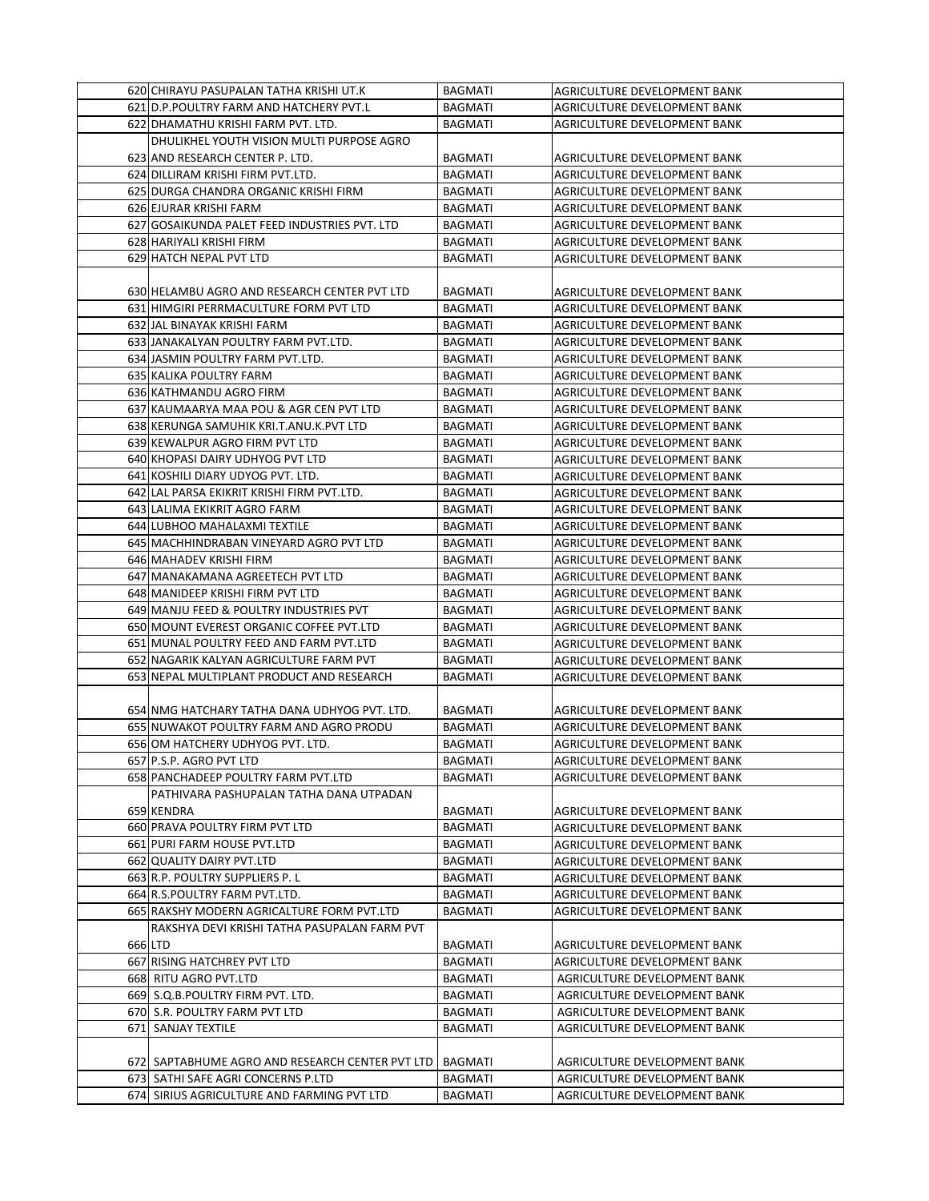| | | | |
|---|---|---|---|
| 620 | CHIRAYU PASUPALAN TATHA KRISHI UT.K | BAGMATI | AGRICULTURE DEVELOPMENT BANK |
| 621 | D.P.POULTRY FARM AND HATCHERY PVT.L | BAGMATI | AGRICULTURE DEVELOPMENT BANK |
| 622 | DHAMATHU KRISHI FARM PVT. LTD. | BAGMATI | AGRICULTURE DEVELOPMENT BANK |
| 623 | DHULIKHEL YOUTH VISION MULTI PURPOSE AGRO AND RESEARCH CENTER P. LTD. | BAGMATI | AGRICULTURE DEVELOPMENT BANK |
| 624 | DILLIRAM KRISHI FIRM PVT.LTD. | BAGMATI | AGRICULTURE DEVELOPMENT BANK |
| 625 | DURGA CHANDRA ORGANIC KRISHI FIRM | BAGMATI | AGRICULTURE DEVELOPMENT BANK |
| 626 | EJURAR KRISHI FARM | BAGMATI | AGRICULTURE DEVELOPMENT BANK |
| 627 | GOSAIKUNDA PALET FEED INDUSTRIES PVT. LTD | BAGMATI | AGRICULTURE DEVELOPMENT BANK |
| 628 | HARIYALI KRISHI FIRM | BAGMATI | AGRICULTURE DEVELOPMENT BANK |
| 629 | HATCH NEPAL PVT LTD | BAGMATI | AGRICULTURE DEVELOPMENT BANK |
| 630 | HELAMBU AGRO AND RESEARCH CENTER PVT LTD | BAGMATI | AGRICULTURE DEVELOPMENT BANK |
| 631 | HIMGIRI PERRMACULTURE FORM PVT LTD | BAGMATI | AGRICULTURE DEVELOPMENT BANK |
| 632 | JAL BINAYAK KRISHI FARM | BAGMATI | AGRICULTURE DEVELOPMENT BANK |
| 633 | JANAKALYAN POULTRY FARM PVT.LTD. | BAGMATI | AGRICULTURE DEVELOPMENT BANK |
| 634 | JASMIN POULTRY FARM PVT.LTD. | BAGMATI | AGRICULTURE DEVELOPMENT BANK |
| 635 | KALIKA POULTRY FARM | BAGMATI | AGRICULTURE DEVELOPMENT BANK |
| 636 | KATHMANDU AGRO FIRM | BAGMATI | AGRICULTURE DEVELOPMENT BANK |
| 637 | KAUMAARYA MAA POU & AGR CEN PVT LTD | BAGMATI | AGRICULTURE DEVELOPMENT BANK |
| 638 | KERUNGA SAMUHIK KRI.T.ANU.K.PVT LTD | BAGMATI | AGRICULTURE DEVELOPMENT BANK |
| 639 | KEWALPUR AGRO FIRM PVT LTD | BAGMATI | AGRICULTURE DEVELOPMENT BANK |
| 640 | KHOPASI DAIRY UDHYOG PVT LTD | BAGMATI | AGRICULTURE DEVELOPMENT BANK |
| 641 | KOSHILI DIARY UDYOG PVT. LTD. | BAGMATI | AGRICULTURE DEVELOPMENT BANK |
| 642 | LAL PARSA EKIKRIT KRISHI FIRM PVT.LTD. | BAGMATI | AGRICULTURE DEVELOPMENT BANK |
| 643 | LALIMA EKIKRIT AGRO FARM | BAGMATI | AGRICULTURE DEVELOPMENT BANK |
| 644 | LUBHOO MAHALAXMI TEXTILE | BAGMATI | AGRICULTURE DEVELOPMENT BANK |
| 645 | MACHHINDRABAN VINEYARD AGRO PVT LTD | BAGMATI | AGRICULTURE DEVELOPMENT BANK |
| 646 | MAHADEV KRISHI FIRM | BAGMATI | AGRICULTURE DEVELOPMENT BANK |
| 647 | MANAKAMANA AGREETECH PVT LTD | BAGMATI | AGRICULTURE DEVELOPMENT BANK |
| 648 | MANIDEEP KRISHI FIRM PVT LTD | BAGMATI | AGRICULTURE DEVELOPMENT BANK |
| 649 | MANJU FEED & POULTRY INDUSTRIES PVT | BAGMATI | AGRICULTURE DEVELOPMENT BANK |
| 650 | MOUNT EVEREST ORGANIC COFFEE PVT.LTD | BAGMATI | AGRICULTURE DEVELOPMENT BANK |
| 651 | MUNAL POULTRY FEED AND FARM PVT.LTD | BAGMATI | AGRICULTURE DEVELOPMENT BANK |
| 652 | NAGARIK KALYAN AGRICULTURE FARM PVT | BAGMATI | AGRICULTURE DEVELOPMENT BANK |
| 653 | NEPAL MULTIPLANT PRODUCT AND RESEARCH | BAGMATI | AGRICULTURE DEVELOPMENT BANK |
| 654 | NMG HATCHARY TATHA DANA UDHYOG PVT. LTD. | BAGMATI | AGRICULTURE DEVELOPMENT BANK |
| 655 | NUWAKOT POULTRY FARM AND AGRO PRODU | BAGMATI | AGRICULTURE DEVELOPMENT BANK |
| 656 | OM HATCHERY UDHYOG PVT. LTD. | BAGMATI | AGRICULTURE DEVELOPMENT BANK |
| 657 | P.S.P. AGRO PVT LTD | BAGMATI | AGRICULTURE DEVELOPMENT BANK |
| 658 | PANCHADEEP POULTRY FARM PVT.LTD | BAGMATI | AGRICULTURE DEVELOPMENT BANK |
| 659 | PATHIVARA PASHUPALAN TATHA DANA UTPADAN KENDRA | BAGMATI | AGRICULTURE DEVELOPMENT BANK |
| 660 | PRAVA POULTRY FIRM PVT LTD | BAGMATI | AGRICULTURE DEVELOPMENT BANK |
| 661 | PURI FARM HOUSE PVT.LTD | BAGMATI | AGRICULTURE DEVELOPMENT BANK |
| 662 | QUALITY DAIRY PVT.LTD | BAGMATI | AGRICULTURE DEVELOPMENT BANK |
| 663 | R.P. POULTRY SUPPLIERS P. L | BAGMATI | AGRICULTURE DEVELOPMENT BANK |
| 664 | R.S.POULTRY FARM PVT.LTD. | BAGMATI | AGRICULTURE DEVELOPMENT BANK |
| 665 | RAKSHY MODERN AGRICALTURE FORM PVT.LTD | BAGMATI | AGRICULTURE DEVELOPMENT BANK |
| 666 | RAKSHYA DEVI KRISHI TATHA PASUPALAN FARM PVT LTD | BAGMATI | AGRICULTURE DEVELOPMENT BANK |
| 667 | RISING HATCHREY PVT LTD | BAGMATI | AGRICULTURE DEVELOPMENT BANK |
| 668 | RITU AGRO PVT.LTD | BAGMATI | AGRICULTURE DEVELOPMENT BANK |
| 669 | S.Q.B.POULTRY FIRM PVT. LTD. | BAGMATI | AGRICULTURE DEVELOPMENT BANK |
| 670 | S.R. POULTRY FARM PVT LTD | BAGMATI | AGRICULTURE DEVELOPMENT BANK |
| 671 | SANJAY TEXTILE | BAGMATI | AGRICULTURE DEVELOPMENT BANK |
| 672 | SAPTABHUME AGRO AND RESEARCH CENTER PVT LTD | BAGMATI | AGRICULTURE DEVELOPMENT BANK |
| 673 | SATHI SAFE AGRI CONCERNS P.LTD | BAGMATI | AGRICULTURE DEVELOPMENT BANK |
| 674 | SIRIUS AGRICULTURE AND FARMING PVT LTD | BAGMATI | AGRICULTURE DEVELOPMENT BANK |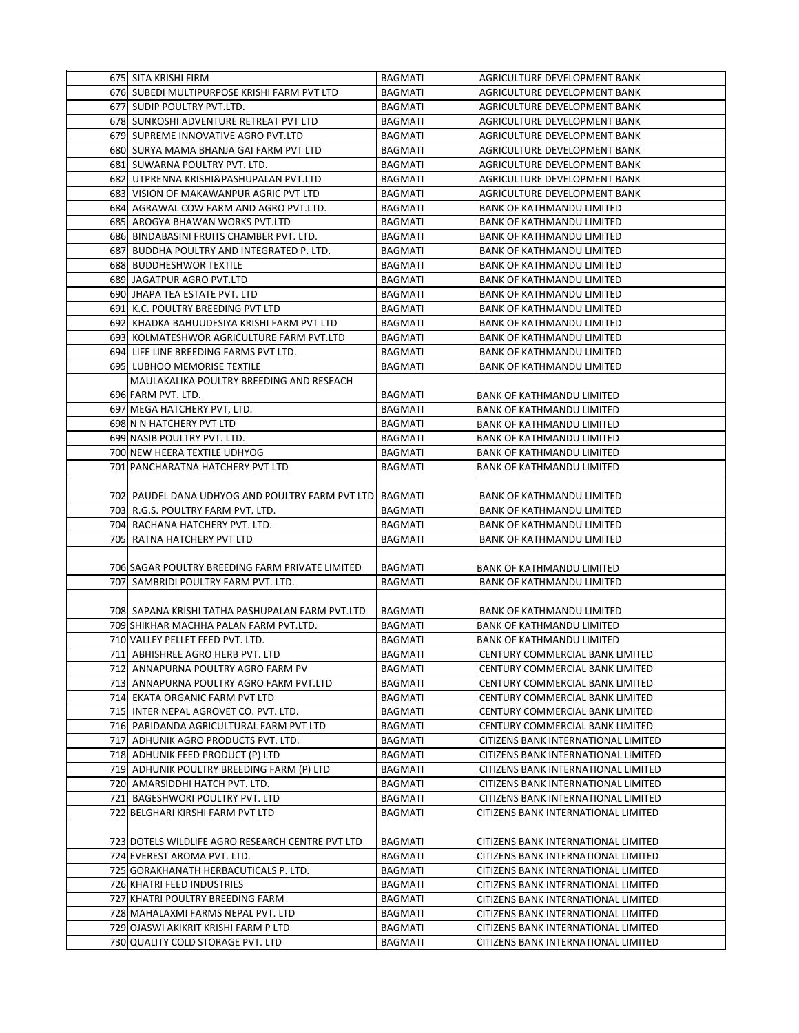| | | | |
|---|---|---|---|
| 675 | SITA KRISHI FIRM | BAGMATI | AGRICULTURE DEVELOPMENT BANK |
| 676 | SUBEDI MULTIPURPOSE KRISHI FARM PVT LTD | BAGMATI | AGRICULTURE DEVELOPMENT BANK |
| 677 | SUDIP POULTRY PVT.LTD. | BAGMATI | AGRICULTURE DEVELOPMENT BANK |
| 678 | SUNKOSHI ADVENTURE RETREAT PVT LTD | BAGMATI | AGRICULTURE DEVELOPMENT BANK |
| 679 | SUPREME INNOVATIVE AGRO PVT.LTD | BAGMATI | AGRICULTURE DEVELOPMENT BANK |
| 680 | SURYA MAMA BHANJA GAI FARM PVT LTD | BAGMATI | AGRICULTURE DEVELOPMENT BANK |
| 681 | SUWARNA POULTRY PVT. LTD. | BAGMATI | AGRICULTURE DEVELOPMENT BANK |
| 682 | UTPRENNA KRISHI&PASHUPALAN PVT.LTD | BAGMATI | AGRICULTURE DEVELOPMENT BANK |
| 683 | VISION OF MAKAWANPUR AGRIC PVT LTD | BAGMATI | AGRICULTURE DEVELOPMENT BANK |
| 684 | AGRAWAL COW FARM AND AGRO PVT.LTD. | BAGMATI | BANK OF KATHMANDU LIMITED |
| 685 | AROGYA BHAWAN WORKS PVT.LTD | BAGMATI | BANK OF KATHMANDU LIMITED |
| 686 | BINDABASINI FRUITS CHAMBER PVT. LTD. | BAGMATI | BANK OF KATHMANDU LIMITED |
| 687 | BUDDHA POULTRY AND INTEGRATED P. LTD. | BAGMATI | BANK OF KATHMANDU LIMITED |
| 688 | BUDDHESHWOR TEXTILE | BAGMATI | BANK OF KATHMANDU LIMITED |
| 689 | JAGATPUR AGRO PVT.LTD | BAGMATI | BANK OF KATHMANDU LIMITED |
| 690 | JHAPA TEA ESTATE PVT. LTD | BAGMATI | BANK OF KATHMANDU LIMITED |
| 691 | K.C. POULTRY BREEDING PVT LTD | BAGMATI | BANK OF KATHMANDU LIMITED |
| 692 | KHADKA BAHUUDESIYA KRISHI FARM PVT LTD | BAGMATI | BANK OF KATHMANDU LIMITED |
| 693 | KOLMATESHWOR AGRICULTURE FARM PVT.LTD | BAGMATI | BANK OF KATHMANDU LIMITED |
| 694 | LIFE LINE BREEDING FARMS PVT LTD. | BAGMATI | BANK OF KATHMANDU LIMITED |
| 695 | LUBHOO MEMORISE TEXTILE | BAGMATI | BANK OF KATHMANDU LIMITED |
| 696 | MAULAKALIKA POULTRY BREEDING AND RESEACH FARM PVT. LTD. | BAGMATI | BANK OF KATHMANDU LIMITED |
| 697 | MEGA HATCHERY PVT, LTD. | BAGMATI | BANK OF KATHMANDU LIMITED |
| 698 | N N HATCHERY PVT LTD | BAGMATI | BANK OF KATHMANDU LIMITED |
| 699 | NASIB POULTRY PVT. LTD. | BAGMATI | BANK OF KATHMANDU LIMITED |
| 700 | NEW HEERA TEXTILE UDHYOG | BAGMATI | BANK OF KATHMANDU LIMITED |
| 701 | PANCHARATNA HATCHERY PVT LTD | BAGMATI | BANK OF KATHMANDU LIMITED |
| 702 | PAUDEL DANA UDHYOG AND POULTRY FARM PVT LTD | BAGMATI | BANK OF KATHMANDU LIMITED |
| 703 | R.G.S. POULTRY FARM PVT. LTD. | BAGMATI | BANK OF KATHMANDU LIMITED |
| 704 | RACHANA HATCHERY PVT. LTD. | BAGMATI | BANK OF KATHMANDU LIMITED |
| 705 | RATNA HATCHERY PVT LTD | BAGMATI | BANK OF KATHMANDU LIMITED |
| 706 | SAGAR POULTRY BREEDING FARM PRIVATE LIMITED | BAGMATI | BANK OF KATHMANDU LIMITED |
| 707 | SAMBRIDI POULTRY FARM PVT. LTD. | BAGMATI | BANK OF KATHMANDU LIMITED |
| 708 | SAPANA KRISHI TATHA PASHUPALAN FARM PVT.LTD | BAGMATI | BANK OF KATHMANDU LIMITED |
| 709 | SHIKHAR MACHHA PALAN FARM PVT.LTD. | BAGMATI | BANK OF KATHMANDU LIMITED |
| 710 | VALLEY PELLET FEED PVT. LTD. | BAGMATI | BANK OF KATHMANDU LIMITED |
| 711 | ABHISHREE AGRO HERB PVT. LTD | BAGMATI | CENTURY COMMERCIAL BANK LIMITED |
| 712 | ANNAPURNA POULTRY AGRO FARM PV | BAGMATI | CENTURY COMMERCIAL BANK LIMITED |
| 713 | ANNAPURNA POULTRY AGRO FARM PVT.LTD | BAGMATI | CENTURY COMMERCIAL BANK LIMITED |
| 714 | EKATA ORGANIC FARM PVT LTD | BAGMATI | CENTURY COMMERCIAL BANK LIMITED |
| 715 | INTER NEPAL AGROVET CO. PVT. LTD. | BAGMATI | CENTURY COMMERCIAL BANK LIMITED |
| 716 | PARIDANDA AGRICULTURAL FARM PVT LTD | BAGMATI | CENTURY COMMERCIAL BANK LIMITED |
| 717 | ADHUNIK AGRO PRODUCTS PVT. LTD. | BAGMATI | CITIZENS BANK INTERNATIONAL LIMITED |
| 718 | ADHUNIK FEED PRODUCT (P) LTD | BAGMATI | CITIZENS BANK INTERNATIONAL LIMITED |
| 719 | ADHUNIK POULTRY BREEDING FARM (P) LTD | BAGMATI | CITIZENS BANK INTERNATIONAL LIMITED |
| 720 | AMARSIDDHI HATCH PVT. LTD. | BAGMATI | CITIZENS BANK INTERNATIONAL LIMITED |
| 721 | BAGESHWORI POULTRY PVT. LTD | BAGMATI | CITIZENS BANK INTERNATIONAL LIMITED |
| 722 | BELGHARI KIRSHI FARM PVT LTD | BAGMATI | CITIZENS BANK INTERNATIONAL LIMITED |
| 723 | DOTELS WILDLIFE AGRO RESEARCH CENTRE PVT LTD | BAGMATI | CITIZENS BANK INTERNATIONAL LIMITED |
| 724 | EVEREST AROMA PVT. LTD. | BAGMATI | CITIZENS BANK INTERNATIONAL LIMITED |
| 725 | GORAKHANATH HERBACUTICALS P. LTD. | BAGMATI | CITIZENS BANK INTERNATIONAL LIMITED |
| 726 | KHATRI FEED INDUSTRIES | BAGMATI | CITIZENS BANK INTERNATIONAL LIMITED |
| 727 | KHATRI POULTRY BREEDING FARM | BAGMATI | CITIZENS BANK INTERNATIONAL LIMITED |
| 728 | MAHALAXMI FARMS NEPAL PVT. LTD | BAGMATI | CITIZENS BANK INTERNATIONAL LIMITED |
| 729 | OJASWI AKIKRIT KRISHI FARM P LTD | BAGMATI | CITIZENS BANK INTERNATIONAL LIMITED |
| 730 | QUALITY COLD STORAGE PVT. LTD | BAGMATI | CITIZENS BANK INTERNATIONAL LIMITED |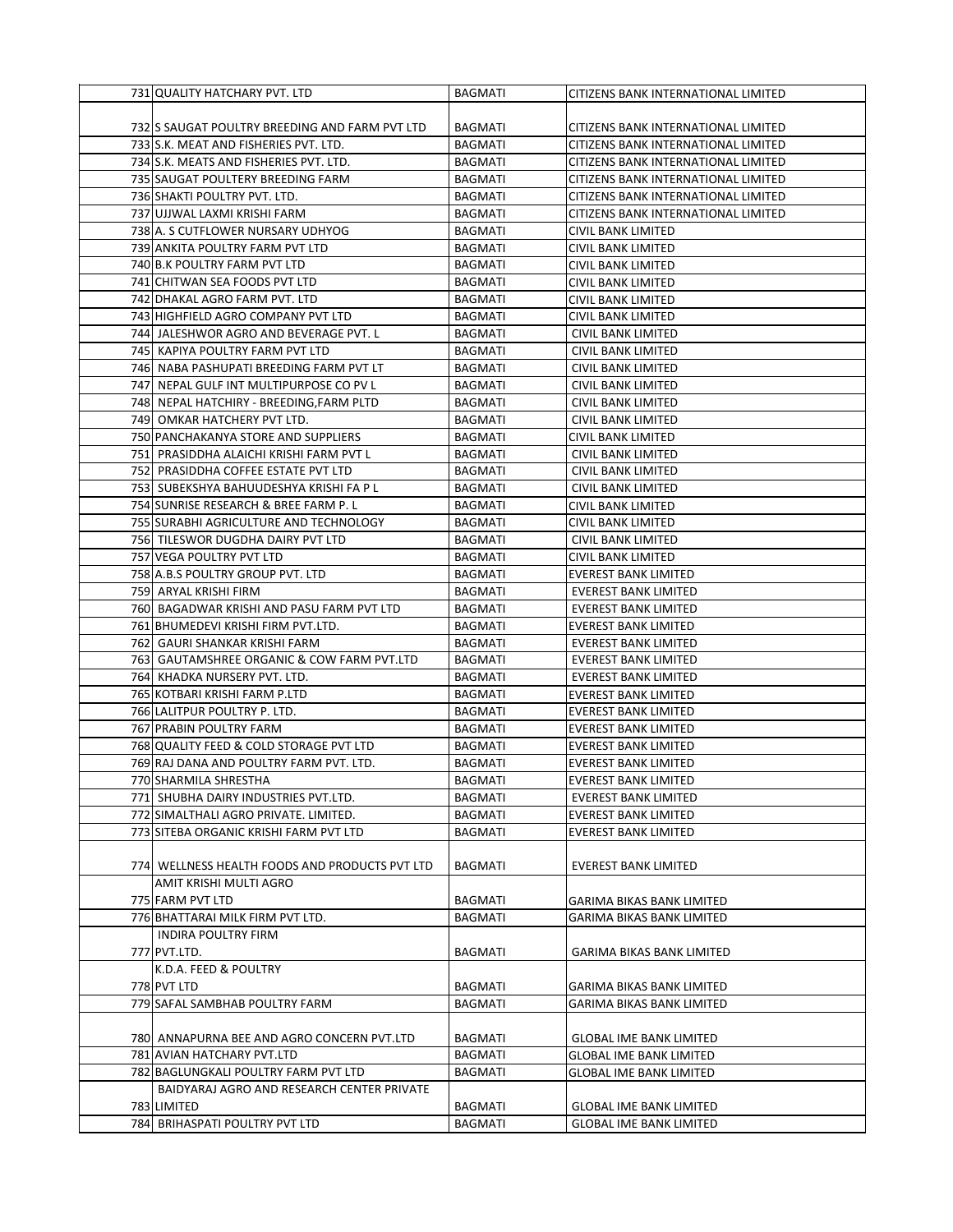| | | | |
|---|---|---|---|
| 731 | QUALITY HATCHARY PVT. LTD | BAGMATI | CITIZENS BANK INTERNATIONAL LIMITED |
| 732 | S SAUGAT POULTRY BREEDING AND FARM PVT LTD | BAGMATI | CITIZENS BANK INTERNATIONAL LIMITED |
| 733 | S.K. MEAT AND FISHERIES PVT. LTD. | BAGMATI | CITIZENS BANK INTERNATIONAL LIMITED |
| 734 | S.K. MEATS AND FISHERIES PVT. LTD. | BAGMATI | CITIZENS BANK INTERNATIONAL LIMITED |
| 735 | SAUGAT POULTERY BREEDING FARM | BAGMATI | CITIZENS BANK INTERNATIONAL LIMITED |
| 736 | SHAKTI POULTRY PVT. LTD. | BAGMATI | CITIZENS BANK INTERNATIONAL LIMITED |
| 737 | UJJWAL LAXMI KRISHI FARM | BAGMATI | CITIZENS BANK INTERNATIONAL LIMITED |
| 738 | A. S CUTFLOWER NURSARY UDHYOG | BAGMATI | CIVIL BANK LIMITED |
| 739 | ANKITA POULTRY FARM PVT LTD | BAGMATI | CIVIL BANK LIMITED |
| 740 | B.K POULTRY FARM PVT LTD | BAGMATI | CIVIL BANK LIMITED |
| 741 | CHITWAN SEA FOODS PVT LTD | BAGMATI | CIVIL BANK LIMITED |
| 742 | DHAKAL AGRO FARM PVT. LTD | BAGMATI | CIVIL BANK LIMITED |
| 743 | HIGHFIELD AGRO COMPANY PVT LTD | BAGMATI | CIVIL BANK LIMITED |
| 744 | JALESHWOR AGRO AND BEVERAGE PVT. L | BAGMATI | CIVIL BANK LIMITED |
| 745 | KAPIYA POULTRY FARM PVT LTD | BAGMATI | CIVIL BANK LIMITED |
| 746 | NABA PASHUPATI BREEDING FARM PVT LT | BAGMATI | CIVIL BANK LIMITED |
| 747 | NEPAL GULF INT MULTIPURPOSE CO PV L | BAGMATI | CIVIL BANK LIMITED |
| 748 | NEPAL HATCHIRY - BREEDING,FARM PLTD | BAGMATI | CIVIL BANK LIMITED |
| 749 | OMKAR HATCHERY PVT LTD. | BAGMATI | CIVIL BANK LIMITED |
| 750 | PANCHAKANYA STORE AND SUPPLIERS | BAGMATI | CIVIL BANK LIMITED |
| 751 | PRASIDDHA ALAICHI KRISHI FARM PVT L | BAGMATI | CIVIL BANK LIMITED |
| 752 | PRASIDDHA COFFEE ESTATE PVT LTD | BAGMATI | CIVIL BANK LIMITED |
| 753 | SUBEKSHYA BAHUUDESHYA KRISHI FA P L | BAGMATI | CIVIL BANK LIMITED |
| 754 | SUNRISE RESEARCH & BREE FARM P. L | BAGMATI | CIVIL BANK LIMITED |
| 755 | SURABHI AGRICULTURE AND TECHNOLOGY | BAGMATI | CIVIL BANK LIMITED |
| 756 | TILESWOR DUGDHA DAIRY PVT LTD | BAGMATI | CIVIL BANK LIMITED |
| 757 | VEGA POULTRY PVT LTD | BAGMATI | CIVIL BANK LIMITED |
| 758 | A.B.S POULTRY GROUP PVT. LTD | BAGMATI | EVEREST BANK LIMITED |
| 759 | ARYAL KRISHI FIRM | BAGMATI | EVEREST BANK LIMITED |
| 760 | BAGADWAR KRISHI AND PASU FARM PVT LTD | BAGMATI | EVEREST BANK LIMITED |
| 761 | BHUMEDEVI KRISHI FIRM PVT.LTD. | BAGMATI | EVEREST BANK LIMITED |
| 762 | GAURI SHANKAR KRISHI FARM | BAGMATI | EVEREST BANK LIMITED |
| 763 | GAUTAMSHREE ORGANIC & COW FARM PVT.LTD | BAGMATI | EVEREST BANK LIMITED |
| 764 | KHADKA NURSERY PVT. LTD. | BAGMATI | EVEREST BANK LIMITED |
| 765 | KOTBARI KRISHI FARM P.LTD | BAGMATI | EVEREST BANK LIMITED |
| 766 | LALITPUR POULTRY P. LTD. | BAGMATI | EVEREST BANK LIMITED |
| 767 | PRABIN POULTRY FARM | BAGMATI | EVEREST BANK LIMITED |
| 768 | QUALITY FEED & COLD STORAGE PVT LTD | BAGMATI | EVEREST BANK LIMITED |
| 769 | RAJ DANA AND POULTRY FARM PVT. LTD. | BAGMATI | EVEREST BANK LIMITED |
| 770 | SHARMILA SHRESTHA | BAGMATI | EVEREST BANK LIMITED |
| 771 | SHUBHA DAIRY INDUSTRIES PVT.LTD. | BAGMATI | EVEREST BANK LIMITED |
| 772 | SIMALTHALI AGRO PRIVATE. LIMITED. | BAGMATI | EVEREST BANK LIMITED |
| 773 | SITEBA ORGANIC KRISHI FARM PVT LTD | BAGMATI | EVEREST BANK LIMITED |
| 774 | WELLNESS HEALTH FOODS AND PRODUCTS PVT LTD | BAGMATI | EVEREST BANK LIMITED |
| 775 | AMIT KRISHI MULTI AGRO FARM PVT LTD | BAGMATI | GARIMA BIKAS BANK LIMITED |
| 776 | BHATTARAI MILK FIRM PVT LTD. | BAGMATI | GARIMA BIKAS BANK LIMITED |
| 777 | INDIRA POULTRY FIRM PVT.LTD. | BAGMATI | GARIMA BIKAS BANK LIMITED |
| 778 | K.D.A. FEED & POULTRY PVT LTD | BAGMATI | GARIMA BIKAS BANK LIMITED |
| 779 | SAFAL SAMBHAB POULTRY FARM | BAGMATI | GARIMA BIKAS BANK LIMITED |
| 780 | ANNAPURNA BEE AND AGRO CONCERN PVT.LTD | BAGMATI | GLOBAL IME BANK LIMITED |
| 781 | AVIAN HATCHARY PVT.LTD | BAGMATI | GLOBAL IME BANK LIMITED |
| 782 | BAGLUNGKALI POULTRY FARM PVT LTD | BAGMATI | GLOBAL IME BANK LIMITED |
| 783 | BAIDYARAJ AGRO AND RESEARCH CENTER PRIVATE LIMITED | BAGMATI | GLOBAL IME BANK LIMITED |
| 784 | BRIHASPATI POULTRY PVT LTD | BAGMATI | GLOBAL IME BANK LIMITED |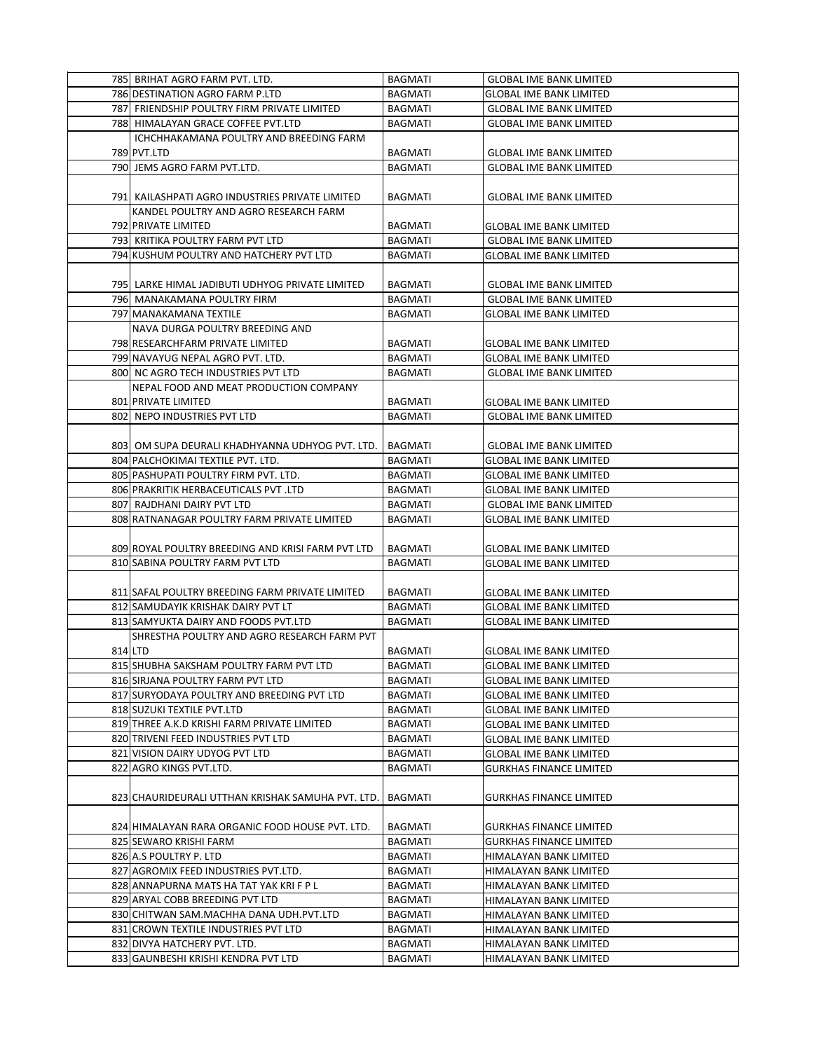| | | |
|---|---|---|
| 785 BRIHAT AGRO FARM PVT. LTD. | BAGMATI | GLOBAL IME BANK LIMITED |
| 786 DESTINATION AGRO FARM P.LTD | BAGMATI | GLOBAL IME BANK LIMITED |
| 787 FRIENDSHIP POULTRY FIRM PRIVATE LIMITED | BAGMATI | GLOBAL IME BANK LIMITED |
| 788 HIMALAYAN GRACE COFFEE PVT.LTD | BAGMATI | GLOBAL IME BANK LIMITED |
| 789 ICHCHHAKAMANA POULTRY AND BREEDING FARM PVT.LTD | BAGMATI | GLOBAL IME BANK LIMITED |
| 790 JEMS AGRO FARM PVT.LTD. | BAGMATI | GLOBAL IME BANK LIMITED |
| 791 KAILASHPATI AGRO INDUSTRIES PRIVATE LIMITED | BAGMATI | GLOBAL IME BANK LIMITED |
| 792 KANDEL POULTRY AND AGRO RESEARCH FARM PRIVATE LIMITED | BAGMATI | GLOBAL IME BANK LIMITED |
| 793 KRITIKA POULTRY FARM PVT LTD | BAGMATI | GLOBAL IME BANK LIMITED |
| 794 KUSHUM POULTRY AND HATCHERY PVT LTD | BAGMATI | GLOBAL IME BANK LIMITED |
| 795 LARKE HIMAL JADIBUTI UDHYOG PRIVATE LIMITED | BAGMATI | GLOBAL IME BANK LIMITED |
| 796 MANAKAMANA POULTRY FIRM | BAGMATI | GLOBAL IME BANK LIMITED |
| 797 MANAKAMANA TEXTILE | BAGMATI | GLOBAL IME BANK LIMITED |
| 798 NAVA DURGA POULTRY BREEDING AND RESEARCHFARM PRIVATE LIMITED | BAGMATI | GLOBAL IME BANK LIMITED |
| 799 NAVAYUG NEPAL AGRO PVT. LTD. | BAGMATI | GLOBAL IME BANK LIMITED |
| 800 NC AGRO TECH INDUSTRIES PVT LTD | BAGMATI | GLOBAL IME BANK LIMITED |
| 801 NEPAL FOOD AND MEAT PRODUCTION COMPANY PRIVATE LIMITED | BAGMATI | GLOBAL IME BANK LIMITED |
| 802 NEPO INDUSTRIES PVT LTD | BAGMATI | GLOBAL IME BANK LIMITED |
| 803 OM SUPA DEURALI KHADHYANNA UDHYOG PVT. LTD. | BAGMATI | GLOBAL IME BANK LIMITED |
| 804 PALCHOKIMAI TEXTILE PVT. LTD. | BAGMATI | GLOBAL IME BANK LIMITED |
| 805 PASHUPATI POULTRY FIRM PVT. LTD. | BAGMATI | GLOBAL IME BANK LIMITED |
| 806 PRAKRITIK HERBACEUTICALS PVT .LTD | BAGMATI | GLOBAL IME BANK LIMITED |
| 807 RAJDHANI DAIRY PVT LTD | BAGMATI | GLOBAL IME BANK LIMITED |
| 808 RATNANAGAR POULTRY FARM PRIVATE LIMITED | BAGMATI | GLOBAL IME BANK LIMITED |
| 809 ROYAL POULTRY BREEDING AND KRISI FARM PVT LTD | BAGMATI | GLOBAL IME BANK LIMITED |
| 810 SABINA POULTRY FARM PVT LTD | BAGMATI | GLOBAL IME BANK LIMITED |
| 811 SAFAL POULTRY BREEDING FARM PRIVATE LIMITED | BAGMATI | GLOBAL IME BANK LIMITED |
| 812 SAMUDAYIK KRISHAK DAIRY PVT LT | BAGMATI | GLOBAL IME BANK LIMITED |
| 813 SAMYUKTA DAIRY AND FOODS PVT.LTD | BAGMATI | GLOBAL IME BANK LIMITED |
| 814 SHRESTHA POULTRY AND AGRO RESEARCH FARM PVT LTD | BAGMATI | GLOBAL IME BANK LIMITED |
| 815 SHUBHA SAKSHAM POULTRY FARM PVT LTD | BAGMATI | GLOBAL IME BANK LIMITED |
| 816 SIRJANA POULTRY FARM PVT LTD | BAGMATI | GLOBAL IME BANK LIMITED |
| 817 SURYODAYA POULTRY AND BREEDING PVT LTD | BAGMATI | GLOBAL IME BANK LIMITED |
| 818 SUZUKI TEXTILE PVT.LTD | BAGMATI | GLOBAL IME BANK LIMITED |
| 819 THREE A.K.D KRISHI FARM PRIVATE LIMITED | BAGMATI | GLOBAL IME BANK LIMITED |
| 820 TRIVENI FEED INDUSTRIES PVT LTD | BAGMATI | GLOBAL IME BANK LIMITED |
| 821 VISION DAIRY UDYOG PVT LTD | BAGMATI | GLOBAL IME BANK LIMITED |
| 822 AGRO KINGS PVT.LTD. | BAGMATI | GURKHAS FINANCE LIMITED |
| 823 CHAURIDEURALI UTTHAN KRISHAK SAMUHA PVT. LTD. | BAGMATI | GURKHAS FINANCE LIMITED |
| 824 HIMALAYAN RARA ORGANIC FOOD HOUSE PVT. LTD. | BAGMATI | GURKHAS FINANCE LIMITED |
| 825 SEWARO KRISHI FARM | BAGMATI | GURKHAS FINANCE LIMITED |
| 826 A.S POULTRY P. LTD | BAGMATI | HIMALAYAN BANK LIMITED |
| 827 AGROMIX FEED INDUSTRIES PVT.LTD. | BAGMATI | HIMALAYAN BANK LIMITED |
| 828 ANNAPURNA MATS HA TAT YAK KRI F P L | BAGMATI | HIMALAYAN BANK LIMITED |
| 829 ARYAL COBB BREEDING PVT LTD | BAGMATI | HIMALAYAN BANK LIMITED |
| 830 CHITWAN SAM.MACHHA DANA UDH.PVT.LTD | BAGMATI | HIMALAYAN BANK LIMITED |
| 831 CROWN TEXTILE INDUSTRIES PVT LTD | BAGMATI | HIMALAYAN BANK LIMITED |
| 832 DIVYA HATCHERY PVT. LTD. | BAGMATI | HIMALAYAN BANK LIMITED |
| 833 GAUNBESHI KRISHI KENDRA PVT LTD | BAGMATI | HIMALAYAN BANK LIMITED |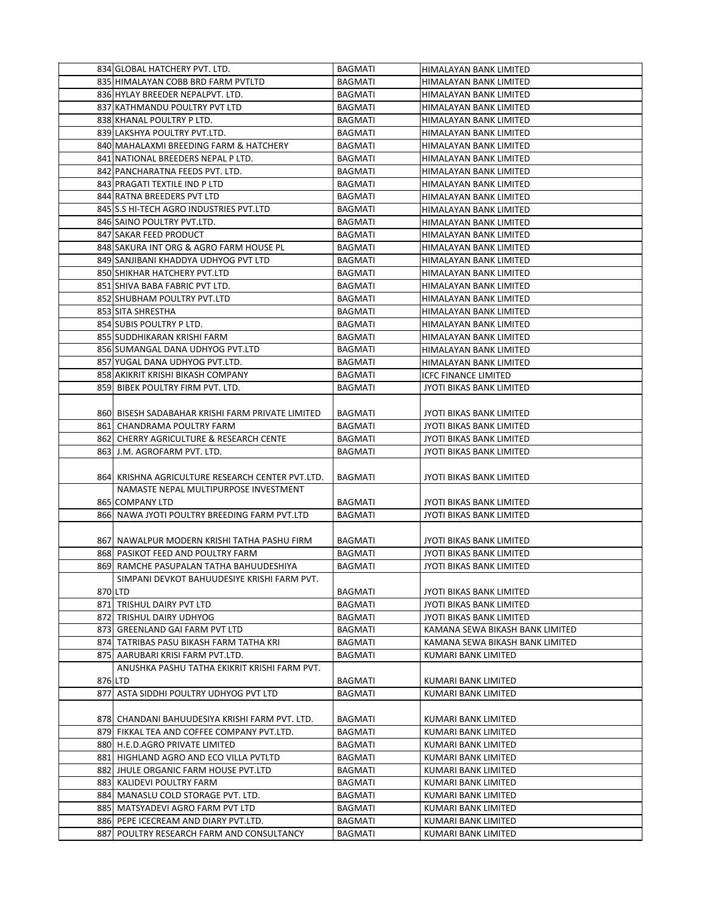| | | | |
|---|---|---|---|
| 834 | GLOBAL HATCHERY PVT. LTD. | BAGMATI | HIMALAYAN BANK LIMITED |
| 835 | HIMALAYAN COBB BRD FARM PVTLTD | BAGMATI | HIMALAYAN BANK LIMITED |
| 836 | HYLAY BREEDER NEPALPVT. LTD. | BAGMATI | HIMALAYAN BANK LIMITED |
| 837 | KATHMANDU POULTRY PVT LTD | BAGMATI | HIMALAYAN BANK LIMITED |
| 838 | KHANAL POULTRY P LTD. | BAGMATI | HIMALAYAN BANK LIMITED |
| 839 | LAKSHYA POULTRY PVT.LTD. | BAGMATI | HIMALAYAN BANK LIMITED |
| 840 | MAHALAXMI BREEDING FARM & HATCHERY | BAGMATI | HIMALAYAN BANK LIMITED |
| 841 | NATIONAL BREEDERS NEPAL P LTD. | BAGMATI | HIMALAYAN BANK LIMITED |
| 842 | PANCHARATNA FEEDS PVT. LTD. | BAGMATI | HIMALAYAN BANK LIMITED |
| 843 | PRAGATI TEXTILE IND P LTD | BAGMATI | HIMALAYAN BANK LIMITED |
| 844 | RATNA BREEDERS PVT LTD | BAGMATI | HIMALAYAN BANK LIMITED |
| 845 | S.S HI-TECH AGRO INDUSTRIES PVT.LTD | BAGMATI | HIMALAYAN BANK LIMITED |
| 846 | SAINO POULTRY PVT.LTD. | BAGMATI | HIMALAYAN BANK LIMITED |
| 847 | SAKAR FEED PRODUCT | BAGMATI | HIMALAYAN BANK LIMITED |
| 848 | SAKURA INT ORG & AGRO FARM HOUSE PL | BAGMATI | HIMALAYAN BANK LIMITED |
| 849 | SANJIBANI KHADDYA UDHYOG PVT LTD | BAGMATI | HIMALAYAN BANK LIMITED |
| 850 | SHIKHAR HATCHERY PVT.LTD | BAGMATI | HIMALAYAN BANK LIMITED |
| 851 | SHIVA BABA FABRIC PVT LTD. | BAGMATI | HIMALAYAN BANK LIMITED |
| 852 | SHUBHAM POULTRY PVT.LTD | BAGMATI | HIMALAYAN BANK LIMITED |
| 853 | SITA SHRESTHA | BAGMATI | HIMALAYAN BANK LIMITED |
| 854 | SUBIS POULTRY P LTD. | BAGMATI | HIMALAYAN BANK LIMITED |
| 855 | SUDDHIKARAN KRISHI FARM | BAGMATI | HIMALAYAN BANK LIMITED |
| 856 | SUMANGAL DANA UDHYOG PVT.LTD | BAGMATI | HIMALAYAN BANK LIMITED |
| 857 | YUGAL DANA UDHYOG PVT.LTD. | BAGMATI | HIMALAYAN BANK LIMITED |
| 858 | AKIKRIT KRISHI BIKASH COMPANY | BAGMATI | ICFC FINANCE LIMITED |
| 859 | BIBEK POULTRY FIRM PVT. LTD. | BAGMATI | JYOTI BIKAS BANK LIMITED |
| 860 | BISESH SADABAHAR KRISHI FARM PRIVATE LIMITED | BAGMATI | JYOTI BIKAS BANK LIMITED |
| 861 | CHANDRAMA POULTRY FARM | BAGMATI | JYOTI BIKAS BANK LIMITED |
| 862 | CHERRY AGRICULTURE & RESEARCH CENTE | BAGMATI | JYOTI BIKAS BANK LIMITED |
| 863 | J.M. AGROFARM PVT. LTD. | BAGMATI | JYOTI BIKAS BANK LIMITED |
| 864 | KRISHNA AGRICULTURE RESEARCH CENTER PVT.LTD. | BAGMATI | JYOTI BIKAS BANK LIMITED |
| 865 | NAMASTE NEPAL MULTIPURPOSE INVESTMENT COMPANY LTD | BAGMATI | JYOTI BIKAS BANK LIMITED |
| 866 | NAWA JYOTI POULTRY BREEDING FARM PVT.LTD | BAGMATI | JYOTI BIKAS BANK LIMITED |
| 867 | NAWALPUR MODERN KRISHI TATHA PASHU FIRM | BAGMATI | JYOTI BIKAS BANK LIMITED |
| 868 | PASIKOT FEED AND POULTRY FARM | BAGMATI | JYOTI BIKAS BANK LIMITED |
| 869 | RAMCHE PASUPALAN TATHA BAHUUDESHIYA | BAGMATI | JYOTI BIKAS BANK LIMITED |
| 870 | SIMPANI DEVKOT BAHUUDESIYE KRISHI FARM PVT. LTD | BAGMATI | JYOTI BIKAS BANK LIMITED |
| 871 | TRISHUL DAIRY PVT LTD | BAGMATI | JYOTI BIKAS BANK LIMITED |
| 872 | TRISHUL DAIRY UDHYOG | BAGMATI | JYOTI BIKAS BANK LIMITED |
| 873 | GREENLAND GAI FARM PVT LTD | BAGMATI | KAMANA SEWA BIKASH BANK LIMITED |
| 874 | TATRIBAS PASU BIKASH FARM TATHA KRI | BAGMATI | KAMANA SEWA BIKASH BANK LIMITED |
| 875 | AARUBARI KRISI FARM PVT.LTD. | BAGMATI | KUMARI BANK LIMITED |
| 876 | ANUSHKA PASHU TATHA EKIKRIT KRISHI FARM PVT. LTD | BAGMATI | KUMARI BANK LIMITED |
| 877 | ASTA SIDDHI POULTRY UDHYOG PVT LTD | BAGMATI | KUMARI BANK LIMITED |
| 878 | CHANDANI BAHUUDESIYA KRISHI FARM PVT. LTD. | BAGMATI | KUMARI BANK LIMITED |
| 879 | FIKKAL TEA AND COFFEE COMPANY PVT.LTD. | BAGMATI | KUMARI BANK LIMITED |
| 880 | H.E.D.AGRO PRIVATE LIMITED | BAGMATI | KUMARI BANK LIMITED |
| 881 | HIGHLAND AGRO AND ECO VILLA PVTLTD | BAGMATI | KUMARI BANK LIMITED |
| 882 | JHULE ORGANIC FARM HOUSE PVT.LTD | BAGMATI | KUMARI BANK LIMITED |
| 883 | KALIDEVI POULTRY FARM | BAGMATI | KUMARI BANK LIMITED |
| 884 | MANASLU COLD STORAGE PVT. LTD. | BAGMATI | KUMARI BANK LIMITED |
| 885 | MATSYADEVI AGRO FARM PVT LTD | BAGMATI | KUMARI BANK LIMITED |
| 886 | PEPE ICECREAM AND DIARY PVT.LTD. | BAGMATI | KUMARI BANK LIMITED |
| 887 | POULTRY RESEARCH FARM AND CONSULTANCY | BAGMATI | KUMARI BANK LIMITED |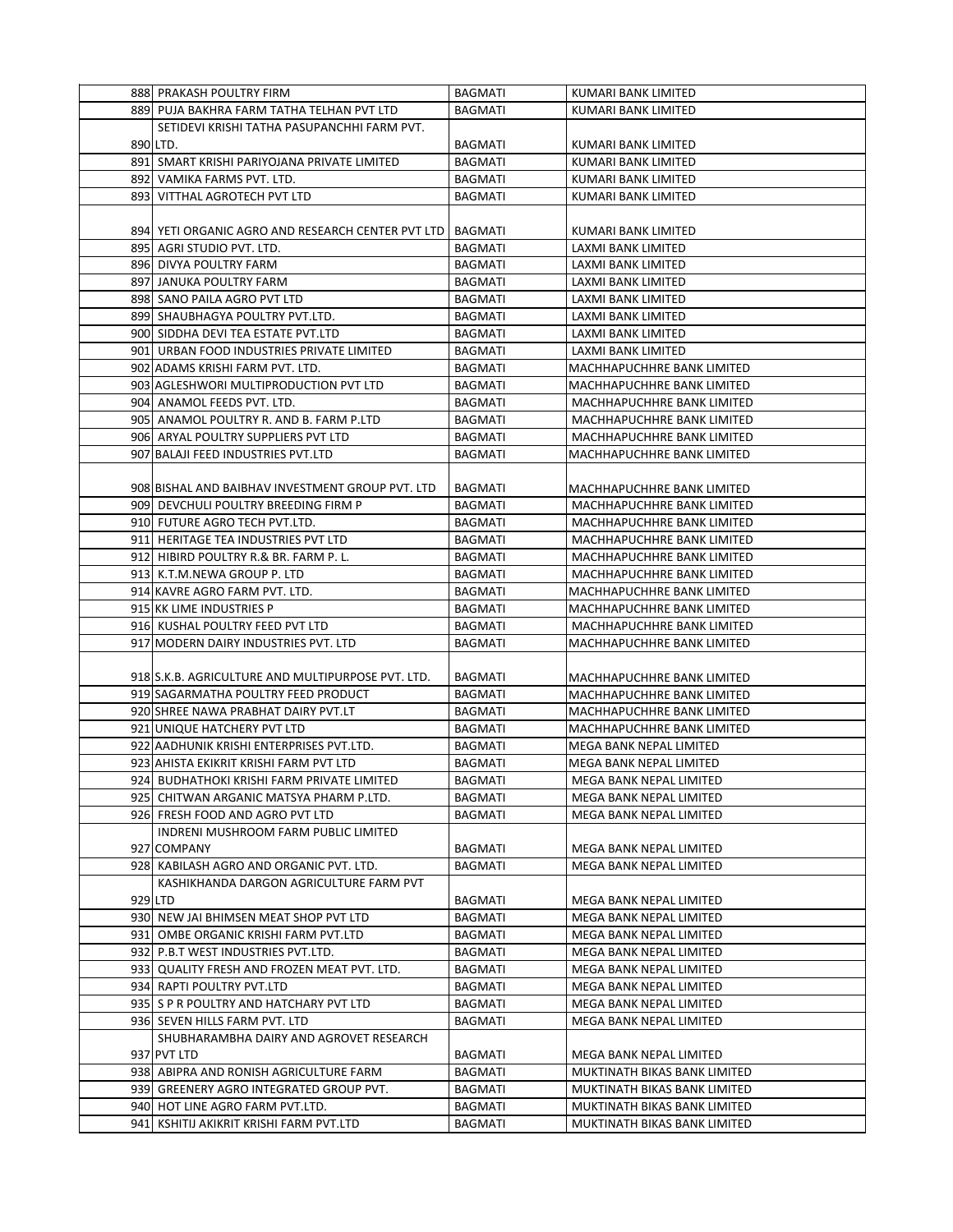| | | | |
|---|---|---|---|
| 888 | PRAKASH POULTRY FIRM | BAGMATI | KUMARI BANK LIMITED |
| 889 | PUJA BAKHRA FARM TATHA TELHAN PVT LTD | BAGMATI | KUMARI BANK LIMITED |
| 890 | SETIDEVI KRISHI TATHA PASUPANCHHI FARM PVT. LTD. | BAGMATI | KUMARI BANK LIMITED |
| 891 | SMART KRISHI PARIYOJANA PRIVATE LIMITED | BAGMATI | KUMARI BANK LIMITED |
| 892 | VAMIKA FARMS PVT. LTD. | BAGMATI | KUMARI BANK LIMITED |
| 893 | VITTHAL AGROTECH PVT LTD | BAGMATI | KUMARI BANK LIMITED |
| 894 | YETI ORGANIC AGRO AND RESEARCH CENTER PVT LTD | BAGMATI | KUMARI BANK LIMITED |
| 895 | AGRI STUDIO PVT. LTD. | BAGMATI | LAXMI BANK LIMITED |
| 896 | DIVYA POULTRY FARM | BAGMATI | LAXMI BANK LIMITED |
| 897 | JANUKA POULTRY FARM | BAGMATI | LAXMI BANK LIMITED |
| 898 | SANO PAILA AGRO PVT LTD | BAGMATI | LAXMI BANK LIMITED |
| 899 | SHAUBHAGYA POULTRY PVT.LTD. | BAGMATI | LAXMI BANK LIMITED |
| 900 | SIDDHA DEVI TEA ESTATE PVT.LTD | BAGMATI | LAXMI BANK LIMITED |
| 901 | URBAN FOOD INDUSTRIES PRIVATE LIMITED | BAGMATI | LAXMI BANK LIMITED |
| 902 | ADAMS KRISHI FARM PVT. LTD. | BAGMATI | MACHHAPUCHHRE BANK LIMITED |
| 903 | AGLESHWORI MULTIPRODUCTION PVT LTD | BAGMATI | MACHHAPUCHHRE BANK LIMITED |
| 904 | ANAMOL FEEDS PVT. LTD. | BAGMATI | MACHHAPUCHHRE BANK LIMITED |
| 905 | ANAMOL POULTRY R. AND B. FARM P.LTD | BAGMATI | MACHHAPUCHHRE BANK LIMITED |
| 906 | ARYAL POULTRY SUPPLIERS PVT LTD | BAGMATI | MACHHAPUCHHRE BANK LIMITED |
| 907 | BALAJI FEED INDUSTRIES PVT.LTD | BAGMATI | MACHHAPUCHHRE BANK LIMITED |
| 908 | BISHAL AND BAIBHAV INVESTMENT GROUP PVT. LTD | BAGMATI | MACHHAPUCHHRE BANK LIMITED |
| 909 | DEVCHULI POULTRY BREEDING FIRM P | BAGMATI | MACHHAPUCHHRE BANK LIMITED |
| 910 | FUTURE AGRO TECH PVT.LTD. | BAGMATI | MACHHAPUCHHRE BANK LIMITED |
| 911 | HERITAGE TEA INDUSTRIES PVT LTD | BAGMATI | MACHHAPUCHHRE BANK LIMITED |
| 912 | HIBIRD POULTRY R.& BR. FARM P. L. | BAGMATI | MACHHAPUCHHRE BANK LIMITED |
| 913 | K.T.M.NEWA GROUP P. LTD | BAGMATI | MACHHAPUCHHRE BANK LIMITED |
| 914 | KAVRE AGRO FARM PVT. LTD. | BAGMATI | MACHHAPUCHHRE BANK LIMITED |
| 915 | KK LIME INDUSTRIES P | BAGMATI | MACHHAPUCHHRE BANK LIMITED |
| 916 | KUSHAL POULTRY FEED PVT LTD | BAGMATI | MACHHAPUCHHRE BANK LIMITED |
| 917 | MODERN DAIRY INDUSTRIES PVT. LTD | BAGMATI | MACHHAPUCHHRE BANK LIMITED |
| 918 | S.K.B. AGRICULTURE AND MULTIPURPOSE PVT. LTD. | BAGMATI | MACHHAPUCHHRE BANK LIMITED |
| 919 | SAGARMATHA POULTRY FEED PRODUCT | BAGMATI | MACHHAPUCHHRE BANK LIMITED |
| 920 | SHREE NAWA PRABHAT DAIRY PVT.LT | BAGMATI | MACHHAPUCHHRE BANK LIMITED |
| 921 | UNIQUE HATCHERY PVT LTD | BAGMATI | MACHHAPUCHHRE BANK LIMITED |
| 922 | AADHUNIK KRISHI ENTERPRISES PVT.LTD. | BAGMATI | MEGA BANK NEPAL LIMITED |
| 923 | AHISTA EKIKRIT KRISHI FARM PVT LTD | BAGMATI | MEGA BANK NEPAL LIMITED |
| 924 | BUDHATHOKI KRISHI FARM PRIVATE LIMITED | BAGMATI | MEGA BANK NEPAL LIMITED |
| 925 | CHITWAN ARGANIC MATSYA PHARM P.LTD. | BAGMATI | MEGA BANK NEPAL LIMITED |
| 926 | FRESH FOOD AND AGRO PVT LTD | BAGMATI | MEGA BANK NEPAL LIMITED |
| 927 | INDRENI MUSHROOM FARM PUBLIC LIMITED COMPANY | BAGMATI | MEGA BANK NEPAL LIMITED |
| 928 | KABILASH AGRO AND ORGANIC PVT. LTD. | BAGMATI | MEGA BANK NEPAL LIMITED |
| 929 | KASHIKHANDA DARGON AGRICULTURE FARM PVT LTD | BAGMATI | MEGA BANK NEPAL LIMITED |
| 930 | NEW JAI BHIMSEN MEAT SHOP PVT LTD | BAGMATI | MEGA BANK NEPAL LIMITED |
| 931 | OMBE ORGANIC KRISHI FARM PVT.LTD | BAGMATI | MEGA BANK NEPAL LIMITED |
| 932 | P.B.T WEST INDUSTRIES PVT.LTD. | BAGMATI | MEGA BANK NEPAL LIMITED |
| 933 | QUALITY FRESH AND FROZEN MEAT PVT. LTD. | BAGMATI | MEGA BANK NEPAL LIMITED |
| 934 | RAPTI POULTRY PVT.LTD | BAGMATI | MEGA BANK NEPAL LIMITED |
| 935 | S P R POULTRY AND HATCHARY PVT LTD | BAGMATI | MEGA BANK NEPAL LIMITED |
| 936 | SEVEN HILLS FARM PVT. LTD | BAGMATI | MEGA BANK NEPAL LIMITED |
| 937 | SHUBHARAMBHA DAIRY AND AGROVET RESEARCH PVT LTD | BAGMATI | MEGA BANK NEPAL LIMITED |
| 938 | ABIPRA AND RONISH AGRICULTURE FARM | BAGMATI | MUKTINATH BIKAS BANK LIMITED |
| 939 | GREENERY AGRO INTEGRATED GROUP PVT. | BAGMATI | MUKTINATH BIKAS BANK LIMITED |
| 940 | HOT LINE AGRO FARM PVT.LTD. | BAGMATI | MUKTINATH BIKAS BANK LIMITED |
| 941 | KSHITIJ AKIKRIT KRISHI FARM PVT.LTD | BAGMATI | MUKTINATH BIKAS BANK LIMITED |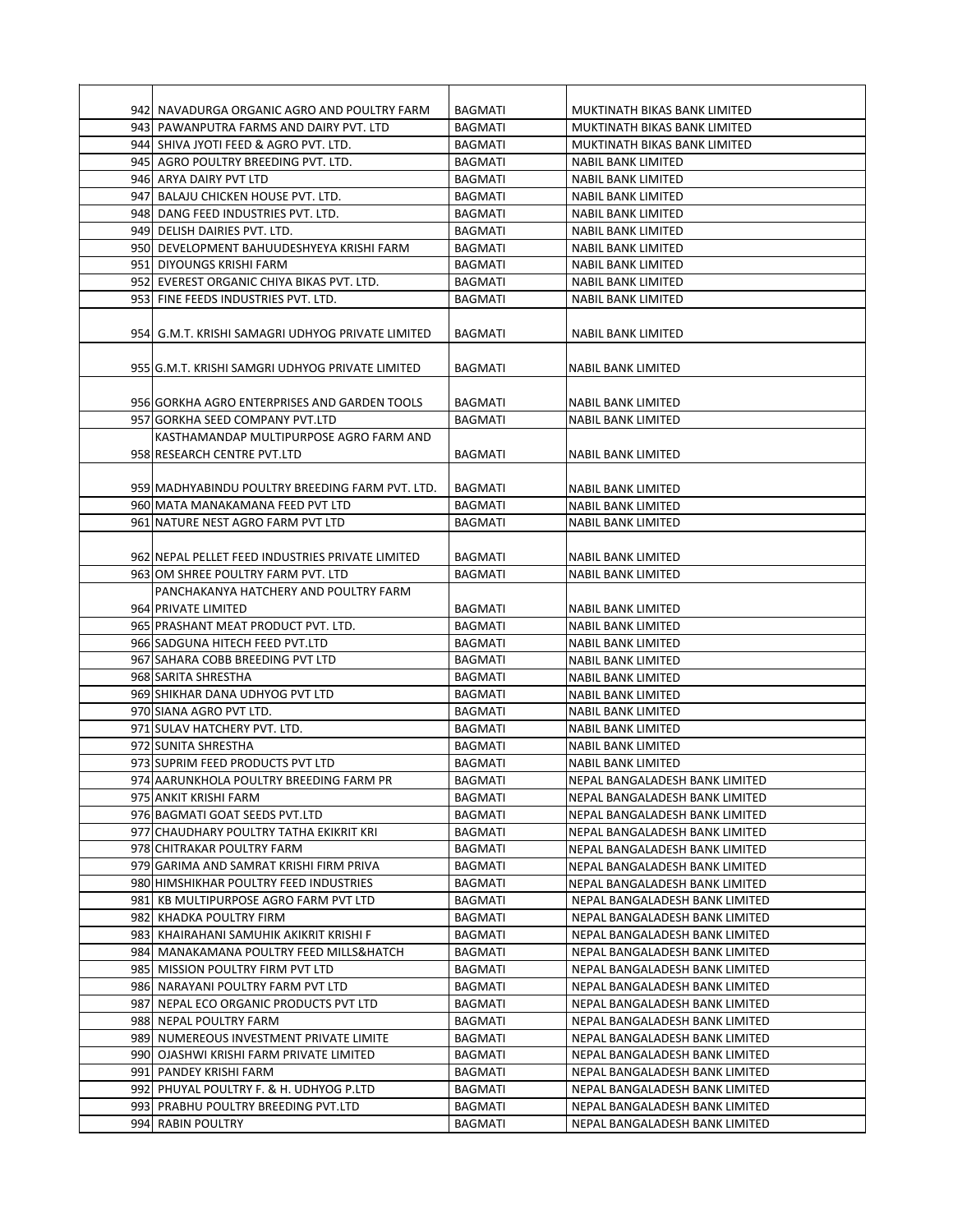| | | | |
|---|---|---|---|
| 942 | NAVADURGA ORGANIC AGRO AND POULTRY FARM | BAGMATI | MUKTINATH BIKAS BANK LIMITED |
| 943 | PAWANPUTRA FARMS AND DAIRY PVT. LTD | BAGMATI | MUKTINATH BIKAS BANK LIMITED |
| 944 | SHIVA JYOTI FEED & AGRO PVT. LTD. | BAGMATI | MUKTINATH BIKAS BANK LIMITED |
| 945 | AGRO POULTRY BREEDING PVT. LTD. | BAGMATI | NABIL BANK LIMITED |
| 946 | ARYA DAIRY PVT LTD | BAGMATI | NABIL BANK LIMITED |
| 947 | BALAJU CHICKEN HOUSE PVT. LTD. | BAGMATI | NABIL BANK LIMITED |
| 948 | DANG FEED INDUSTRIES PVT. LTD. | BAGMATI | NABIL BANK LIMITED |
| 949 | DELISH DAIRIES PVT. LTD. | BAGMATI | NABIL BANK LIMITED |
| 950 | DEVELOPMENT BAHUUDESHYEYA KRISHI FARM | BAGMATI | NABIL BANK LIMITED |
| 951 | DIYOUNGS KRISHI FARM | BAGMATI | NABIL BANK LIMITED |
| 952 | EVEREST ORGANIC CHIYA BIKAS PVT. LTD. | BAGMATI | NABIL BANK LIMITED |
| 953 | FINE FEEDS INDUSTRIES PVT. LTD. | BAGMATI | NABIL BANK LIMITED |
| 954 | G.M.T. KRISHI SAMAGRI UDHYOG PRIVATE LIMITED | BAGMATI | NABIL BANK LIMITED |
| 955 | G.M.T. KRISHI SAMGRI UDHYOG PRIVATE LIMITED | BAGMATI | NABIL BANK LIMITED |
| 956 | GORKHA AGRO ENTERPRISES AND GARDEN TOOLS | BAGMATI | NABIL BANK LIMITED |
| 957 | GORKHA SEED COMPANY PVT.LTD | BAGMATI | NABIL BANK LIMITED |
| 958 | KASTHAMANDAP MULTIPURPOSE AGRO FARM AND RESEARCH CENTRE PVT.LTD | BAGMATI | NABIL BANK LIMITED |
| 959 | MADHYABINDU POULTRY BREEDING FARM PVT. LTD. | BAGMATI | NABIL BANK LIMITED |
| 960 | MATA MANAKAMANA FEED PVT LTD | BAGMATI | NABIL BANK LIMITED |
| 961 | NATURE NEST AGRO FARM PVT LTD | BAGMATI | NABIL BANK LIMITED |
| 962 | NEPAL PELLET FEED INDUSTRIES PRIVATE LIMITED | BAGMATI | NABIL BANK LIMITED |
| 963 | OM SHREE POULTRY FARM PVT. LTD | BAGMATI | NABIL BANK LIMITED |
| 964 | PANCHAKANYA HATCHERY AND POULTRY FARM PRIVATE LIMITED | BAGMATI | NABIL BANK LIMITED |
| 965 | PRASHANT MEAT PRODUCT PVT. LTD. | BAGMATI | NABIL BANK LIMITED |
| 966 | SADGUNA HITECH FEED PVT.LTD | BAGMATI | NABIL BANK LIMITED |
| 967 | SAHARA COBB BREEDING PVT LTD | BAGMATI | NABIL BANK LIMITED |
| 968 | SARITA SHRESTHA | BAGMATI | NABIL BANK LIMITED |
| 969 | SHIKHAR DANA UDHYOG PVT LTD | BAGMATI | NABIL BANK LIMITED |
| 970 | SIANA AGRO PVT LTD. | BAGMATI | NABIL BANK LIMITED |
| 971 | SULAV HATCHERY PVT. LTD. | BAGMATI | NABIL BANK LIMITED |
| 972 | SUNITA SHRESTHA | BAGMATI | NABIL BANK LIMITED |
| 973 | SUPRIM FEED PRODUCTS PVT LTD | BAGMATI | NABIL BANK LIMITED |
| 974 | AARUNKHOLA POULTRY BREEDING FARM PR | BAGMATI | NEPAL BANGALADESH BANK LIMITED |
| 975 | ANKIT KRISHI FARM | BAGMATI | NEPAL BANGALADESH BANK LIMITED |
| 976 | BAGMATI GOAT SEEDS PVT.LTD | BAGMATI | NEPAL BANGALADESH BANK LIMITED |
| 977 | CHAUDHARY POULTRY TATHA EKIKRIT KRI | BAGMATI | NEPAL BANGALADESH BANK LIMITED |
| 978 | CHITRAKAR POULTRY FARM | BAGMATI | NEPAL BANGALADESH BANK LIMITED |
| 979 | GARIMA AND SAMRAT KRISHI FIRM PRIVA | BAGMATI | NEPAL BANGALADESH BANK LIMITED |
| 980 | HIMSHIKHAR POULTRY FEED INDUSTRIES | BAGMATI | NEPAL BANGALADESH BANK LIMITED |
| 981 | KB MULTIPURPOSE AGRO FARM PVT LTD | BAGMATI | NEPAL BANGALADESH BANK LIMITED |
| 982 | KHADKA POULTRY FIRM | BAGMATI | NEPAL BANGALADESH BANK LIMITED |
| 983 | KHAIRAHANI SAMUHIK AKIKRIT KRISHI F | BAGMATI | NEPAL BANGALADESH BANK LIMITED |
| 984 | MANAKAMANA POULTRY FEED MILLS&HATCH | BAGMATI | NEPAL BANGALADESH BANK LIMITED |
| 985 | MISSION POULTRY FIRM PVT LTD | BAGMATI | NEPAL BANGALADESH BANK LIMITED |
| 986 | NARAYANI POULTRY FARM PVT LTD | BAGMATI | NEPAL BANGALADESH BANK LIMITED |
| 987 | NEPAL ECO ORGANIC PRODUCTS PVT LTD | BAGMATI | NEPAL BANGALADESH BANK LIMITED |
| 988 | NEPAL POULTRY FARM | BAGMATI | NEPAL BANGALADESH BANK LIMITED |
| 989 | NUMEREOUS INVESTMENT PRIVATE LIMITE | BAGMATI | NEPAL BANGALADESH BANK LIMITED |
| 990 | OJASHWI KRISHI FARM PRIVATE LIMITED | BAGMATI | NEPAL BANGALADESH BANK LIMITED |
| 991 | PANDEY KRISHI FARM | BAGMATI | NEPAL BANGALADESH BANK LIMITED |
| 992 | PHUYAL POULTRY F. & H. UDHYOG P.LTD | BAGMATI | NEPAL BANGALADESH BANK LIMITED |
| 993 | PRABHU POULTRY BREEDING PVT.LTD | BAGMATI | NEPAL BANGALADESH BANK LIMITED |
| 994 | RABIN POULTRY | BAGMATI | NEPAL BANGALADESH BANK LIMITED |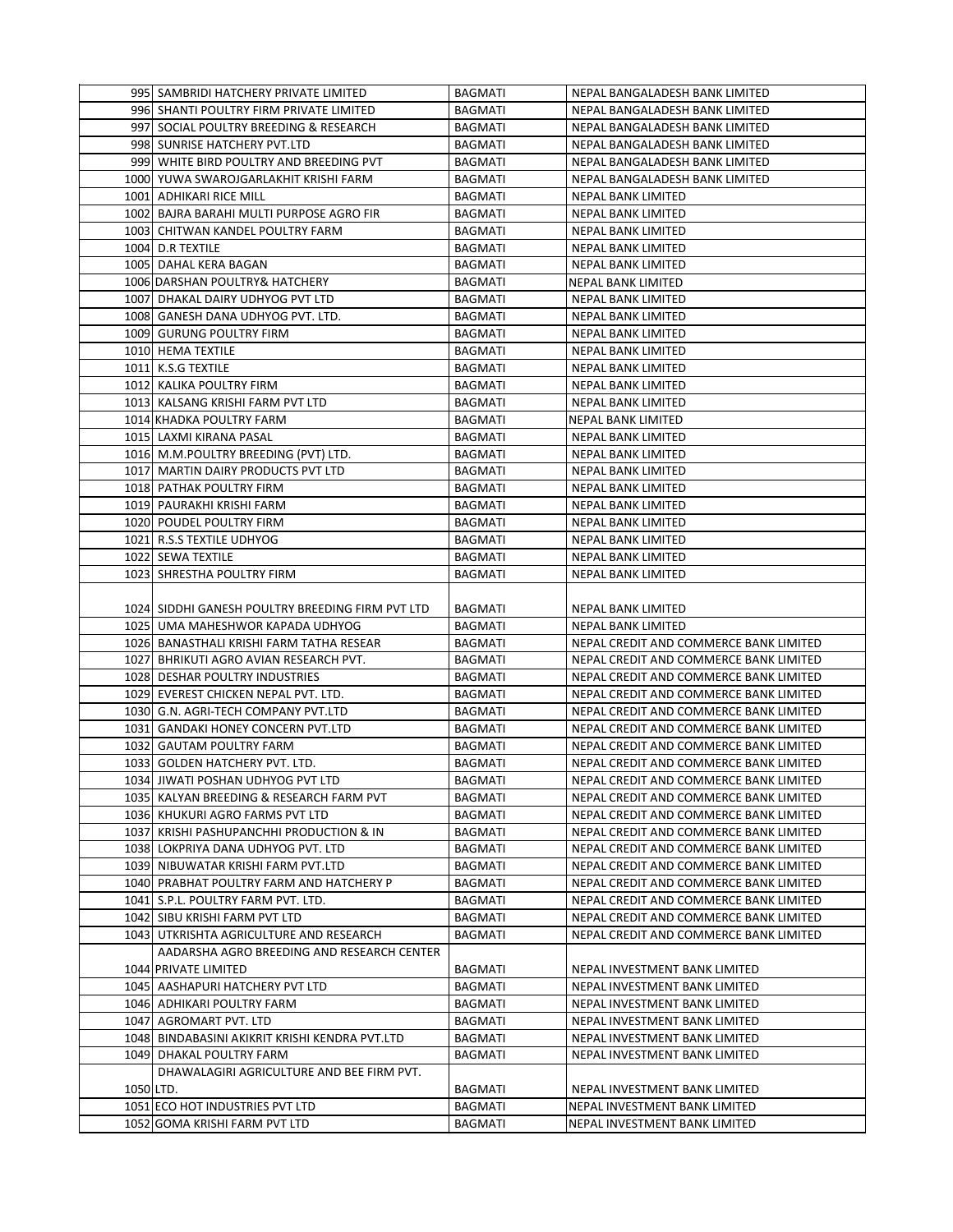| | | | |
|---|---|---|---|
| 995 | SAMBRIDI HATCHERY PRIVATE LIMITED | BAGMATI | NEPAL BANGALADESH BANK LIMITED |
| 996 | SHANTI POULTRY FIRM PRIVATE LIMITED | BAGMATI | NEPAL BANGALADESH BANK LIMITED |
| 997 | SOCIAL POULTRY BREEDING & RESEARCH | BAGMATI | NEPAL BANGALADESH BANK LIMITED |
| 998 | SUNRISE HATCHERY PVT.LTD | BAGMATI | NEPAL BANGALADESH BANK LIMITED |
| 999 | WHITE BIRD POULTRY AND BREEDING PVT | BAGMATI | NEPAL BANGALADESH BANK LIMITED |
| 1000 | YUWA SWAROJGARLAKHIT KRISHI FARM | BAGMATI | NEPAL BANGALADESH BANK LIMITED |
| 1001 | ADHIKARI RICE MILL | BAGMATI | NEPAL BANK LIMITED |
| 1002 | BAJRA BARAHI MULTI PURPOSE AGRO FIR | BAGMATI | NEPAL BANK LIMITED |
| 1003 | CHITWAN KANDEL POULTRY FARM | BAGMATI | NEPAL BANK LIMITED |
| 1004 | D.R TEXTILE | BAGMATI | NEPAL BANK LIMITED |
| 1005 | DAHAL KERA BAGAN | BAGMATI | NEPAL BANK LIMITED |
| 1006 | DARSHAN POULTRY& HATCHERY | BAGMATI | NEPAL BANK LIMITED |
| 1007 | DHAKAL DAIRY UDHYOG PVT LTD | BAGMATI | NEPAL BANK LIMITED |
| 1008 | GANESH DANA UDHYOG PVT. LTD. | BAGMATI | NEPAL BANK LIMITED |
| 1009 | GURUNG POULTRY FIRM | BAGMATI | NEPAL BANK LIMITED |
| 1010 | HEMA TEXTILE | BAGMATI | NEPAL BANK LIMITED |
| 1011 | K.S.G TEXTILE | BAGMATI | NEPAL BANK LIMITED |
| 1012 | KALIKA POULTRY FIRM | BAGMATI | NEPAL BANK LIMITED |
| 1013 | KALSANG KRISHI FARM PVT LTD | BAGMATI | NEPAL BANK LIMITED |
| 1014 | KHADKA POULTRY FARM | BAGMATI | NEPAL BANK LIMITED |
| 1015 | LAXMI KIRANA PASAL | BAGMATI | NEPAL BANK LIMITED |
| 1016 | M.M.POULTRY BREEDING (PVT) LTD. | BAGMATI | NEPAL BANK LIMITED |
| 1017 | MARTIN DAIRY PRODUCTS PVT LTD | BAGMATI | NEPAL BANK LIMITED |
| 1018 | PATHAK POULTRY FIRM | BAGMATI | NEPAL BANK LIMITED |
| 1019 | PAURAKHI KRISHI FARM | BAGMATI | NEPAL BANK LIMITED |
| 1020 | POUDEL POULTRY FIRM | BAGMATI | NEPAL BANK LIMITED |
| 1021 | R.S.S TEXTILE UDHYOG | BAGMATI | NEPAL BANK LIMITED |
| 1022 | SEWA TEXTILE | BAGMATI | NEPAL BANK LIMITED |
| 1023 | SHRESTHA POULTRY FIRM | BAGMATI | NEPAL BANK LIMITED |
| 1024 | SIDDHI GANESH POULTRY BREEDING FIRM PVT LTD | BAGMATI | NEPAL BANK LIMITED |
| 1025 | UMA MAHESHWOR KAPADA UDHYOG | BAGMATI | NEPAL BANK LIMITED |
| 1026 | BANASTHALI KRISHI FARM TATHA RESEAR | BAGMATI | NEPAL CREDIT AND COMMERCE BANK LIMITED |
| 1027 | BHRIKUTI AGRO AVIAN RESEARCH PVT. | BAGMATI | NEPAL CREDIT AND COMMERCE BANK LIMITED |
| 1028 | DESHAR POULTRY INDUSTRIES | BAGMATI | NEPAL CREDIT AND COMMERCE BANK LIMITED |
| 1029 | EVEREST CHICKEN NEPAL PVT. LTD. | BAGMATI | NEPAL CREDIT AND COMMERCE BANK LIMITED |
| 1030 | G.N. AGRI-TECH COMPANY PVT.LTD | BAGMATI | NEPAL CREDIT AND COMMERCE BANK LIMITED |
| 1031 | GANDAKI HONEY CONCERN PVT.LTD | BAGMATI | NEPAL CREDIT AND COMMERCE BANK LIMITED |
| 1032 | GAUTAM POULTRY FARM | BAGMATI | NEPAL CREDIT AND COMMERCE BANK LIMITED |
| 1033 | GOLDEN HATCHERY PVT. LTD. | BAGMATI | NEPAL CREDIT AND COMMERCE BANK LIMITED |
| 1034 | JIWATI POSHAN UDHYOG PVT LTD | BAGMATI | NEPAL CREDIT AND COMMERCE BANK LIMITED |
| 1035 | KALYAN BREEDING & RESEARCH FARM PVT | BAGMATI | NEPAL CREDIT AND COMMERCE BANK LIMITED |
| 1036 | KHUKURI AGRO FARMS PVT LTD | BAGMATI | NEPAL CREDIT AND COMMERCE BANK LIMITED |
| 1037 | KRISHI PASHUPANCHHI PRODUCTION & IN | BAGMATI | NEPAL CREDIT AND COMMERCE BANK LIMITED |
| 1038 | LOKPRIYA DANA UDHYOG PVT. LTD | BAGMATI | NEPAL CREDIT AND COMMERCE BANK LIMITED |
| 1039 | NIBUWATAR KRISHI FARM PVT.LTD | BAGMATI | NEPAL CREDIT AND COMMERCE BANK LIMITED |
| 1040 | PRABHAT POULTRY FARM AND HATCHERY P | BAGMATI | NEPAL CREDIT AND COMMERCE BANK LIMITED |
| 1041 | S.P.L. POULTRY FARM PVT. LTD. | BAGMATI | NEPAL CREDIT AND COMMERCE BANK LIMITED |
| 1042 | SIBU KRISHI FARM PVT LTD | BAGMATI | NEPAL CREDIT AND COMMERCE BANK LIMITED |
| 1043 | UTKRISHTA AGRICULTURE AND RESEARCH | BAGMATI | NEPAL CREDIT AND COMMERCE BANK LIMITED |
| 1044 | AADARSHA AGRO BREEDING AND RESEARCH CENTER PRIVATE LIMITED | BAGMATI | NEPAL INVESTMENT BANK LIMITED |
| 1045 | AASHAPURI HATCHERY PVT LTD | BAGMATI | NEPAL INVESTMENT BANK LIMITED |
| 1046 | ADHIKARI POULTRY FARM | BAGMATI | NEPAL INVESTMENT BANK LIMITED |
| 1047 | AGROMART PVT. LTD | BAGMATI | NEPAL INVESTMENT BANK LIMITED |
| 1048 | BINDABASINI AKIKRIT KRISHI KENDRA PVT.LTD | BAGMATI | NEPAL INVESTMENT BANK LIMITED |
| 1049 | DHAKAL POULTRY FARM | BAGMATI | NEPAL INVESTMENT BANK LIMITED |
| 1050 | DHAWALAGIRI AGRICULTURE AND BEE FIRM PVT. LTD. | BAGMATI | NEPAL INVESTMENT BANK LIMITED |
| 1051 | ECO HOT INDUSTRIES PVT LTD | BAGMATI | NEPAL INVESTMENT BANK LIMITED |
| 1052 | GOMA KRISHI FARM PVT LTD | BAGMATI | NEPAL INVESTMENT BANK LIMITED |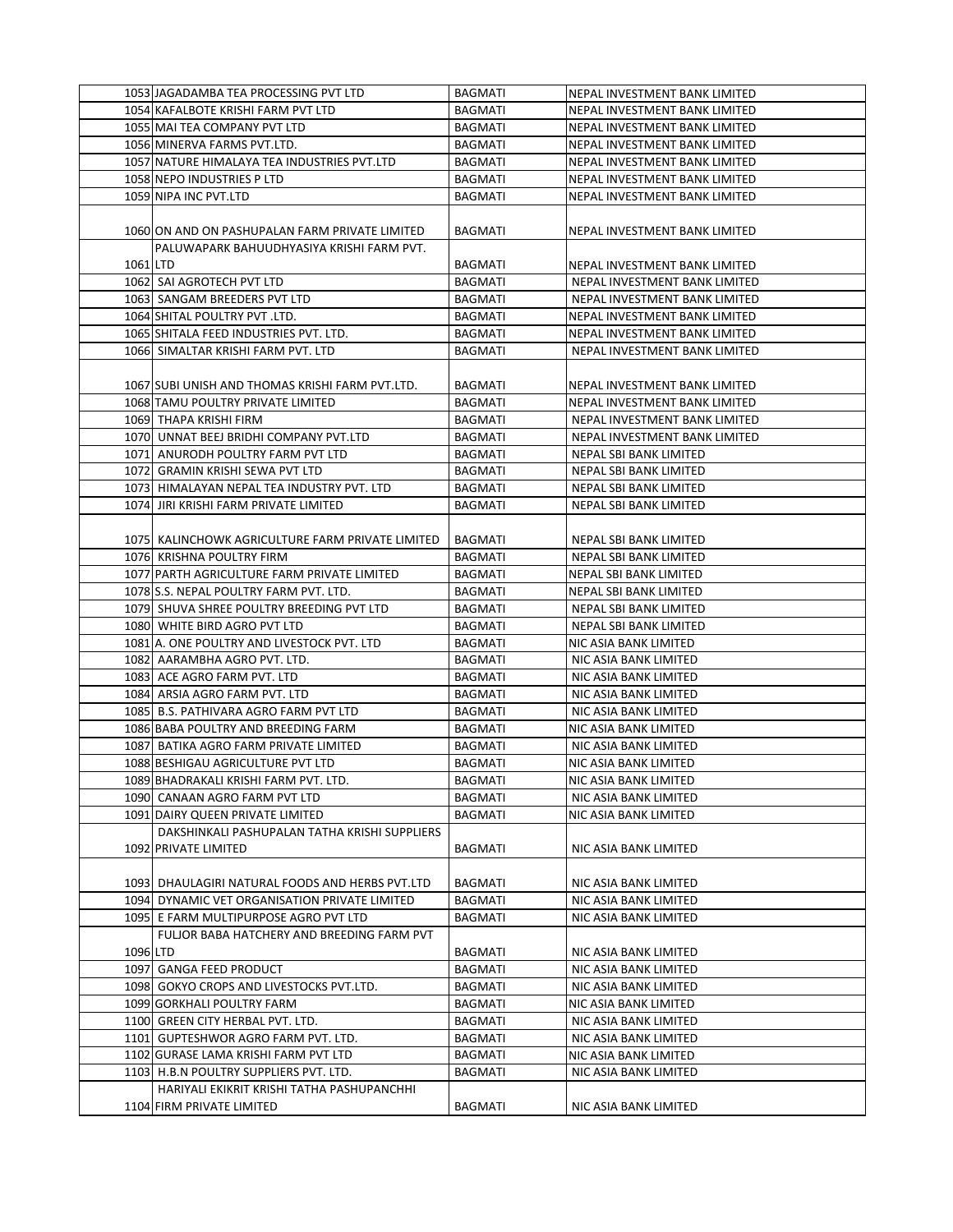| | | | |
|---|---|---|---|
| 1053 | JAGADAMBA TEA PROCESSING PVT LTD | BAGMATI | NEPAL INVESTMENT BANK LIMITED |
| 1054 | KAFALBOTE KRISHI FARM PVT LTD | BAGMATI | NEPAL INVESTMENT BANK LIMITED |
| 1055 | MAI TEA COMPANY PVT LTD | BAGMATI | NEPAL INVESTMENT BANK LIMITED |
| 1056 | MINERVA FARMS PVT.LTD. | BAGMATI | NEPAL INVESTMENT BANK LIMITED |
| 1057 | NATURE HIMALAYA TEA INDUSTRIES PVT.LTD | BAGMATI | NEPAL INVESTMENT BANK LIMITED |
| 1058 | NEPO INDUSTRIES P LTD | BAGMATI | NEPAL INVESTMENT BANK LIMITED |
| 1059 | NIPA INC PVT.LTD | BAGMATI | NEPAL INVESTMENT BANK LIMITED |
| 1060 | ON AND ON PASHUPALAN FARM PRIVATE LIMITED | BAGMATI | NEPAL INVESTMENT BANK LIMITED |
| 1061 | PALUWAPARK BAHUUDHYASIYA KRISHI FARM PVT. LTD | BAGMATI | NEPAL INVESTMENT BANK LIMITED |
| 1062 | SAI AGROTECH PVT LTD | BAGMATI | NEPAL INVESTMENT BANK LIMITED |
| 1063 | SANGAM BREEDERS PVT LTD | BAGMATI | NEPAL INVESTMENT BANK LIMITED |
| 1064 | SHITAL POULTRY PVT .LTD. | BAGMATI | NEPAL INVESTMENT BANK LIMITED |
| 1065 | SHITALA FEED INDUSTRIES PVT. LTD. | BAGMATI | NEPAL INVESTMENT BANK LIMITED |
| 1066 | SIMALTAR KRISHI FARM PVT. LTD | BAGMATI | NEPAL INVESTMENT BANK LIMITED |
| 1067 | SUBI UNISH AND THOMAS KRISHI FARM PVT.LTD. | BAGMATI | NEPAL INVESTMENT BANK LIMITED |
| 1068 | TAMU POULTRY PRIVATE LIMITED | BAGMATI | NEPAL INVESTMENT BANK LIMITED |
| 1069 | THAPA KRISHI FIRM | BAGMATI | NEPAL INVESTMENT BANK LIMITED |
| 1070 | UNNAT BEEJ BRIDHI COMPANY PVT.LTD | BAGMATI | NEPAL INVESTMENT BANK LIMITED |
| 1071 | ANURODH POULTRY FARM PVT LTD | BAGMATI | NEPAL SBI BANK LIMITED |
| 1072 | GRAMIN KRISHI SEWA PVT LTD | BAGMATI | NEPAL SBI BANK LIMITED |
| 1073 | HIMALAYAN NEPAL TEA INDUSTRY PVT. LTD | BAGMATI | NEPAL SBI BANK LIMITED |
| 1074 | JIRI KRISHI FARM PRIVATE LIMITED | BAGMATI | NEPAL SBI BANK LIMITED |
| 1075 | KALINCHOWK AGRICULTURE FARM PRIVATE LIMITED | BAGMATI | NEPAL SBI BANK LIMITED |
| 1076 | KRISHNA POULTRY FIRM | BAGMATI | NEPAL SBI BANK LIMITED |
| 1077 | PARTH AGRICULTURE FARM PRIVATE LIMITED | BAGMATI | NEPAL SBI BANK LIMITED |
| 1078 | S.S. NEPAL POULTRY FARM PVT. LTD. | BAGMATI | NEPAL SBI BANK LIMITED |
| 1079 | SHUVA SHREE POULTRY BREEDING PVT LTD | BAGMATI | NEPAL SBI BANK LIMITED |
| 1080 | WHITE BIRD AGRO PVT LTD | BAGMATI | NEPAL SBI BANK LIMITED |
| 1081 | A. ONE POULTRY AND LIVESTOCK PVT. LTD | BAGMATI | NIC ASIA BANK LIMITED |
| 1082 | AARAMBHA AGRO PVT. LTD. | BAGMATI | NIC ASIA BANK LIMITED |
| 1083 | ACE AGRO FARM PVT. LTD | BAGMATI | NIC ASIA BANK LIMITED |
| 1084 | ARSIA AGRO FARM PVT. LTD | BAGMATI | NIC ASIA BANK LIMITED |
| 1085 | B.S. PATHIVARA AGRO FARM PVT LTD | BAGMATI | NIC ASIA BANK LIMITED |
| 1086 | BABA POULTRY AND BREEDING FARM | BAGMATI | NIC ASIA BANK LIMITED |
| 1087 | BATIKA AGRO FARM PRIVATE LIMITED | BAGMATI | NIC ASIA BANK LIMITED |
| 1088 | BESHIGAU AGRICULTURE PVT LTD | BAGMATI | NIC ASIA BANK LIMITED |
| 1089 | BHADRAKALI KRISHI FARM PVT. LTD. | BAGMATI | NIC ASIA BANK LIMITED |
| 1090 | CANAAN AGRO FARM PVT LTD | BAGMATI | NIC ASIA BANK LIMITED |
| 1091 | DAIRY QUEEN PRIVATE LIMITED | BAGMATI | NIC ASIA BANK LIMITED |
| 1092 | DAKSHINKALI PASHUPALAN TATHA KRISHI SUPPLIERS PRIVATE LIMITED | BAGMATI | NIC ASIA BANK LIMITED |
| 1093 | DHAULAGIRI NATURAL FOODS AND HERBS PVT.LTD | BAGMATI | NIC ASIA BANK LIMITED |
| 1094 | DYNAMIC VET ORGANISATION PRIVATE LIMITED | BAGMATI | NIC ASIA BANK LIMITED |
| 1095 | E FARM MULTIPURPOSE AGRO PVT LTD | BAGMATI | NIC ASIA BANK LIMITED |
| 1096 | FULJOR BABA HATCHERY AND BREEDING FARM PVT LTD | BAGMATI | NIC ASIA BANK LIMITED |
| 1097 | GANGA FEED PRODUCT | BAGMATI | NIC ASIA BANK LIMITED |
| 1098 | GOKYO CROPS AND LIVESTOCKS PVT.LTD. | BAGMATI | NIC ASIA BANK LIMITED |
| 1099 | GORKHALI POULTRY FARM | BAGMATI | NIC ASIA BANK LIMITED |
| 1100 | GREEN CITY HERBAL PVT. LTD. | BAGMATI | NIC ASIA BANK LIMITED |
| 1101 | GUPTESHWOR AGRO FARM PVT. LTD. | BAGMATI | NIC ASIA BANK LIMITED |
| 1102 | GURASE LAMA KRISHI FARM PVT LTD | BAGMATI | NIC ASIA BANK LIMITED |
| 1103 | H.B.N POULTRY SUPPLIERS PVT. LTD. | BAGMATI | NIC ASIA BANK LIMITED |
| 1104 | HARIYALI EKIKRIT KRISHI TATHA PASHUPANCHHI FIRM PRIVATE LIMITED | BAGMATI | NIC ASIA BANK LIMITED |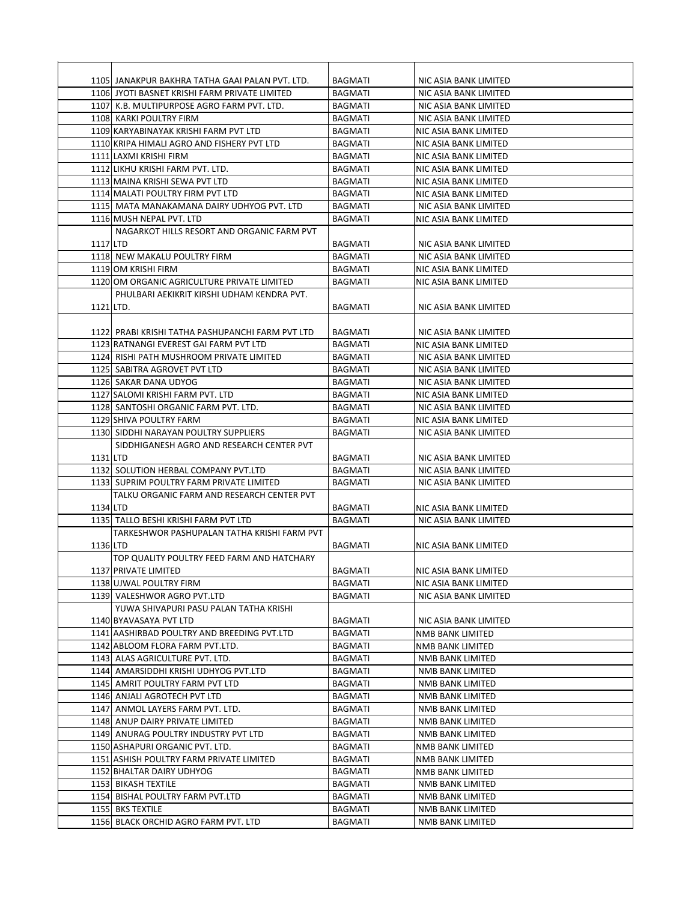| | | | |
|---|---|---|---|
| 1105 | JANAKPUR BAKHRA TATHA GAAI PALAN PVT. LTD. | BAGMATI | NIC ASIA BANK LIMITED |
| 1106 | JYOTI BASNET KRISHI FARM PRIVATE LIMITED | BAGMATI | NIC ASIA BANK LIMITED |
| 1107 | K.B. MULTIPURPOSE AGRO FARM PVT. LTD. | BAGMATI | NIC ASIA BANK LIMITED |
| 1108 | KARKI POULTRY FIRM | BAGMATI | NIC ASIA BANK LIMITED |
| 1109 | KARYABINAYAK KRISHI FARM PVT LTD | BAGMATI | NIC ASIA BANK LIMITED |
| 1110 | KRIPA HIMALI AGRO AND FISHERY PVT LTD | BAGMATI | NIC ASIA BANK LIMITED |
| 1111 | LAXMI KRISHI FIRM | BAGMATI | NIC ASIA BANK LIMITED |
| 1112 | LIKHU KRISHI FARM PVT. LTD. | BAGMATI | NIC ASIA BANK LIMITED |
| 1113 | MAINA KRISHI SEWA PVT LTD | BAGMATI | NIC ASIA BANK LIMITED |
| 1114 | MALATI POULTRY FIRM PVT LTD | BAGMATI | NIC ASIA BANK LIMITED |
| 1115 | MATA MANAKAMANA DAIRY UDHYOG PVT. LTD | BAGMATI | NIC ASIA BANK LIMITED |
| 1116 | MUSH NEPAL PVT. LTD | BAGMATI | NIC ASIA BANK LIMITED |
| 1117 | NAGARKOT HILLS RESORT AND ORGANIC FARM PVT LTD | BAGMATI | NIC ASIA BANK LIMITED |
| 1118 | NEW MAKALU POULTRY FIRM | BAGMATI | NIC ASIA BANK LIMITED |
| 1119 | OM KRISHI FIRM | BAGMATI | NIC ASIA BANK LIMITED |
| 1120 | OM ORGANIC AGRICULTURE PRIVATE LIMITED | BAGMATI | NIC ASIA BANK LIMITED |
| 1121 | PHULBARI AEKIKRIT KIRSHI UDHAM KENDRA PVT. LTD. | BAGMATI | NIC ASIA BANK LIMITED |
| 1122 | PRABI KRISHI TATHA PASHUPANCHI FARM PVT LTD | BAGMATI | NIC ASIA BANK LIMITED |
| 1123 | RATNANGI EVEREST GAI FARM PVT LTD | BAGMATI | NIC ASIA BANK LIMITED |
| 1124 | RISHI PATH MUSHROOM PRIVATE LIMITED | BAGMATI | NIC ASIA BANK LIMITED |
| 1125 | SABITRA AGROVET PVT LTD | BAGMATI | NIC ASIA BANK LIMITED |
| 1126 | SAKAR DANA UDYOG | BAGMATI | NIC ASIA BANK LIMITED |
| 1127 | SALOMI KRISHI FARM PVT. LTD | BAGMATI | NIC ASIA BANK LIMITED |
| 1128 | SANTOSHI ORGANIC FARM PVT. LTD. | BAGMATI | NIC ASIA BANK LIMITED |
| 1129 | SHIVA POULTRY FARM | BAGMATI | NIC ASIA BANK LIMITED |
| 1130 | SIDDHI NARAYAN POULTRY SUPPLIERS | BAGMATI | NIC ASIA BANK LIMITED |
| 1131 | SIDDHIGANESH AGRO AND RESEARCH CENTER PVT LTD | BAGMATI | NIC ASIA BANK LIMITED |
| 1132 | SOLUTION HERBAL COMPANY PVT.LTD | BAGMATI | NIC ASIA BANK LIMITED |
| 1133 | SUPRIM POULTRY FARM PRIVATE LIMITED | BAGMATI | NIC ASIA BANK LIMITED |
| 1134 | TALKU ORGANIC FARM AND RESEARCH CENTER PVT LTD | BAGMATI | NIC ASIA BANK LIMITED |
| 1135 | TALLO BESHI KRISHI FARM PVT LTD | BAGMATI | NIC ASIA BANK LIMITED |
| 1136 | TARKESHWOR PASHUPALAN TATHA KRISHI FARM PVT LTD | BAGMATI | NIC ASIA BANK LIMITED |
| 1137 | TOP QUALITY POULTRY FEED FARM AND HATCHARY PRIVATE LIMITED | BAGMATI | NIC ASIA BANK LIMITED |
| 1138 | UJWAL POULTRY FIRM | BAGMATI | NIC ASIA BANK LIMITED |
| 1139 | VALESHWOR AGRO PVT.LTD | BAGMATI | NIC ASIA BANK LIMITED |
| 1140 | YUWA SHIVAPURI PASU PALAN TATHA KRISHI BYAVASAYA PVT LTD | BAGMATI | NIC ASIA BANK LIMITED |
| 1141 | AASHIRBAD POULTRY AND BREEDING PVT.LTD | BAGMATI | NMB BANK LIMITED |
| 1142 | ABLOOM FLORA FARM PVT.LTD. | BAGMATI | NMB BANK LIMITED |
| 1143 | ALAS AGRICULTURE PVT. LTD. | BAGMATI | NMB BANK LIMITED |
| 1144 | AMARSIDDHI KRISHI UDHYOG PVT.LTD | BAGMATI | NMB BANK LIMITED |
| 1145 | AMRIT POULTRY FARM PVT LTD | BAGMATI | NMB BANK LIMITED |
| 1146 | ANJALI AGROTECH PVT LTD | BAGMATI | NMB BANK LIMITED |
| 1147 | ANMOL LAYERS FARM PVT. LTD. | BAGMATI | NMB BANK LIMITED |
| 1148 | ANUP DAIRY PRIVATE LIMITED | BAGMATI | NMB BANK LIMITED |
| 1149 | ANURAG POULTRY INDUSTRY PVT LTD | BAGMATI | NMB BANK LIMITED |
| 1150 | ASHAPURI ORGANIC PVT. LTD. | BAGMATI | NMB BANK LIMITED |
| 1151 | ASHISH POULTRY FARM PRIVATE LIMITED | BAGMATI | NMB BANK LIMITED |
| 1152 | BHALTAR DAIRY UDHYOG | BAGMATI | NMB BANK LIMITED |
| 1153 | BIKASH TEXTILE | BAGMATI | NMB BANK LIMITED |
| 1154 | BISHAL POULTRY FARM PVT.LTD | BAGMATI | NMB BANK LIMITED |
| 1155 | BKS TEXTILE | BAGMATI | NMB BANK LIMITED |
| 1156 | BLACK ORCHID AGRO FARM PVT. LTD | BAGMATI | NMB BANK LIMITED |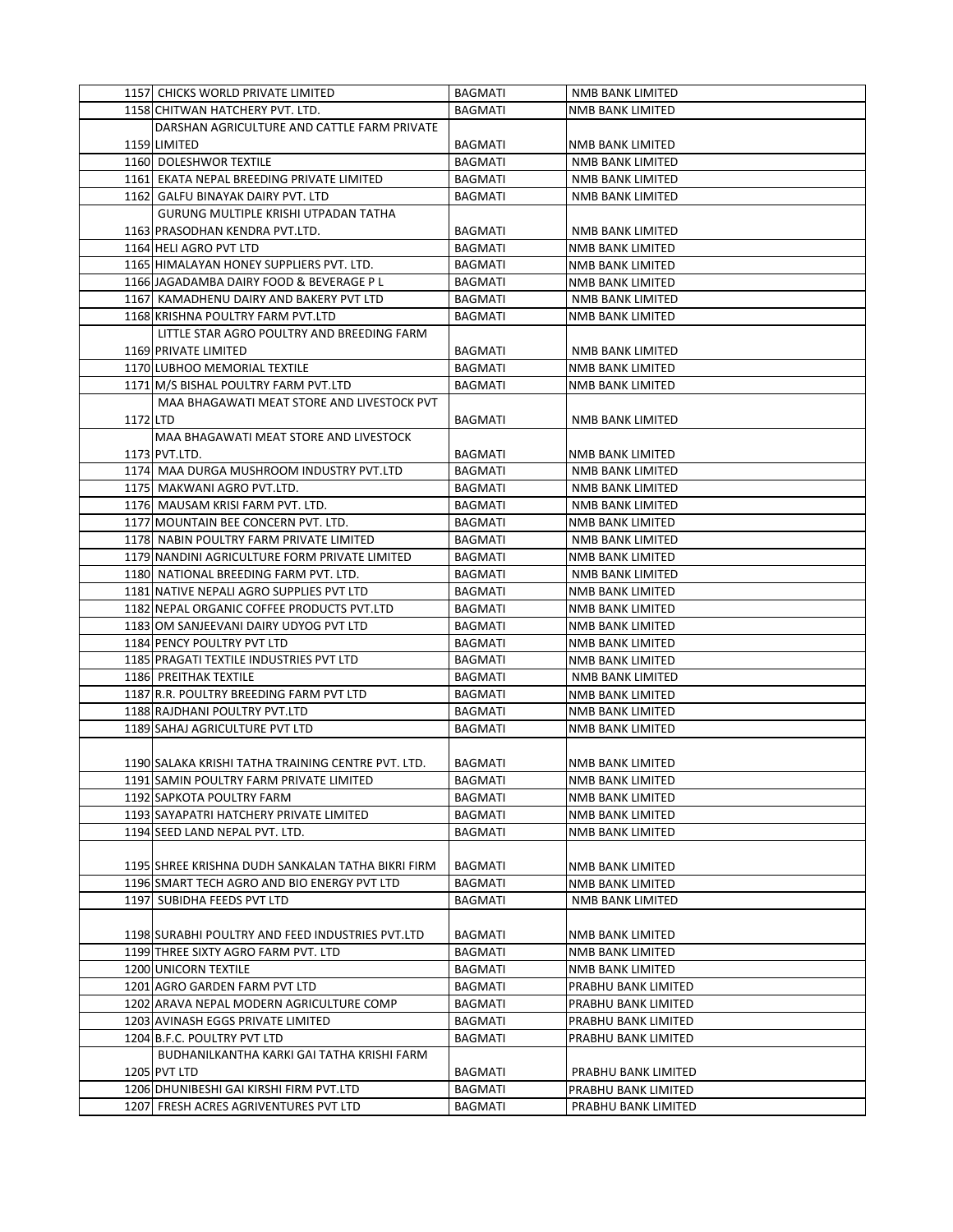| | | | |
|---|---|---|---|
| 1157 | CHICKS WORLD PRIVATE LIMITED | BAGMATI | NMB BANK LIMITED |
| 1158 | CHITWAN HATCHERY PVT. LTD. | BAGMATI | NMB BANK LIMITED |
| 1159 | DARSHAN AGRICULTURE AND CATTLE FARM PRIVATE LIMITED | BAGMATI | NMB BANK LIMITED |
| 1160 | DOLESHWOR TEXTILE | BAGMATI | NMB BANK LIMITED |
| 1161 | EKATA NEPAL BREEDING PRIVATE LIMITED | BAGMATI | NMB BANK LIMITED |
| 1162 | GALFU BINAYAK DAIRY PVT. LTD | BAGMATI | NMB BANK LIMITED |
| 1163 | GURUNG MULTIPLE KRISHI UTPADAN TATHA PRASODHAN KENDRA PVT.LTD. | BAGMATI | NMB BANK LIMITED |
| 1164 | HELI AGRO PVT LTD | BAGMATI | NMB BANK LIMITED |
| 1165 | HIMALAYAN HONEY SUPPLIERS PVT. LTD. | BAGMATI | NMB BANK LIMITED |
| 1166 | JAGADAMBA DAIRY FOOD & BEVERAGE P L | BAGMATI | NMB BANK LIMITED |
| 1167 | KAMADHENU DAIRY AND BAKERY PVT LTD | BAGMATI | NMB BANK LIMITED |
| 1168 | KRISHNA POULTRY FARM PVT.LTD | BAGMATI | NMB BANK LIMITED |
| 1169 | LITTLE STAR AGRO POULTRY AND BREEDING FARM PRIVATE LIMITED | BAGMATI | NMB BANK LIMITED |
| 1170 | LUBHOO MEMORIAL TEXTILE | BAGMATI | NMB BANK LIMITED |
| 1171 | M/S BISHAL POULTRY FARM PVT.LTD | BAGMATI | NMB BANK LIMITED |
| 1172 | MAA BHAGAWATI MEAT STORE AND LIVESTOCK PVT LTD | BAGMATI | NMB BANK LIMITED |
| 1173 | MAA BHAGAWATI MEAT STORE AND LIVESTOCK PVT.LTD. | BAGMATI | NMB BANK LIMITED |
| 1174 | MAA DURGA MUSHROOM INDUSTRY PVT.LTD | BAGMATI | NMB BANK LIMITED |
| 1175 | MAKWANI AGRO PVT.LTD. | BAGMATI | NMB BANK LIMITED |
| 1176 | MAUSAM KRISI FARM PVT. LTD. | BAGMATI | NMB BANK LIMITED |
| 1177 | MOUNTAIN BEE CONCERN PVT. LTD. | BAGMATI | NMB BANK LIMITED |
| 1178 | NABIN POULTRY FARM PRIVATE LIMITED | BAGMATI | NMB BANK LIMITED |
| 1179 | NANDINI AGRICULTURE FORM PRIVATE LIMITED | BAGMATI | NMB BANK LIMITED |
| 1180 | NATIONAL BREEDING FARM PVT. LTD. | BAGMATI | NMB BANK LIMITED |
| 1181 | NATIVE NEPALI AGRO SUPPLIES PVT LTD | BAGMATI | NMB BANK LIMITED |
| 1182 | NEPAL ORGANIC COFFEE PRODUCTS PVT.LTD | BAGMATI | NMB BANK LIMITED |
| 1183 | OM SANJEEVANI DAIRY UDYOG PVT LTD | BAGMATI | NMB BANK LIMITED |
| 1184 | PENCY POULTRY PVT LTD | BAGMATI | NMB BANK LIMITED |
| 1185 | PRAGATI TEXTILE INDUSTRIES PVT LTD | BAGMATI | NMB BANK LIMITED |
| 1186 | PREITHAK TEXTILE | BAGMATI | NMB BANK LIMITED |
| 1187 | R.R. POULTRY BREEDING FARM PVT LTD | BAGMATI | NMB BANK LIMITED |
| 1188 | RAJDHANI POULTRY PVT.LTD | BAGMATI | NMB BANK LIMITED |
| 1189 | SAHAJ AGRICULTURE PVT LTD | BAGMATI | NMB BANK LIMITED |
| 1190 | SALAKA KRISHI TATHA TRAINING CENTRE PVT. LTD. | BAGMATI | NMB BANK LIMITED |
| 1191 | SAMIN POULTRY FARM PRIVATE LIMITED | BAGMATI | NMB BANK LIMITED |
| 1192 | SAPKOTA POULTRY FARM | BAGMATI | NMB BANK LIMITED |
| 1193 | SAYAPATRI HATCHERY PRIVATE LIMITED | BAGMATI | NMB BANK LIMITED |
| 1194 | SEED LAND NEPAL PVT. LTD. | BAGMATI | NMB BANK LIMITED |
| 1195 | SHREE KRISHNA DUDH SANKALAN TATHA BIKRI FIRM | BAGMATI | NMB BANK LIMITED |
| 1196 | SMART TECH AGRO AND BIO ENERGY PVT LTD | BAGMATI | NMB BANK LIMITED |
| 1197 | SUBIDHA FEEDS PVT LTD | BAGMATI | NMB BANK LIMITED |
| 1198 | SURABHI POULTRY AND FEED INDUSTRIES PVT.LTD | BAGMATI | NMB BANK LIMITED |
| 1199 | THREE SIXTY AGRO FARM PVT. LTD | BAGMATI | NMB BANK LIMITED |
| 1200 | UNICORN TEXTILE | BAGMATI | NMB BANK LIMITED |
| 1201 | AGRO GARDEN FARM PVT LTD | BAGMATI | PRABHU BANK LIMITED |
| 1202 | ARAVA NEPAL MODERN AGRICULTURE COMP | BAGMATI | PRABHU BANK LIMITED |
| 1203 | AVINASH EGGS PRIVATE LIMITED | BAGMATI | PRABHU BANK LIMITED |
| 1204 | B.F.C. POULTRY PVT LTD | BAGMATI | PRABHU BANK LIMITED |
| 1205 | BUDHANILKANTHA KARKI GAI TATHA KRISHI FARM PVT LTD | BAGMATI | PRABHU BANK LIMITED |
| 1206 | DHUNIBESHI GAI KIRSHI FIRM PVT.LTD | BAGMATI | PRABHU BANK LIMITED |
| 1207 | FRESH ACRES AGRIVENTURES PVT LTD | BAGMATI | PRABHU BANK LIMITED |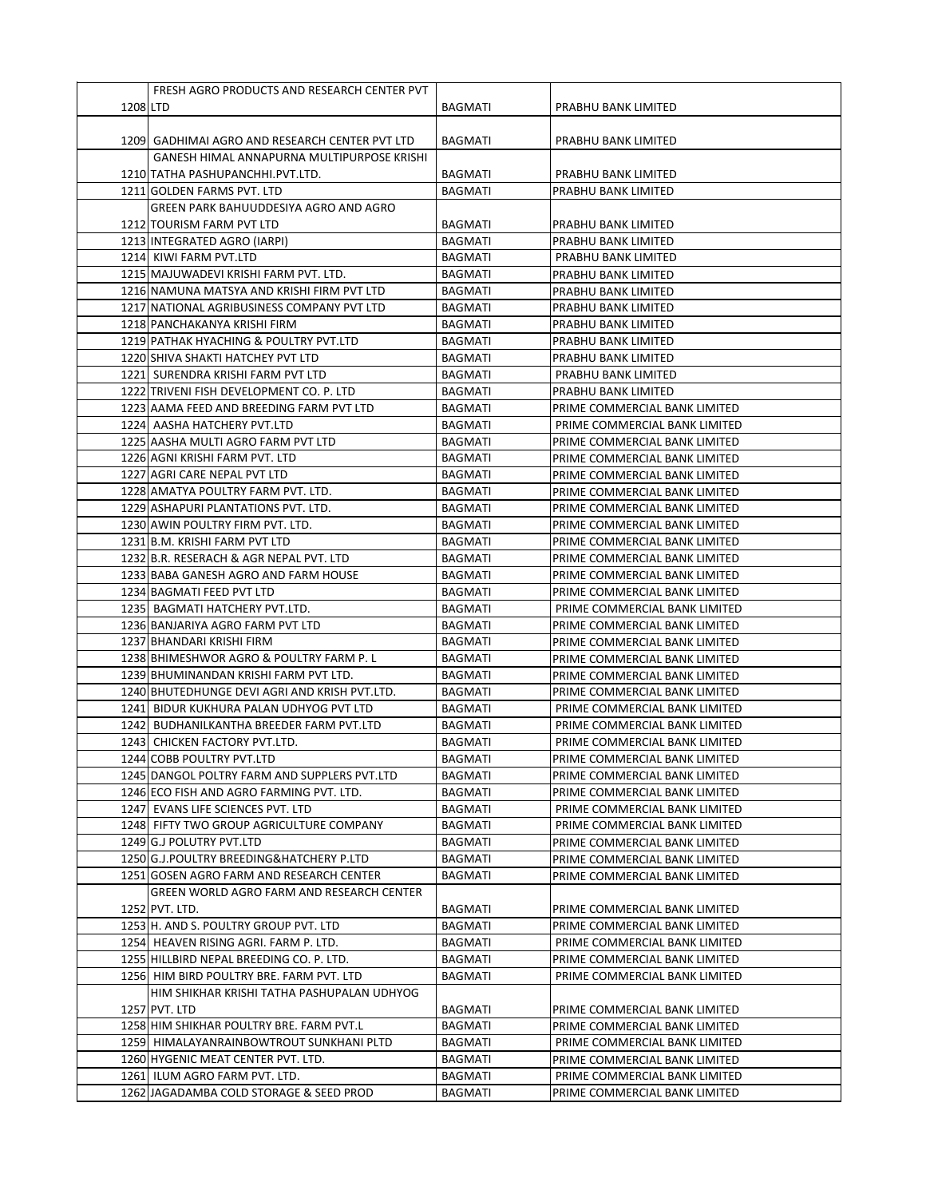| | | | |
|---|---|---|---|
| 1208 | FRESH AGRO PRODUCTS AND RESEARCH CENTER PVT LTD | BAGMATI | PRABHU BANK LIMITED |
| 1209 | GADHIMAI AGRO AND RESEARCH CENTER PVT LTD | BAGMATI | PRABHU BANK LIMITED |
| 1210 | GANESH HIMAL ANNAPURNA MULTIPURPOSE KRISHI TATHA PASHUPANCHHI.PVT.LTD. | BAGMATI | PRABHU BANK LIMITED |
| 1211 | GOLDEN FARMS PVT. LTD | BAGMATI | PRABHU BANK LIMITED |
| 1212 | GREEN PARK BAHUUDDESIYA AGRO AND AGRO TOURISM FARM PVT LTD | BAGMATI | PRABHU BANK LIMITED |
| 1213 | INTEGRATED AGRO (IARPI) | BAGMATI | PRABHU BANK LIMITED |
| 1214 | KIWI FARM PVT.LTD | BAGMATI | PRABHU BANK LIMITED |
| 1215 | MAJUWADEVI KRISHI FARM PVT. LTD. | BAGMATI | PRABHU BANK LIMITED |
| 1216 | NAMUNA MATSYA AND KRISHI FIRM PVT LTD | BAGMATI | PRABHU BANK LIMITED |
| 1217 | NATIONAL AGRIBUSINESS COMPANY PVT LTD | BAGMATI | PRABHU BANK LIMITED |
| 1218 | PANCHAKANYA KRISHI FIRM | BAGMATI | PRABHU BANK LIMITED |
| 1219 | PATHAK HYACHING & POULTRY PVT.LTD | BAGMATI | PRABHU BANK LIMITED |
| 1220 | SHIVA SHAKTI HATCHEY PVT LTD | BAGMATI | PRABHU BANK LIMITED |
| 1221 | SURENDRA KRISHI FARM PVT LTD | BAGMATI | PRABHU BANK LIMITED |
| 1222 | TRIVENI FISH DEVELOPMENT CO. P. LTD | BAGMATI | PRABHU BANK LIMITED |
| 1223 | AAMA FEED AND BREEDING FARM PVT LTD | BAGMATI | PRIME COMMERCIAL BANK LIMITED |
| 1224 | AASHA HATCHERY PVT.LTD | BAGMATI | PRIME COMMERCIAL BANK LIMITED |
| 1225 | AASHA MULTI AGRO FARM PVT LTD | BAGMATI | PRIME COMMERCIAL BANK LIMITED |
| 1226 | AGNI KRISHI FARM PVT. LTD | BAGMATI | PRIME COMMERCIAL BANK LIMITED |
| 1227 | AGRI CARE NEPAL PVT LTD | BAGMATI | PRIME COMMERCIAL BANK LIMITED |
| 1228 | AMATYA POULTRY FARM PVT. LTD. | BAGMATI | PRIME COMMERCIAL BANK LIMITED |
| 1229 | ASHAPURI PLANTATIONS PVT. LTD. | BAGMATI | PRIME COMMERCIAL BANK LIMITED |
| 1230 | AWIN POULTRY FIRM PVT. LTD. | BAGMATI | PRIME COMMERCIAL BANK LIMITED |
| 1231 | B.M. KRISHI FARM PVT LTD | BAGMATI | PRIME COMMERCIAL BANK LIMITED |
| 1232 | B.R. RESERACH & AGR NEPAL PVT. LTD | BAGMATI | PRIME COMMERCIAL BANK LIMITED |
| 1233 | BABA GANESH AGRO AND FARM HOUSE | BAGMATI | PRIME COMMERCIAL BANK LIMITED |
| 1234 | BAGMATI FEED PVT LTD | BAGMATI | PRIME COMMERCIAL BANK LIMITED |
| 1235 | BAGMATI HATCHERY PVT.LTD. | BAGMATI | PRIME COMMERCIAL BANK LIMITED |
| 1236 | BANJARIYA AGRO FARM PVT LTD | BAGMATI | PRIME COMMERCIAL BANK LIMITED |
| 1237 | BHANDARI KRISHI FIRM | BAGMATI | PRIME COMMERCIAL BANK LIMITED |
| 1238 | BHIMESHWOR AGRO & POULTRY FARM P. L | BAGMATI | PRIME COMMERCIAL BANK LIMITED |
| 1239 | BHUMINANDAN KRISHI FARM PVT LTD. | BAGMATI | PRIME COMMERCIAL BANK LIMITED |
| 1240 | BHUTEDHUNGE DEVI AGRI AND KRISH PVT.LTD. | BAGMATI | PRIME COMMERCIAL BANK LIMITED |
| 1241 | BIDUR KUKHURA PALAN UDHYOG PVT LTD | BAGMATI | PRIME COMMERCIAL BANK LIMITED |
| 1242 | BUDHANILKANTHA BREEDER FARM PVT.LTD | BAGMATI | PRIME COMMERCIAL BANK LIMITED |
| 1243 | CHICKEN FACTORY PVT.LTD. | BAGMATI | PRIME COMMERCIAL BANK LIMITED |
| 1244 | COBB POULTRY PVT.LTD | BAGMATI | PRIME COMMERCIAL BANK LIMITED |
| 1245 | DANGOL POLTRY FARM AND SUPPLERS PVT.LTD | BAGMATI | PRIME COMMERCIAL BANK LIMITED |
| 1246 | ECO FISH AND AGRO FARMING PVT. LTD. | BAGMATI | PRIME COMMERCIAL BANK LIMITED |
| 1247 | EVANS LIFE SCIENCES PVT. LTD | BAGMATI | PRIME COMMERCIAL BANK LIMITED |
| 1248 | FIFTY TWO GROUP AGRICULTURE COMPANY | BAGMATI | PRIME COMMERCIAL BANK LIMITED |
| 1249 | G.J POLUTRY PVT.LTD | BAGMATI | PRIME COMMERCIAL BANK LIMITED |
| 1250 | G.J.POULTRY BREEDING&HATCHERY P.LTD | BAGMATI | PRIME COMMERCIAL BANK LIMITED |
| 1251 | GOSEN AGRO FARM AND RESEARCH CENTER | BAGMATI | PRIME COMMERCIAL BANK LIMITED |
| 1252 | GREEN WORLD AGRO FARM AND RESEARCH CENTER PVT. LTD. | BAGMATI | PRIME COMMERCIAL BANK LIMITED |
| 1253 | H. AND S. POULTRY GROUP PVT. LTD | BAGMATI | PRIME COMMERCIAL BANK LIMITED |
| 1254 | HEAVEN RISING AGRI. FARM P. LTD. | BAGMATI | PRIME COMMERCIAL BANK LIMITED |
| 1255 | HILLBIRD NEPAL BREEDING CO. P. LTD. | BAGMATI | PRIME COMMERCIAL BANK LIMITED |
| 1256 | HIM BIRD POULTRY BRE. FARM PVT. LTD | BAGMATI | PRIME COMMERCIAL BANK LIMITED |
| 1257 | HIM SHIKHAR KRISHI TATHA PASHUPALAN UDHYOG PVT. LTD | BAGMATI | PRIME COMMERCIAL BANK LIMITED |
| 1258 | HIM SHIKHAR POULTRY BRE. FARM PVT.L | BAGMATI | PRIME COMMERCIAL BANK LIMITED |
| 1259 | HIMALAYANRAINBOWTROUT SUNKHANI PLTD | BAGMATI | PRIME COMMERCIAL BANK LIMITED |
| 1260 | HYGENIC MEAT CENTER PVT. LTD. | BAGMATI | PRIME COMMERCIAL BANK LIMITED |
| 1261 | ILUM AGRO FARM PVT. LTD. | BAGMATI | PRIME COMMERCIAL BANK LIMITED |
| 1262 | JAGADAMBA COLD STORAGE & SEED PROD | BAGMATI | PRIME COMMERCIAL BANK LIMITED |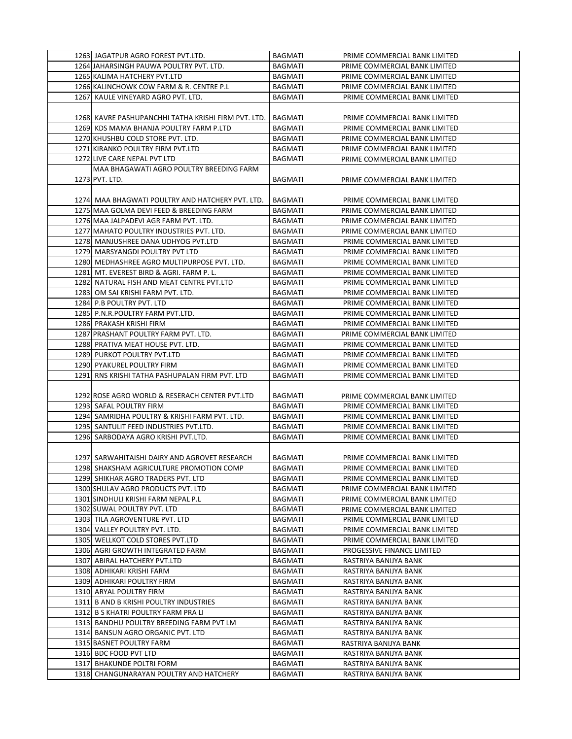| 1263 | JAGATPUR AGRO FOREST PVT.LTD. | BAGMATI | PRIME COMMERCIAL BANK LIMITED |
|---|---|---|---|
| 1264 | JAHARSINGH PAUWA POULTRY PVT. LTD. | BAGMATI | PRIME COMMERCIAL BANK LIMITED |
| 1265 | KALIMA HATCHERY PVT.LTD | BAGMATI | PRIME COMMERCIAL BANK LIMITED |
| 1266 | KALINCHOWK COW FARM & R. CENTRE P.L | BAGMATI | PRIME COMMERCIAL BANK LIMITED |
| 1267 | KAULE VINEYARD AGRO PVT. LTD. | BAGMATI | PRIME COMMERCIAL BANK LIMITED |
| 1268 | KAVRE PASHUPANCHHI TATHA KRISHI FIRM PVT. LTD. | BAGMATI | PRIME COMMERCIAL BANK LIMITED |
| 1269 | KDS MAMA BHANJA POULTRY FARM P.LTD | BAGMATI | PRIME COMMERCIAL BANK LIMITED |
| 1270 | KHUSHBU COLD STORE PVT. LTD. | BAGMATI | PRIME COMMERCIAL BANK LIMITED |
| 1271 | KIRANKO POULTRY FIRM PVT.LTD | BAGMATI | PRIME COMMERCIAL BANK LIMITED |
| 1272 | LIVE CARE NEPAL PVT LTD | BAGMATI | PRIME COMMERCIAL BANK LIMITED |
| 1273 | MAA BHAGAWATI AGRO POULTRY BREEDING FARM PVT. LTD. | BAGMATI | PRIME COMMERCIAL BANK LIMITED |
| 1274 | MAA BHAGWATI POULTRY AND HATCHERY PVT. LTD. | BAGMATI | PRIME COMMERCIAL BANK LIMITED |
| 1275 | MAA GOLMA DEVI FEED & BREEDING FARM | BAGMATI | PRIME COMMERCIAL BANK LIMITED |
| 1276 | MAA JALPADEVI AGR FARM PVT. LTD. | BAGMATI | PRIME COMMERCIAL BANK LIMITED |
| 1277 | MAHATO POULTRY INDUSTRIES PVT. LTD. | BAGMATI | PRIME COMMERCIAL BANK LIMITED |
| 1278 | MANJUSHREE DANA UDHYOG PVT.LTD | BAGMATI | PRIME COMMERCIAL BANK LIMITED |
| 1279 | MARSYANGDI POULTRY PVT LTD | BAGMATI | PRIME COMMERCIAL BANK LIMITED |
| 1280 | MEDHASHREE AGRO MULTIPURPOSE PVT. LTD. | BAGMATI | PRIME COMMERCIAL BANK LIMITED |
| 1281 | MT. EVEREST BIRD & AGRI. FARM P. L. | BAGMATI | PRIME COMMERCIAL BANK LIMITED |
| 1282 | NATURAL FISH AND MEAT CENTRE PVT.LTD | BAGMATI | PRIME COMMERCIAL BANK LIMITED |
| 1283 | OM SAI KRISHI FARM PVT. LTD. | BAGMATI | PRIME COMMERCIAL BANK LIMITED |
| 1284 | P.B POULTRY PVT. LTD | BAGMATI | PRIME COMMERCIAL BANK LIMITED |
| 1285 | P.N.R.POULTRY FARM PVT.LTD. | BAGMATI | PRIME COMMERCIAL BANK LIMITED |
| 1286 | PRAKASH KRISHI FIRM | BAGMATI | PRIME COMMERCIAL BANK LIMITED |
| 1287 | PRASHANT POULTRY FARM PVT. LTD. | BAGMATI | PRIME COMMERCIAL BANK LIMITED |
| 1288 | PRATIVA MEAT HOUSE PVT. LTD. | BAGMATI | PRIME COMMERCIAL BANK LIMITED |
| 1289 | PURKOT POULTRY PVT.LTD | BAGMATI | PRIME COMMERCIAL BANK LIMITED |
| 1290 | PYAKUREL POULTRY FIRM | BAGMATI | PRIME COMMERCIAL BANK LIMITED |
| 1291 | RNS KRISHI TATHA PASHUPALAN FIRM PVT. LTD | BAGMATI | PRIME COMMERCIAL BANK LIMITED |
| 1292 | ROSE AGRO WORLD & RESERACH CENTER PVT.LTD | BAGMATI | PRIME COMMERCIAL BANK LIMITED |
| 1293 | SAFAL POULTRY FIRM | BAGMATI | PRIME COMMERCIAL BANK LIMITED |
| 1294 | SAMRIDHA POULTRY & KRISHI FARM PVT. LTD. | BAGMATI | PRIME COMMERCIAL BANK LIMITED |
| 1295 | SANTULIT FEED INDUSTRIES PVT.LTD. | BAGMATI | PRIME COMMERCIAL BANK LIMITED |
| 1296 | SARBODAYA AGRO KRISHI PVT.LTD. | BAGMATI | PRIME COMMERCIAL BANK LIMITED |
| 1297 | SARWAHITAISHI DAIRY AND AGROVET RESEARCH | BAGMATI | PRIME COMMERCIAL BANK LIMITED |
| 1298 | SHAKSHAM AGRICULTURE PROMOTION COMP | BAGMATI | PRIME COMMERCIAL BANK LIMITED |
| 1299 | SHIKHAR AGRO TRADERS PVT. LTD | BAGMATI | PRIME COMMERCIAL BANK LIMITED |
| 1300 | SHULAV AGRO PRODUCTS PVT. LTD | BAGMATI | PRIME COMMERCIAL BANK LIMITED |
| 1301 | SINDHULI KRISHI FARM NEPAL P.L | BAGMATI | PRIME COMMERCIAL BANK LIMITED |
| 1302 | SUWAL POULTRY PVT. LTD | BAGMATI | PRIME COMMERCIAL BANK LIMITED |
| 1303 | TILA AGROVENTURE PVT. LTD | BAGMATI | PRIME COMMERCIAL BANK LIMITED |
| 1304 | VALLEY POULTRY PVT. LTD. | BAGMATI | PRIME COMMERCIAL BANK LIMITED |
| 1305 | WELLKOT COLD STORES PVT.LTD | BAGMATI | PRIME COMMERCIAL BANK LIMITED |
| 1306 | AGRI GROWTH INTEGRATED FARM | BAGMATI | PROGESSIVE FINANCE LIMITED |
| 1307 | ABIRAL HATCHERY PVT.LTD | BAGMATI | RASTRIYA BANIJYA BANK |
| 1308 | ADHIKARI KRISHI FARM | BAGMATI | RASTRIYA BANIJYA BANK |
| 1309 | ADHIKARI POULTRY FIRM | BAGMATI | RASTRIYA BANIJYA BANK |
| 1310 | ARYAL POULTRY FIRM | BAGMATI | RASTRIYA BANIJYA BANK |
| 1311 | B AND B KRISHI POULTRY INDUSTRIES | BAGMATI | RASTRIYA BANIJYA BANK |
| 1312 | B S KHATRI POULTRY FARM PRA LI | BAGMATI | RASTRIYA BANIJYA BANK |
| 1313 | BANDHU POULTRY BREEDING FARM PVT LM | BAGMATI | RASTRIYA BANIJYA BANK |
| 1314 | BANSUN AGRO ORGANIC PVT. LTD | BAGMATI | RASTRIYA BANIJYA BANK |
| 1315 | BASNET POULTRY FARM | BAGMATI | RASTRIYA BANIJYA BANK |
| 1316 | BDC FOOD PVT LTD | BAGMATI | RASTRIYA BANIJYA BANK |
| 1317 | BHAKUNDE POLTRI FORM | BAGMATI | RASTRIYA BANIJYA BANK |
| 1318 | CHANGUNARAYAN POULTRY AND HATCHERY | BAGMATI | RASTRIYA BANIJYA BANK |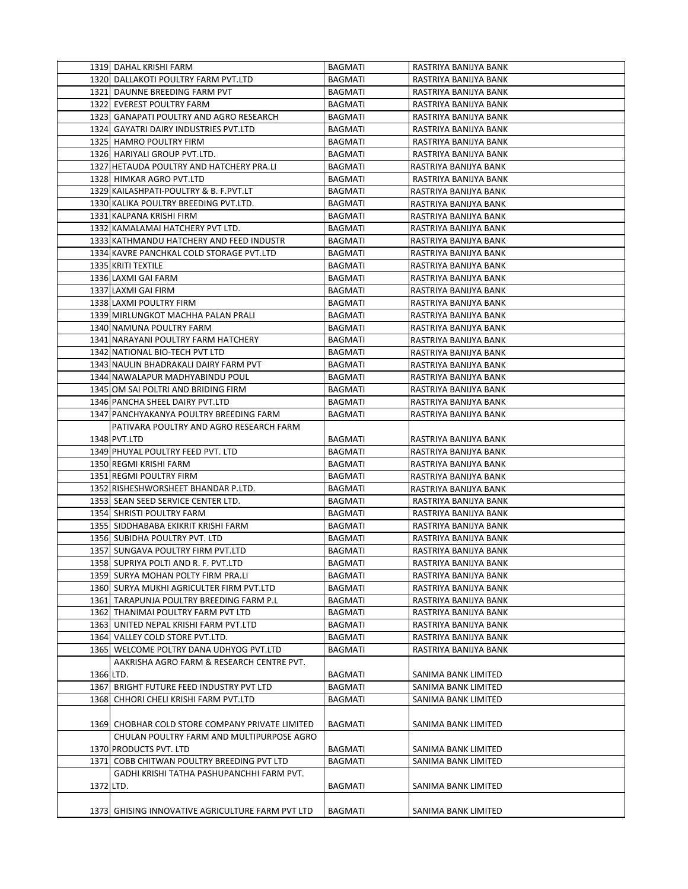| | | | |
|---|---|---|---|
| 1319 | DAHAL KRISHI FARM | BAGMATI | RASTRIYA BANIJYA BANK |
| 1320 | DALLAKOTI POULTRY FARM PVT.LTD | BAGMATI | RASTRIYA BANIJYA BANK |
| 1321 | DAUNNE BREEDING FARM PVT | BAGMATI | RASTRIYA BANIJYA BANK |
| 1322 | EVEREST POULTRY FARM | BAGMATI | RASTRIYA BANIJYA BANK |
| 1323 | GANAPATI POULTRY AND AGRO RESEARCH | BAGMATI | RASTRIYA BANIJYA BANK |
| 1324 | GAYATRI DAIRY INDUSTRIES PVT.LTD | BAGMATI | RASTRIYA BANIJYA BANK |
| 1325 | HAMRO POULTRY FIRM | BAGMATI | RASTRIYA BANIJYA BANK |
| 1326 | HARIYALI GROUP PVT.LTD. | BAGMATI | RASTRIYA BANIJYA BANK |
| 1327 | HETAUDA POULTRY AND HATCHERY PRA.LI | BAGMATI | RASTRIYA BANIJYA BANK |
| 1328 | HIMKAR AGRO PVT.LTD | BAGMATI | RASTRIYA BANIJYA BANK |
| 1329 | KAILASHPATI-POULTRY & B. F.PVT.LT | BAGMATI | RASTRIYA BANIJYA BANK |
| 1330 | KALIKA POULTRY BREEDING PVT.LTD. | BAGMATI | RASTRIYA BANIJYA BANK |
| 1331 | KALPANA KRISHI FIRM | BAGMATI | RASTRIYA BANIJYA BANK |
| 1332 | KAMALAMAI HATCHERY PVT LTD. | BAGMATI | RASTRIYA BANIJYA BANK |
| 1333 | KATHMANDU HATCHERY AND FEED INDUSTR | BAGMATI | RASTRIYA BANIJYA BANK |
| 1334 | KAVRE PANCHKAL COLD STORAGE PVT.LTD | BAGMATI | RASTRIYA BANIJYA BANK |
| 1335 | KRITI TEXTILE | BAGMATI | RASTRIYA BANIJYA BANK |
| 1336 | LAXMI GAI FARM | BAGMATI | RASTRIYA BANIJYA BANK |
| 1337 | LAXMI GAI FIRM | BAGMATI | RASTRIYA BANIJYA BANK |
| 1338 | LAXMI POULTRY FIRM | BAGMATI | RASTRIYA BANIJYA BANK |
| 1339 | MIRLUNGKOT MACHHA PALAN PRALI | BAGMATI | RASTRIYA BANIJYA BANK |
| 1340 | NAMUNA POULTRY FARM | BAGMATI | RASTRIYA BANIJYA BANK |
| 1341 | NARAYANI POULTRY FARM HATCHERY | BAGMATI | RASTRIYA BANIJYA BANK |
| 1342 | NATIONAL BIO-TECH PVT LTD | BAGMATI | RASTRIYA BANIJYA BANK |
| 1343 | NAULIN BHADRAKALI DAIRY FARM PVT | BAGMATI | RASTRIYA BANIJYA BANK |
| 1344 | NAWALAPUR MADHYABINDU POUL | BAGMATI | RASTRIYA BANIJYA BANK |
| 1345 | OM SAI POLTRI AND BRIDING FIRM | BAGMATI | RASTRIYA BANIJYA BANK |
| 1346 | PANCHA SHEEL DAIRY PVT.LTD | BAGMATI | RASTRIYA BANIJYA BANK |
| 1347 | PANCHYAKANYA POULTRY BREEDING FARM | BAGMATI | RASTRIYA BANIJYA BANK |
| 1348 | PATIVARA POULTRY AND AGRO RESEARCH FARM PVT.LTD | BAGMATI | RASTRIYA BANIJYA BANK |
| 1349 | PHUYAL POULTRY FEED PVT. LTD | BAGMATI | RASTRIYA BANIJYA BANK |
| 1350 | REGMI KRISHI FARM | BAGMATI | RASTRIYA BANIJYA BANK |
| 1351 | REGMI POULTRY FIRM | BAGMATI | RASTRIYA BANIJYA BANK |
| 1352 | RISHESHWORSHEET BHANDAR P.LTD. | BAGMATI | RASTRIYA BANIJYA BANK |
| 1353 | SEAN SEED SERVICE CENTER LTD. | BAGMATI | RASTRIYA BANIJYA BANK |
| 1354 | SHRISTI POULTRY FARM | BAGMATI | RASTRIYA BANIJYA BANK |
| 1355 | SIDDHABABA EKIKRIT KRISHI FARM | BAGMATI | RASTRIYA BANIJYA BANK |
| 1356 | SUBIDHA POULTRY PVT. LTD | BAGMATI | RASTRIYA BANIJYA BANK |
| 1357 | SUNGAVA POULTRY FIRM PVT.LTD | BAGMATI | RASTRIYA BANIJYA BANK |
| 1358 | SUPRIYA POLTI AND R. F. PVT.LTD | BAGMATI | RASTRIYA BANIJYA BANK |
| 1359 | SURYA MOHAN POLTY FIRM PRA.LI | BAGMATI | RASTRIYA BANIJYA BANK |
| 1360 | SURYA MUKHI AGRICULTER FIRM PVT.LTD | BAGMATI | RASTRIYA BANIJYA BANK |
| 1361 | TARAPUNJA POULTRY BREEDING FARM P.L | BAGMATI | RASTRIYA BANIJYA BANK |
| 1362 | THANIMAI POULTRY FARM PVT LTD | BAGMATI | RASTRIYA BANIJYA BANK |
| 1363 | UNITED NEPAL KRISHI FARM PVT.LTD | BAGMATI | RASTRIYA BANIJYA BANK |
| 1364 | VALLEY COLD STORE PVT.LTD. | BAGMATI | RASTRIYA BANIJYA BANK |
| 1365 | WELCOME POLTRY DANA UDHYOG PVT.LTD | BAGMATI | RASTRIYA BANIJYA BANK |
| 1366 | AAKRISHA AGRO FARM & RESEARCH CENTRE PVT. LTD. | BAGMATI | SANIMA BANK LIMITED |
| 1367 | BRIGHT FUTURE FEED INDUSTRY PVT LTD | BAGMATI | SANIMA BANK LIMITED |
| 1368 | CHHORI CHELI KRISHI FARM PVT.LTD | BAGMATI | SANIMA BANK LIMITED |
| 1369 | CHOBHAR COLD STORE COMPANY PRIVATE LIMITED | BAGMATI | SANIMA BANK LIMITED |
| 1370 | CHULAN POULTRY FARM AND MULTIPURPOSE AGRO PRODUCTS PVT. LTD | BAGMATI | SANIMA BANK LIMITED |
| 1371 | COBB CHITWAN POULTRY BREEDING PVT LTD | BAGMATI | SANIMA BANK LIMITED |
| 1372 | GADHI KRISHI TATHA PASHUPANCHHI FARM PVT. LTD. | BAGMATI | SANIMA BANK LIMITED |
| 1373 | GHISING INNOVATIVE AGRICULTURE FARM PVT LTD | BAGMATI | SANIMA BANK LIMITED |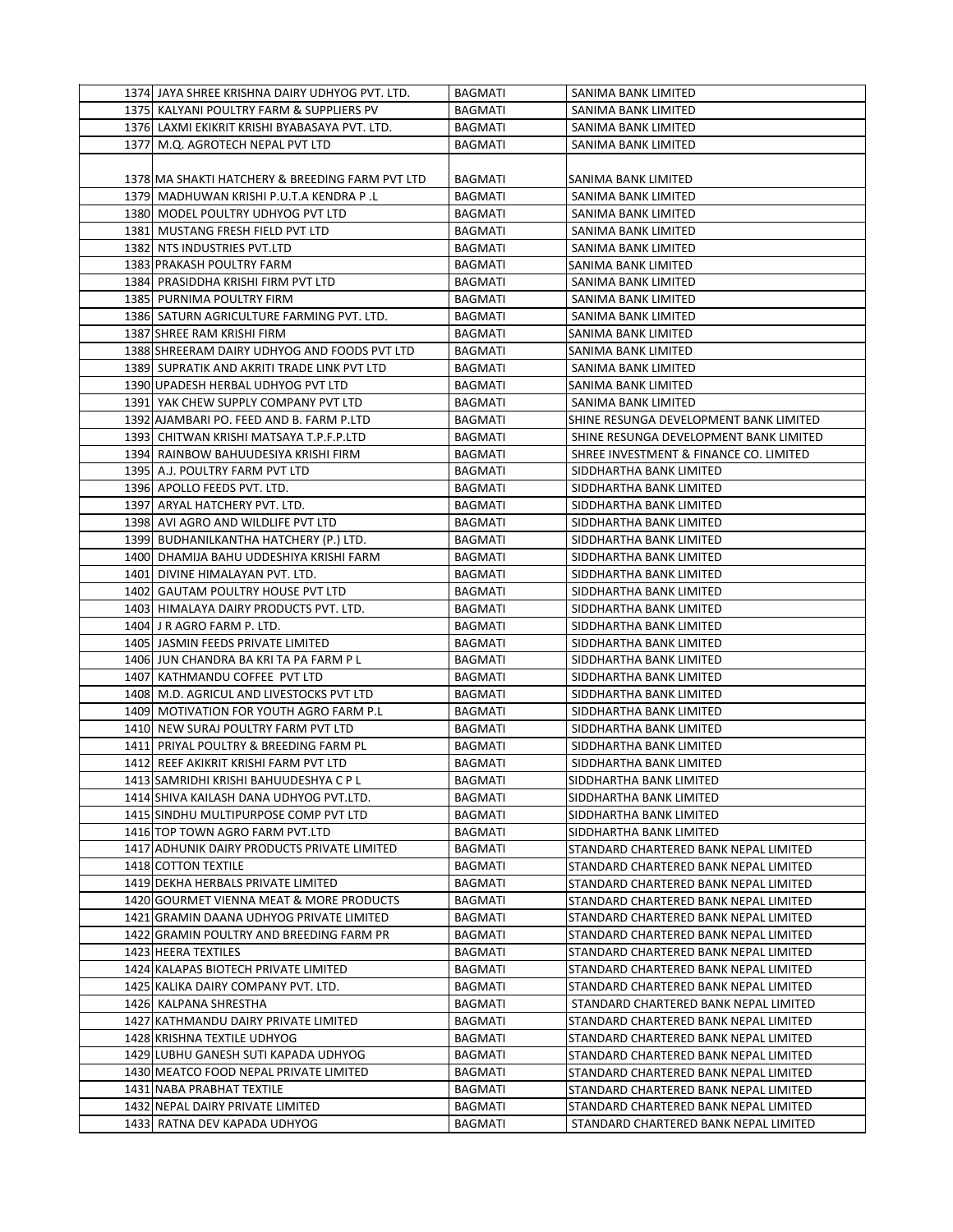| | | | |
|---|---|---|---|
| 1374 | JAYA SHREE KRISHNA DAIRY UDHYOG PVT. LTD. | BAGMATI | SANIMA BANK LIMITED |
| 1375 | KALYANI POULTRY FARM & SUPPLIERS PV | BAGMATI | SANIMA BANK LIMITED |
| 1376 | LAXMI EKIKRIT KRISHI BYABASAYA PVT. LTD. | BAGMATI | SANIMA BANK LIMITED |
| 1377 | M.Q. AGROTECH NEPAL PVT LTD | BAGMATI | SANIMA BANK LIMITED |
| 1378 | MA SHAKTI HATCHERY & BREEDING FARM PVT LTD | BAGMATI | SANIMA BANK LIMITED |
| 1379 | MADHUWAN KRISHI P.U.T.A KENDRA P .L | BAGMATI | SANIMA BANK LIMITED |
| 1380 | MODEL POULTRY UDHYOG PVT LTD | BAGMATI | SANIMA BANK LIMITED |
| 1381 | MUSTANG FRESH FIELD PVT LTD | BAGMATI | SANIMA BANK LIMITED |
| 1382 | NTS INDUSTRIES PVT.LTD | BAGMATI | SANIMA BANK LIMITED |
| 1383 | PRAKASH POULTRY FARM | BAGMATI | SANIMA BANK LIMITED |
| 1384 | PRASIDDHA KRISHI FIRM PVT LTD | BAGMATI | SANIMA BANK LIMITED |
| 1385 | PURNIMA POULTRY FIRM | BAGMATI | SANIMA BANK LIMITED |
| 1386 | SATURN AGRICULTURE FARMING PVT. LTD. | BAGMATI | SANIMA BANK LIMITED |
| 1387 | SHREE RAM KRISHI FIRM | BAGMATI | SANIMA BANK LIMITED |
| 1388 | SHREERAM DAIRY UDHYOG AND FOODS PVT LTD | BAGMATI | SANIMA BANK LIMITED |
| 1389 | SUPRATIK AND AKRITI TRADE LINK PVT LTD | BAGMATI | SANIMA BANK LIMITED |
| 1390 | UPADESH HERBAL UDHYOG PVT LTD | BAGMATI | SANIMA BANK LIMITED |
| 1391 | YAK CHEW SUPPLY COMPANY PVT LTD | BAGMATI | SANIMA BANK LIMITED |
| 1392 | AJAMBARI PO. FEED AND B. FARM P.LTD | BAGMATI | SHINE RESUNGA DEVELOPMENT BANK LIMITED |
| 1393 | CHITWAN KRISHI MATSAYA T.P.F.P.LTD | BAGMATI | SHINE RESUNGA DEVELOPMENT BANK LIMITED |
| 1394 | RAINBOW BAHUUDESIYA KRISHI FIRM | BAGMATI | SHREE INVESTMENT & FINANCE CO. LIMITED |
| 1395 | A.J. POULTRY FARM PVT LTD | BAGMATI | SIDDHARTHA BANK LIMITED |
| 1396 | APOLLO FEEDS PVT. LTD. | BAGMATI | SIDDHARTHA BANK LIMITED |
| 1397 | ARYAL HATCHERY PVT. LTD. | BAGMATI | SIDDHARTHA BANK LIMITED |
| 1398 | AVI AGRO AND WILDLIFE PVT LTD | BAGMATI | SIDDHARTHA BANK LIMITED |
| 1399 | BUDHANILKANTHA HATCHERY (P.) LTD. | BAGMATI | SIDDHARTHA BANK LIMITED |
| 1400 | DHAMIJA BAHU UDDESHIYA KRISHI FARM | BAGMATI | SIDDHARTHA BANK LIMITED |
| 1401 | DIVINE HIMALAYAN PVT. LTD. | BAGMATI | SIDDHARTHA BANK LIMITED |
| 1402 | GAUTAM POULTRY HOUSE PVT LTD | BAGMATI | SIDDHARTHA BANK LIMITED |
| 1403 | HIMALAYA DAIRY PRODUCTS PVT. LTD. | BAGMATI | SIDDHARTHA BANK LIMITED |
| 1404 | J R AGRO FARM P. LTD. | BAGMATI | SIDDHARTHA BANK LIMITED |
| 1405 | JASMIN FEEDS PRIVATE LIMITED | BAGMATI | SIDDHARTHA BANK LIMITED |
| 1406 | JUN CHANDRA BA KRI TA PA FARM P L | BAGMATI | SIDDHARTHA BANK LIMITED |
| 1407 | KATHMANDU COFFEE PVT LTD | BAGMATI | SIDDHARTHA BANK LIMITED |
| 1408 | M.D. AGRICUL AND LIVESTOCKS PVT LTD | BAGMATI | SIDDHARTHA BANK LIMITED |
| 1409 | MOTIVATION FOR YOUTH AGRO FARM P.L | BAGMATI | SIDDHARTHA BANK LIMITED |
| 1410 | NEW SURAJ POULTRY FARM PVT LTD | BAGMATI | SIDDHARTHA BANK LIMITED |
| 1411 | PRIYAL POULTRY & BREEDING FARM PL | BAGMATI | SIDDHARTHA BANK LIMITED |
| 1412 | REEF AKIKRIT KRISHI FARM PVT LTD | BAGMATI | SIDDHARTHA BANK LIMITED |
| 1413 | SAMRIDHI KRISHI BAHUUDESHYA C P L | BAGMATI | SIDDHARTHA BANK LIMITED |
| 1414 | SHIVA KAILASH DANA UDHYOG PVT.LTD. | BAGMATI | SIDDHARTHA BANK LIMITED |
| 1415 | SINDHU MULTIPURPOSE COMP PVT LTD | BAGMATI | SIDDHARTHA BANK LIMITED |
| 1416 | TOP TOWN AGRO FARM PVT.LTD | BAGMATI | SIDDHARTHA BANK LIMITED |
| 1417 | ADHUNIK DAIRY PRODUCTS PRIVATE LIMITED | BAGMATI | STANDARD CHARTERED BANK NEPAL LIMITED |
| 1418 | COTTON TEXTILE | BAGMATI | STANDARD CHARTERED BANK NEPAL LIMITED |
| 1419 | DEKHA HERBALS PRIVATE LIMITED | BAGMATI | STANDARD CHARTERED BANK NEPAL LIMITED |
| 1420 | GOURMET VIENNA MEAT & MORE PRODUCTS | BAGMATI | STANDARD CHARTERED BANK NEPAL LIMITED |
| 1421 | GRAMIN DAANA UDHYOG PRIVATE LIMITED | BAGMATI | STANDARD CHARTERED BANK NEPAL LIMITED |
| 1422 | GRAMIN POULTRY AND BREEDING FARM PR | BAGMATI | STANDARD CHARTERED BANK NEPAL LIMITED |
| 1423 | HEERA TEXTILES | BAGMATI | STANDARD CHARTERED BANK NEPAL LIMITED |
| 1424 | KALAPAS BIOTECH PRIVATE LIMITED | BAGMATI | STANDARD CHARTERED BANK NEPAL LIMITED |
| 1425 | KALIKA DAIRY COMPANY PVT. LTD. | BAGMATI | STANDARD CHARTERED BANK NEPAL LIMITED |
| 1426 | KALPANA SHRESTHA | BAGMATI | STANDARD CHARTERED BANK NEPAL LIMITED |
| 1427 | KATHMANDU DAIRY PRIVATE LIMITED | BAGMATI | STANDARD CHARTERED BANK NEPAL LIMITED |
| 1428 | KRISHNA TEXTILE UDHYOG | BAGMATI | STANDARD CHARTERED BANK NEPAL LIMITED |
| 1429 | LUBHU GANESH SUTI KAPADA UDHYOG | BAGMATI | STANDARD CHARTERED BANK NEPAL LIMITED |
| 1430 | MEATCO FOOD NEPAL PRIVATE LIMITED | BAGMATI | STANDARD CHARTERED BANK NEPAL LIMITED |
| 1431 | NABA PRABHAT TEXTILE | BAGMATI | STANDARD CHARTERED BANK NEPAL LIMITED |
| 1432 | NEPAL DAIRY PRIVATE LIMITED | BAGMATI | STANDARD CHARTERED BANK NEPAL LIMITED |
| 1433 | RATNA DEV KAPADA UDHYOG | BAGMATI | STANDARD CHARTERED BANK NEPAL LIMITED |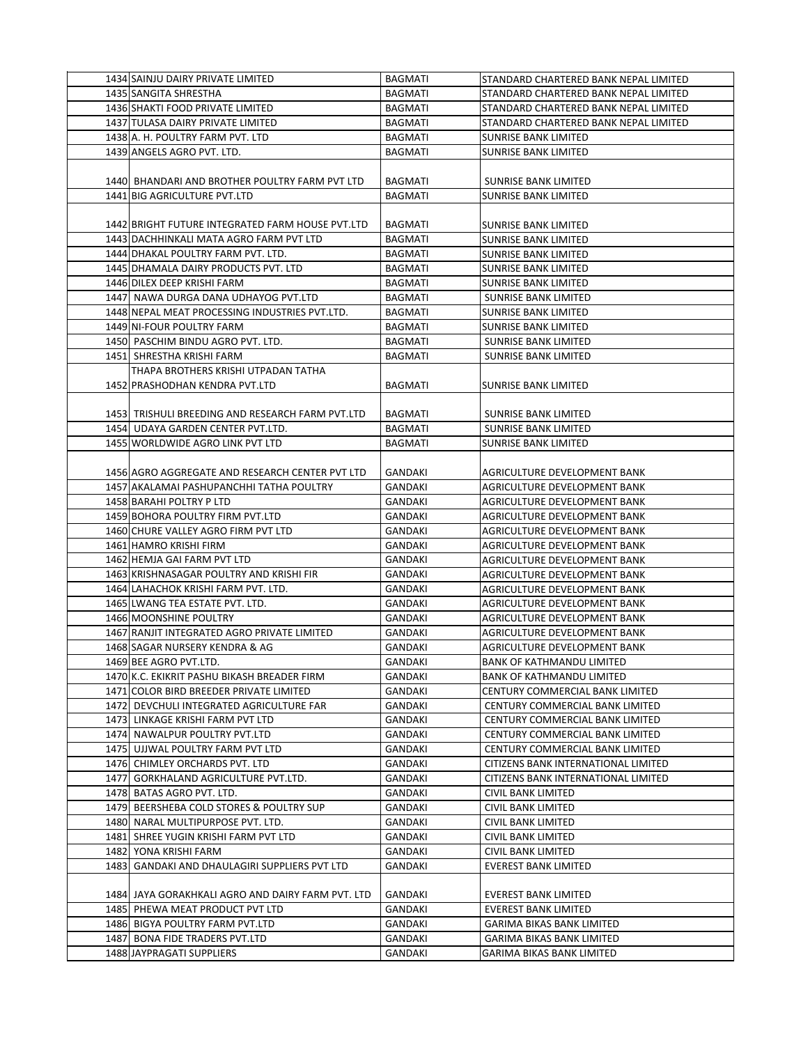| | | | |
|---|---|---|---|
| 1434 | SAINJU DAIRY PRIVATE LIMITED | BAGMATI | STANDARD CHARTERED BANK NEPAL LIMITED |
| 1435 | SANGITA SHRESTHA | BAGMATI | STANDARD CHARTERED BANK NEPAL LIMITED |
| 1436 | SHAKTI FOOD PRIVATE LIMITED | BAGMATI | STANDARD CHARTERED BANK NEPAL LIMITED |
| 1437 | TULASA DAIRY PRIVATE LIMITED | BAGMATI | STANDARD CHARTERED BANK NEPAL LIMITED |
| 1438 | A. H. POULTRY FARM PVT. LTD | BAGMATI | SUNRISE BANK LIMITED |
| 1439 | ANGELS AGRO PVT. LTD. | BAGMATI | SUNRISE BANK LIMITED |
| 1440 | BHANDARI AND BROTHER POULTRY FARM PVT LTD | BAGMATI | SUNRISE BANK LIMITED |
| 1441 | BIG AGRICULTURE PVT.LTD | BAGMATI | SUNRISE BANK LIMITED |
| 1442 | BRIGHT FUTURE INTEGRATED FARM HOUSE PVT.LTD | BAGMATI | SUNRISE BANK LIMITED |
| 1443 | DACHHINKALI MATA AGRO FARM PVT LTD | BAGMATI | SUNRISE BANK LIMITED |
| 1444 | DHAKAL POULTRY FARM PVT. LTD. | BAGMATI | SUNRISE BANK LIMITED |
| 1445 | DHAMALA DAIRY PRODUCTS PVT. LTD | BAGMATI | SUNRISE BANK LIMITED |
| 1446 | DILEX DEEP KRISHI FARM | BAGMATI | SUNRISE BANK LIMITED |
| 1447 | NAWA DURGA DANA UDHAYOG PVT.LTD | BAGMATI | SUNRISE BANK LIMITED |
| 1448 | NEPAL MEAT PROCESSING INDUSTRIES PVT.LTD. | BAGMATI | SUNRISE BANK LIMITED |
| 1449 | NI-FOUR POULTRY FARM | BAGMATI | SUNRISE BANK LIMITED |
| 1450 | PASCHIM BINDU AGRO PVT. LTD. | BAGMATI | SUNRISE BANK LIMITED |
| 1451 | SHRESTHA KRISHI FARM | BAGMATI | SUNRISE BANK LIMITED |
| 1452 | THAPA BROTHERS KRISHI UTPADAN TATHA PRASHODHAN KENDRA PVT.LTD | BAGMATI | SUNRISE BANK LIMITED |
| 1453 | TRISHULI BREEDING AND RESEARCH FARM PVT.LTD | BAGMATI | SUNRISE BANK LIMITED |
| 1454 | UDAYA GARDEN CENTER PVT.LTD. | BAGMATI | SUNRISE BANK LIMITED |
| 1455 | WORLDWIDE AGRO LINK PVT LTD | BAGMATI | SUNRISE BANK LIMITED |
| 1456 | AGRO AGGREGATE AND RESEARCH CENTER PVT LTD | GANDAKI | AGRICULTURE DEVELOPMENT BANK |
| 1457 | AKALAMAI PASHUPANCHHI TATHA POULTRY | GANDAKI | AGRICULTURE DEVELOPMENT BANK |
| 1458 | BARAHI POLTRY P LTD | GANDAKI | AGRICULTURE DEVELOPMENT BANK |
| 1459 | BOHORA POULTRY FIRM PVT.LTD | GANDAKI | AGRICULTURE DEVELOPMENT BANK |
| 1460 | CHURE VALLEY AGRO FIRM PVT LTD | GANDAKI | AGRICULTURE DEVELOPMENT BANK |
| 1461 | HAMRO KRISHI FIRM | GANDAKI | AGRICULTURE DEVELOPMENT BANK |
| 1462 | HEMJA GAI FARM PVT LTD | GANDAKI | AGRICULTURE DEVELOPMENT BANK |
| 1463 | KRISHNASAGAR POULTRY AND KRISHI FIR | GANDAKI | AGRICULTURE DEVELOPMENT BANK |
| 1464 | LAHACHOK KRISHI FARM PVT. LTD. | GANDAKI | AGRICULTURE DEVELOPMENT BANK |
| 1465 | LWANG TEA ESTATE PVT. LTD. | GANDAKI | AGRICULTURE DEVELOPMENT BANK |
| 1466 | MOONSHINE POULTRY | GANDAKI | AGRICULTURE DEVELOPMENT BANK |
| 1467 | RANJIT INTEGRATED AGRO PRIVATE LIMITED | GANDAKI | AGRICULTURE DEVELOPMENT BANK |
| 1468 | SAGAR NURSERY KENDRA & AG | GANDAKI | AGRICULTURE DEVELOPMENT BANK |
| 1469 | BEE AGRO PVT.LTD. | GANDAKI | BANK OF KATHMANDU LIMITED |
| 1470 | K.C. EKIKRIT PASHU BIKASH BREADER FIRM | GANDAKI | BANK OF KATHMANDU LIMITED |
| 1471 | COLOR BIRD BREEDER PRIVATE LIMITED | GANDAKI | CENTURY COMMERCIAL BANK LIMITED |
| 1472 | DEVCHULI INTEGRATED AGRICULTURE FAR | GANDAKI | CENTURY COMMERCIAL BANK LIMITED |
| 1473 | LINKAGE KRISHI FARM PVT LTD | GANDAKI | CENTURY COMMERCIAL BANK LIMITED |
| 1474 | NAWALPUR POULTRY PVT.LTD | GANDAKI | CENTURY COMMERCIAL BANK LIMITED |
| 1475 | UJJWAL POULTRY FARM PVT LTD | GANDAKI | CENTURY COMMERCIAL BANK LIMITED |
| 1476 | CHIMLEY ORCHARDS PVT. LTD | GANDAKI | CITIZENS BANK INTERNATIONAL LIMITED |
| 1477 | GORKHALAND AGRICULTURE PVT.LTD. | GANDAKI | CITIZENS BANK INTERNATIONAL LIMITED |
| 1478 | BATAS AGRO PVT. LTD. | GANDAKI | CIVIL BANK LIMITED |
| 1479 | BEERSHEBA COLD STORES & POULTRY SUP | GANDAKI | CIVIL BANK LIMITED |
| 1480 | NARAL MULTIPURPOSE PVT. LTD. | GANDAKI | CIVIL BANK LIMITED |
| 1481 | SHREE YUGIN KRISHI FARM PVT LTD | GANDAKI | CIVIL BANK LIMITED |
| 1482 | YONA KRISHI FARM | GANDAKI | CIVIL BANK LIMITED |
| 1483 | GANDAKI AND DHAULAGIRI SUPPLIERS PVT LTD | GANDAKI | EVEREST BANK LIMITED |
| 1484 | JAYA GORAKHKALI AGRO AND DAIRY FARM PVT. LTD | GANDAKI | EVEREST BANK LIMITED |
| 1485 | PHEWA MEAT PRODUCT PVT LTD | GANDAKI | EVEREST BANK LIMITED |
| 1486 | BIGYA POULTRY FARM PVT.LTD | GANDAKI | GARIMA BIKAS BANK LIMITED |
| 1487 | BONA FIDE TRADERS PVT.LTD | GANDAKI | GARIMA BIKAS BANK LIMITED |
| 1488 | JAYPRAGATI SUPPLIERS | GANDAKI | GARIMA BIKAS BANK LIMITED |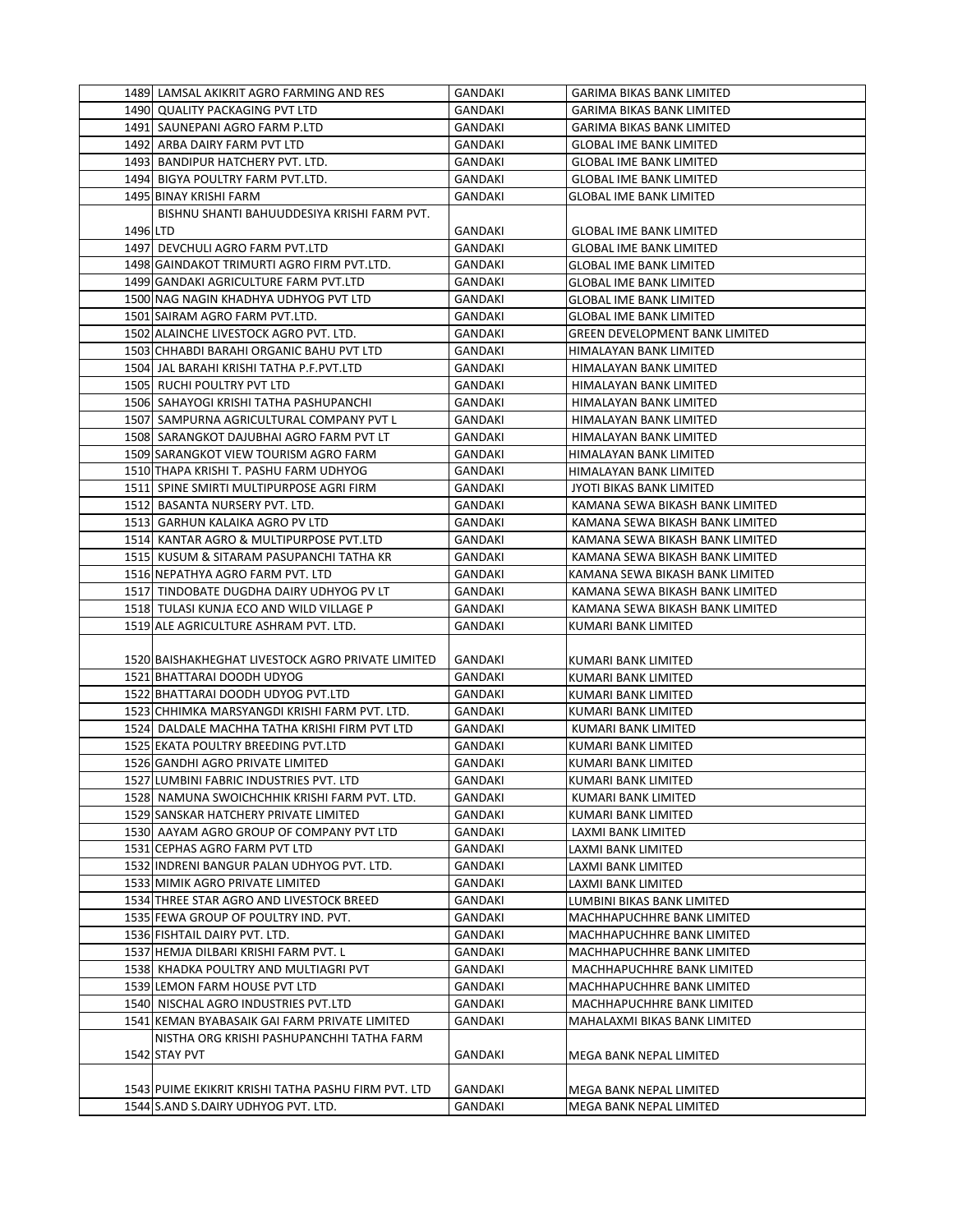| | | | |
|---|---|---|---|
| 1489 | LAMSAL AKIKRIT AGRO FARMING AND RES | GANDAKI | GARIMA BIKAS BANK LIMITED |
| 1490 | QUALITY PACKAGING PVT LTD | GANDAKI | GARIMA BIKAS BANK LIMITED |
| 1491 | SAUNEPANI AGRO FARM P.LTD | GANDAKI | GARIMA BIKAS BANK LIMITED |
| 1492 | ARBA DAIRY FARM PVT LTD | GANDAKI | GLOBAL IME BANK LIMITED |
| 1493 | BANDIPUR HATCHERY PVT. LTD. | GANDAKI | GLOBAL IME BANK LIMITED |
| 1494 | BIGYA POULTRY FARM PVT.LTD. | GANDAKI | GLOBAL IME BANK LIMITED |
| 1495 | BINAY KRISHI FARM | GANDAKI | GLOBAL IME BANK LIMITED |
| 1496 | BISHNU SHANTI BAHUUDDESIYA KRISHI FARM PVT. LTD | GANDAKI | GLOBAL IME BANK LIMITED |
| 1497 | DEVCHULI AGRO FARM PVT.LTD | GANDAKI | GLOBAL IME BANK LIMITED |
| 1498 | GAINDAKOT TRIMURTI AGRO FIRM PVT.LTD. | GANDAKI | GLOBAL IME BANK LIMITED |
| 1499 | GANDAKI AGRICULTURE FARM PVT.LTD | GANDAKI | GLOBAL IME BANK LIMITED |
| 1500 | NAG NAGIN KHADHYA UDHYOG PVT LTD | GANDAKI | GLOBAL IME BANK LIMITED |
| 1501 | SAIRAM AGRO FARM PVT.LTD. | GANDAKI | GLOBAL IME BANK LIMITED |
| 1502 | ALAINCHE LIVESTOCK AGRO PVT. LTD. | GANDAKI | GREEN DEVELOPMENT BANK LIMITED |
| 1503 | CHHABDI BARAHI ORGANIC BAHU PVT LTD | GANDAKI | HIMALAYAN BANK LIMITED |
| 1504 | JAL BARAHI KRISHI TATHA P.F.PVT.LTD | GANDAKI | HIMALAYAN BANK LIMITED |
| 1505 | RUCHI POULTRY PVT LTD | GANDAKI | HIMALAYAN BANK LIMITED |
| 1506 | SAHAYOGI KRISHI TATHA PASHUPANCHI | GANDAKI | HIMALAYAN BANK LIMITED |
| 1507 | SAMPURNA AGRICULTURAL COMPANY PVT L | GANDAKI | HIMALAYAN BANK LIMITED |
| 1508 | SARANGKOT DAJUBHAI AGRO FARM PVT LT | GANDAKI | HIMALAYAN BANK LIMITED |
| 1509 | SARANGKOT VIEW TOURISM AGRO FARM | GANDAKI | HIMALAYAN BANK LIMITED |
| 1510 | THAPA KRISHI T. PASHU FARM UDHYOG | GANDAKI | HIMALAYAN BANK LIMITED |
| 1511 | SPINE SMIRTI MULTIPURPOSE AGRI FIRM | GANDAKI | JYOTI BIKAS BANK LIMITED |
| 1512 | BASANTA NURSERY PVT. LTD. | GANDAKI | KAMANA SEWA BIKASH BANK LIMITED |
| 1513 | GARHUN KALAIKA AGRO PV LTD | GANDAKI | KAMANA SEWA BIKASH BANK LIMITED |
| 1514 | KANTAR AGRO & MULTIPURPOSE PVT.LTD | GANDAKI | KAMANA SEWA BIKASH BANK LIMITED |
| 1515 | KUSUM & SITARAM PASUPANCHI TATHA KR | GANDAKI | KAMANA SEWA BIKASH BANK LIMITED |
| 1516 | NEPATHYA AGRO FARM PVT. LTD | GANDAKI | KAMANA SEWA BIKASH BANK LIMITED |
| 1517 | TINDOBATE DUGDHA DAIRY UDHYOG PV LT | GANDAKI | KAMANA SEWA BIKASH BANK LIMITED |
| 1518 | TULASI KUNJA ECO AND WILD VILLAGE P | GANDAKI | KAMANA SEWA BIKASH BANK LIMITED |
| 1519 | ALE AGRICULTURE ASHRAM PVT. LTD. | GANDAKI | KUMARI BANK LIMITED |
| 1520 | BAISHAKHEGHAT LIVESTOCK AGRO PRIVATE LIMITED | GANDAKI | KUMARI BANK LIMITED |
| 1521 | BHATTARAI DOODH UDYOG | GANDAKI | KUMARI BANK LIMITED |
| 1522 | BHATTARAI DOODH UDYOG PVT.LTD | GANDAKI | KUMARI BANK LIMITED |
| 1523 | CHHIMKA MARSYANGDI KRISHI FARM PVT. LTD. | GANDAKI | KUMARI BANK LIMITED |
| 1524 | DALDALE MACHHA TATHA KRISHI FIRM PVT LTD | GANDAKI | KUMARI BANK LIMITED |
| 1525 | EKATA POULTRY BREEDING PVT.LTD | GANDAKI | KUMARI BANK LIMITED |
| 1526 | GANDHI AGRO PRIVATE LIMITED | GANDAKI | KUMARI BANK LIMITED |
| 1527 | LUMBINI FABRIC INDUSTRIES PVT. LTD | GANDAKI | KUMARI BANK LIMITED |
| 1528 | NAMUNA SWOICHCHHIK KRISHI FARM PVT. LTD. | GANDAKI | KUMARI BANK LIMITED |
| 1529 | SANSKAR HATCHERY PRIVATE LIMITED | GANDAKI | KUMARI BANK LIMITED |
| 1530 | AAYAM AGRO GROUP OF COMPANY PVT LTD | GANDAKI | LAXMI BANK LIMITED |
| 1531 | CEPHAS AGRO FARM PVT LTD | GANDAKI | LAXMI BANK LIMITED |
| 1532 | INDRENI BANGUR PALAN UDHYOG PVT. LTD. | GANDAKI | LAXMI BANK LIMITED |
| 1533 | MIMIK AGRO PRIVATE LIMITED | GANDAKI | LAXMI BANK LIMITED |
| 1534 | THREE STAR AGRO AND LIVESTOCK BREED | GANDAKI | LUMBINI BIKAS BANK LIMITED |
| 1535 | FEWA GROUP OF POULTRY IND. PVT. | GANDAKI | MACHHAPUCHHRE BANK LIMITED |
| 1536 | FISHTAIL DAIRY PVT. LTD. | GANDAKI | MACHHAPUCHHRE BANK LIMITED |
| 1537 | HEMJA DILBARI KRISHI FARM PVT. L | GANDAKI | MACHHAPUCHHRE BANK LIMITED |
| 1538 | KHADKA POULTRY AND MULTIAGRI PVT | GANDAKI | MACHHAPUCHHRE BANK LIMITED |
| 1539 | LEMON FARM HOUSE PVT LTD | GANDAKI | MACHHAPUCHHRE BANK LIMITED |
| 1540 | NISCHAL AGRO INDUSTRIES PVT.LTD | GANDAKI | MACHHAPUCHHRE BANK LIMITED |
| 1541 | KEMAN BYABASAIK GAI FARM PRIVATE LIMITED | GANDAKI | MAHALAXMI BIKAS BANK LIMITED |
| 1542 | NISTHA ORG KRISHI PASHUPANCHHI TATHA FARM STAY PVT | GANDAKI | MEGA BANK NEPAL LIMITED |
| 1543 | PUIME EKIKRIT KRISHI TATHA PASHU FIRM PVT. LTD | GANDAKI | MEGA BANK NEPAL LIMITED |
| 1544 | S.AND S.DAIRY UDHYOG PVT. LTD. | GANDAKI | MEGA BANK NEPAL LIMITED |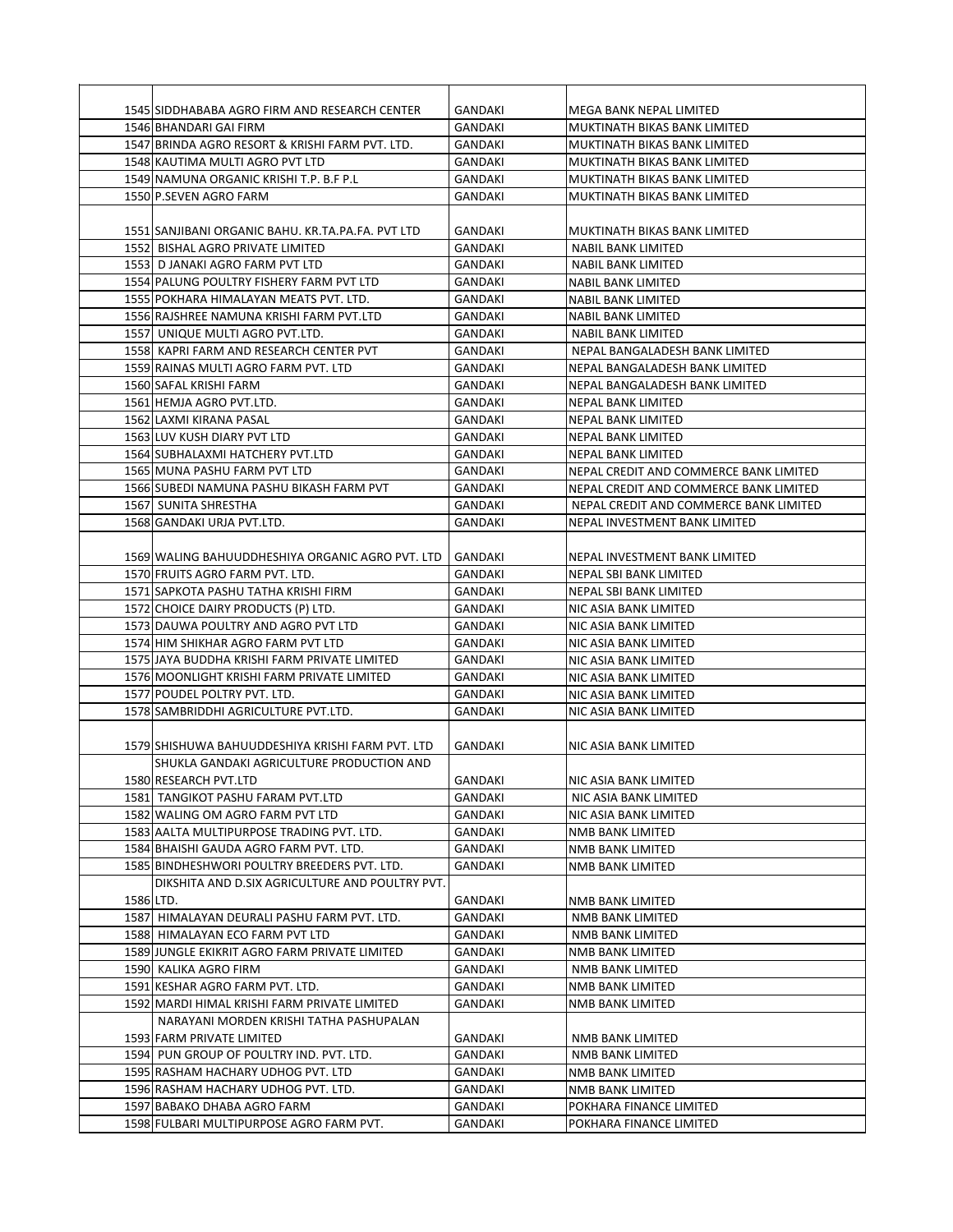| | | | |
|---|---|---|---|
| 1545 | SIDDHABABA AGRO FIRM AND RESEARCH CENTER | GANDAKI | MEGA BANK NEPAL LIMITED |
| 1546 | BHANDARI GAI FIRM | GANDAKI | MUKTINATH BIKAS BANK LIMITED |
| 1547 | BRINDA AGRO RESORT & KRISHI FARM PVT. LTD. | GANDAKI | MUKTINATH BIKAS BANK LIMITED |
| 1548 | KAUTIMA MULTI AGRO PVT LTD | GANDAKI | MUKTINATH BIKAS BANK LIMITED |
| 1549 | NAMUNA ORGANIC KRISHI T.P. B.F P.L | GANDAKI | MUKTINATH BIKAS BANK LIMITED |
| 1550 | P.SEVEN AGRO FARM | GANDAKI | MUKTINATH BIKAS BANK LIMITED |
| 1551 | SANJIBANI ORGANIC BAHU. KR.TA.PA.FA. PVT LTD | GANDAKI | MUKTINATH BIKAS BANK LIMITED |
| 1552 | BISHAL AGRO PRIVATE LIMITED | GANDAKI | NABIL BANK LIMITED |
| 1553 | D JANAKI AGRO FARM PVT LTD | GANDAKI | NABIL BANK LIMITED |
| 1554 | PALUNG POULTRY FISHERY FARM PVT LTD | GANDAKI | NABIL BANK LIMITED |
| 1555 | POKHARA HIMALAYAN MEATS PVT. LTD. | GANDAKI | NABIL BANK LIMITED |
| 1556 | RAJSHREE NAMUNA KRISHI FARM PVT.LTD | GANDAKI | NABIL BANK LIMITED |
| 1557 | UNIQUE MULTI AGRO PVT.LTD. | GANDAKI | NABIL BANK LIMITED |
| 1558 | KAPRI FARM AND RESEARCH CENTER PVT | GANDAKI | NEPAL BANGALADESH BANK LIMITED |
| 1559 | RAINAS MULTI AGRO FARM PVT. LTD | GANDAKI | NEPAL BANGALADESH BANK LIMITED |
| 1560 | SAFAL KRISHI FARM | GANDAKI | NEPAL BANGALADESH BANK LIMITED |
| 1561 | HEMJA AGRO PVT.LTD. | GANDAKI | NEPAL BANK LIMITED |
| 1562 | LAXMI KIRANA PASAL | GANDAKI | NEPAL BANK LIMITED |
| 1563 | LUV KUSH DIARY PVT LTD | GANDAKI | NEPAL BANK LIMITED |
| 1564 | SUBHALAXMI HATCHERY PVT.LTD | GANDAKI | NEPAL BANK LIMITED |
| 1565 | MUNA PASHU FARM PVT LTD | GANDAKI | NEPAL CREDIT AND COMMERCE BANK LIMITED |
| 1566 | SUBEDI NAMUNA PASHU BIKASH FARM PVT | GANDAKI | NEPAL CREDIT AND COMMERCE BANK LIMITED |
| 1567 | SUNITA SHRESTHA | GANDAKI | NEPAL CREDIT AND COMMERCE BANK LIMITED |
| 1568 | GANDAKI URJA PVT.LTD. | GANDAKI | NEPAL INVESTMENT BANK LIMITED |
| 1569 | WALING BAHUUDDHESHIYA ORGANIC AGRO PVT. LTD | GANDAKI | NEPAL INVESTMENT BANK LIMITED |
| 1570 | FRUITS AGRO FARM PVT. LTD. | GANDAKI | NEPAL SBI BANK LIMITED |
| 1571 | SAPKOTA PASHU TATHA KRISHI FIRM | GANDAKI | NEPAL SBI BANK LIMITED |
| 1572 | CHOICE DAIRY PRODUCTS (P) LTD. | GANDAKI | NIC ASIA BANK LIMITED |
| 1573 | DAUWA POULTRY AND AGRO PVT LTD | GANDAKI | NIC ASIA BANK LIMITED |
| 1574 | HIM SHIKHAR AGRO FARM PVT LTD | GANDAKI | NIC ASIA BANK LIMITED |
| 1575 | JAYA BUDDHA KRISHI FARM PRIVATE LIMITED | GANDAKI | NIC ASIA BANK LIMITED |
| 1576 | MOONLIGHT KRISHI FARM PRIVATE LIMITED | GANDAKI | NIC ASIA BANK LIMITED |
| 1577 | POUDEL POLTRY PVT. LTD. | GANDAKI | NIC ASIA BANK LIMITED |
| 1578 | SAMBRIDDHI AGRICULTURE PVT.LTD. | GANDAKI | NIC ASIA BANK LIMITED |
| 1579 | SHISHUWA BAHUUDDESHIYA KRISHI FARM PVT. LTD | GANDAKI | NIC ASIA BANK LIMITED |
| 1580 | SHUKLA GANDAKI AGRICULTURE PRODUCTION AND RESEARCH PVT.LTD | GANDAKI | NIC ASIA BANK LIMITED |
| 1581 | TANGIKOT PASHU FARAM PVT.LTD | GANDAKI | NIC ASIA BANK LIMITED |
| 1582 | WALING OM AGRO FARM PVT LTD | GANDAKI | NIC ASIA BANK LIMITED |
| 1583 | AALTA MULTIPURPOSE TRADING PVT. LTD. | GANDAKI | NMB BANK LIMITED |
| 1584 | BHAISHI GAUDA AGRO FARM PVT. LTD. | GANDAKI | NMB BANK LIMITED |
| 1585 | BINDHESHWORI POULTRY BREEDERS PVT. LTD. | GANDAKI | NMB BANK LIMITED |
| 1586 | DIKSHITA AND D.SIX AGRICULTURE AND POULTRY PVT. LTD. | GANDAKI | NMB BANK LIMITED |
| 1587 | HIMALAYAN DEURALI PASHU FARM PVT. LTD. | GANDAKI | NMB BANK LIMITED |
| 1588 | HIMALAYAN ECO FARM PVT LTD | GANDAKI | NMB BANK LIMITED |
| 1589 | JUNGLE EKIKRIT AGRO FARM PRIVATE LIMITED | GANDAKI | NMB BANK LIMITED |
| 1590 | KALIKA AGRO FIRM | GANDAKI | NMB BANK LIMITED |
| 1591 | KESHAR AGRO FARM PVT. LTD. | GANDAKI | NMB BANK LIMITED |
| 1592 | MARDI HIMAL KRISHI FARM PRIVATE LIMITED | GANDAKI | NMB BANK LIMITED |
| 1593 | NARAYANI MORDEN KRISHI TATHA PASHUPALAN FARM PRIVATE LIMITED | GANDAKI | NMB BANK LIMITED |
| 1594 | PUN GROUP OF POULTRY IND. PVT. LTD. | GANDAKI | NMB BANK LIMITED |
| 1595 | RASHAM HACHARY UDHOG PVT. LTD | GANDAKI | NMB BANK LIMITED |
| 1596 | RASHAM HACHARY UDHOG PVT. LTD. | GANDAKI | NMB BANK LIMITED |
| 1597 | BABAKO DHABA AGRO FARM | GANDAKI | POKHARA FINANCE LIMITED |
| 1598 | FULBARI MULTIPURPOSE AGRO FARM PVT. | GANDAKI | POKHARA FINANCE LIMITED |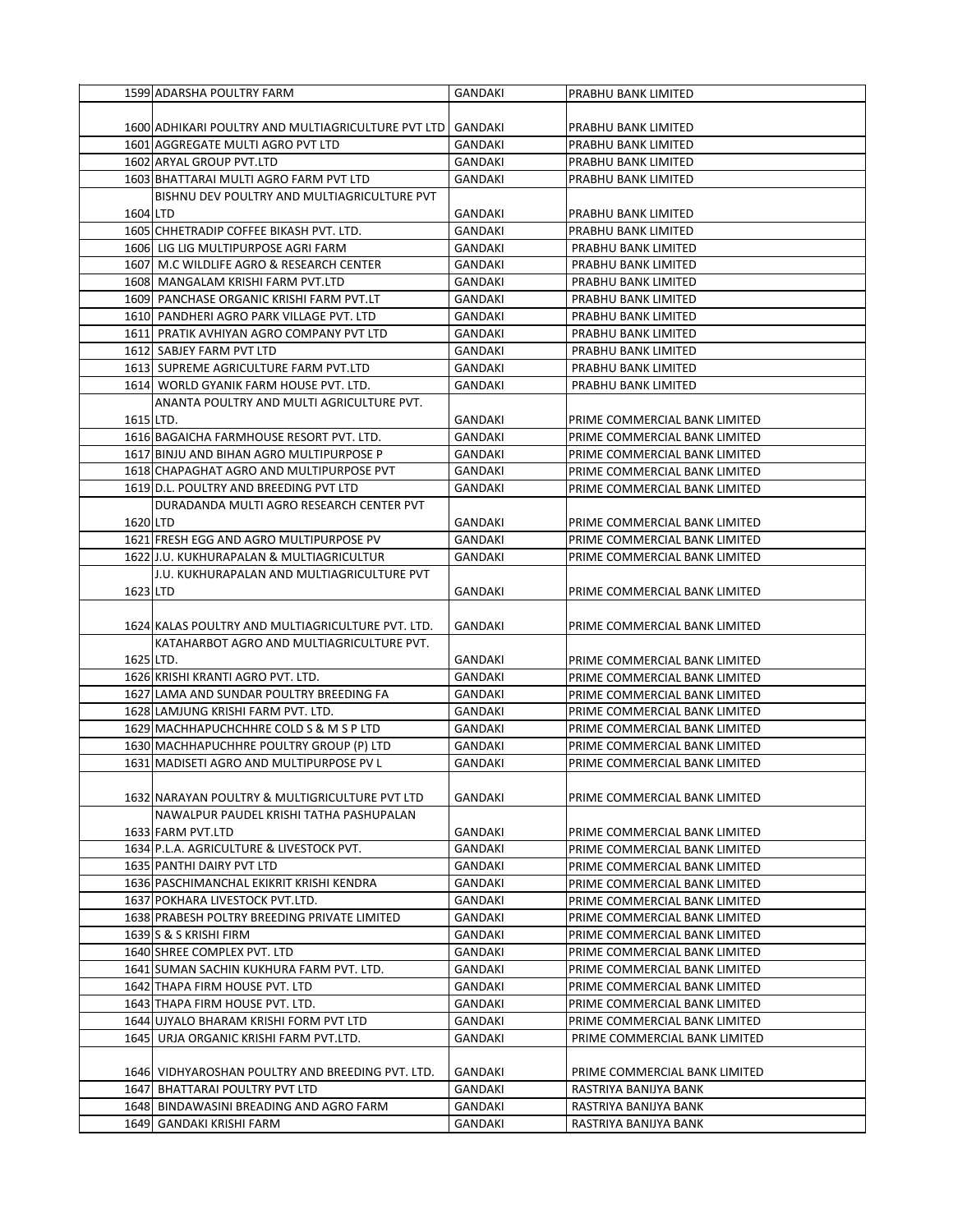| | | | |
|---|---|---|---|
| 1599 | ADARSHA POULTRY FARM | GANDAKI | PRABHU BANK LIMITED |
| 1600 | ADHIKARI POULTRY AND MULTIAGRICULTURE PVT LTD | GANDAKI | PRABHU BANK LIMITED |
| 1601 | AGGREGATE MULTI AGRO PVT LTD | GANDAKI | PRABHU BANK LIMITED |
| 1602 | ARYAL GROUP PVT.LTD | GANDAKI | PRABHU BANK LIMITED |
| 1603 | BHATTARAI MULTI AGRO FARM PVT LTD | GANDAKI | PRABHU BANK LIMITED |
| 1604 | BISHNU DEV POULTRY AND MULTIAGRICULTURE PVT LTD | GANDAKI | PRABHU BANK LIMITED |
| 1605 | CHHETRADIP COFFEE BIKASH PVT. LTD. | GANDAKI | PRABHU BANK LIMITED |
| 1606 | LIG LIG MULTIPURPOSE AGRI FARM | GANDAKI | PRABHU BANK LIMITED |
| 1607 | M.C WILDLIFE AGRO & RESEARCH CENTER | GANDAKI | PRABHU BANK LIMITED |
| 1608 | MANGALAM KRISHI FARM PVT.LTD | GANDAKI | PRABHU BANK LIMITED |
| 1609 | PANCHASE ORGANIC KRISHI FARM PVT.LT | GANDAKI | PRABHU BANK LIMITED |
| 1610 | PANDHERI AGRO PARK VILLAGE PVT. LTD | GANDAKI | PRABHU BANK LIMITED |
| 1611 | PRATIK AVHIYAN AGRO COMPANY PVT LTD | GANDAKI | PRABHU BANK LIMITED |
| 1612 | SABJEY FARM PVT LTD | GANDAKI | PRABHU BANK LIMITED |
| 1613 | SUPREME AGRICULTURE FARM PVT.LTD | GANDAKI | PRABHU BANK LIMITED |
| 1614 | WORLD GYANIK FARM HOUSE PVT. LTD. | GANDAKI | PRABHU BANK LIMITED |
| 1615 | ANANTA POULTRY AND MULTI AGRICULTURE PVT. LTD. | GANDAKI | PRIME COMMERCIAL BANK LIMITED |
| 1616 | BAGAICHA FARMHOUSE RESORT PVT. LTD. | GANDAKI | PRIME COMMERCIAL BANK LIMITED |
| 1617 | BINJU AND BIHAN AGRO MULTIPURPOSE P | GANDAKI | PRIME COMMERCIAL BANK LIMITED |
| 1618 | CHAPAGHAT AGRO AND MULTIPURPOSE PVT | GANDAKI | PRIME COMMERCIAL BANK LIMITED |
| 1619 | D.L. POULTRY AND BREEDING PVT LTD | GANDAKI | PRIME COMMERCIAL BANK LIMITED |
| 1620 | DURADANDA MULTI AGRO RESEARCH CENTER PVT LTD | GANDAKI | PRIME COMMERCIAL BANK LIMITED |
| 1621 | FRESH EGG AND AGRO MULTIPURPOSE PV | GANDAKI | PRIME COMMERCIAL BANK LIMITED |
| 1622 | J.U. KUKHURAPALAN & MULTIAGRICULTUR | GANDAKI | PRIME COMMERCIAL BANK LIMITED |
| 1623 | J.U. KUKHURAPALAN AND MULTIAGRICULTURE PVT LTD | GANDAKI | PRIME COMMERCIAL BANK LIMITED |
| 1624 | KALAS POULTRY AND MULTIAGRICULTURE PVT. LTD. | GANDAKI | PRIME COMMERCIAL BANK LIMITED |
| 1625 | KATAHARBOT AGRO AND MULTIAGRICULTURE PVT. LTD. | GANDAKI | PRIME COMMERCIAL BANK LIMITED |
| 1626 | KRISHI KRANTI AGRO PVT. LTD. | GANDAKI | PRIME COMMERCIAL BANK LIMITED |
| 1627 | LAMA AND SUNDAR POULTRY BREEDING FA | GANDAKI | PRIME COMMERCIAL BANK LIMITED |
| 1628 | LAMJUNG KRISHI FARM PVT. LTD. | GANDAKI | PRIME COMMERCIAL BANK LIMITED |
| 1629 | MACHHAPUCHCHHRE COLD S & M S P LTD | GANDAKI | PRIME COMMERCIAL BANK LIMITED |
| 1630 | MACHHAPUCHHRE POULTRY GROUP (P) LTD | GANDAKI | PRIME COMMERCIAL BANK LIMITED |
| 1631 | MADISETI AGRO AND MULTIPURPOSE PV L | GANDAKI | PRIME COMMERCIAL BANK LIMITED |
| 1632 | NARAYAN POULTRY & MULTIGRICULTURE PVT LTD | GANDAKI | PRIME COMMERCIAL BANK LIMITED |
| 1633 | NAWALPUR PAUDEL KRISHI TATHA PASHUPALAN FARM PVT.LTD | GANDAKI | PRIME COMMERCIAL BANK LIMITED |
| 1634 | P.L.A. AGRICULTURE & LIVESTOCK PVT. | GANDAKI | PRIME COMMERCIAL BANK LIMITED |
| 1635 | PANTHI DAIRY PVT LTD | GANDAKI | PRIME COMMERCIAL BANK LIMITED |
| 1636 | PASCHIMANCHAL EKIKRIT KRISHI KENDRA | GANDAKI | PRIME COMMERCIAL BANK LIMITED |
| 1637 | POKHARA LIVESTOCK PVT.LTD. | GANDAKI | PRIME COMMERCIAL BANK LIMITED |
| 1638 | PRABESH POLTRY BREEDING PRIVATE LIMITED | GANDAKI | PRIME COMMERCIAL BANK LIMITED |
| 1639 | S & S KRISHI FIRM | GANDAKI | PRIME COMMERCIAL BANK LIMITED |
| 1640 | SHREE COMPLEX PVT. LTD | GANDAKI | PRIME COMMERCIAL BANK LIMITED |
| 1641 | SUMAN SACHIN KUKHURA FARM PVT. LTD. | GANDAKI | PRIME COMMERCIAL BANK LIMITED |
| 1642 | THAPA FIRM HOUSE PVT. LTD | GANDAKI | PRIME COMMERCIAL BANK LIMITED |
| 1643 | THAPA FIRM HOUSE PVT. LTD. | GANDAKI | PRIME COMMERCIAL BANK LIMITED |
| 1644 | UJYALO BHARAM KRISHI FORM PVT LTD | GANDAKI | PRIME COMMERCIAL BANK LIMITED |
| 1645 | URJA ORGANIC KRISHI FARM PVT.LTD. | GANDAKI | PRIME COMMERCIAL BANK LIMITED |
| 1646 | VIDHYAROSHAN POULTRY AND BREEDING PVT. LTD. | GANDAKI | PRIME COMMERCIAL BANK LIMITED |
| 1647 | BHATTARAI POULTRY PVT LTD | GANDAKI | RASTRIYA BANIJYA BANK |
| 1648 | BINDAWASINI BREADING AND AGRO FARM | GANDAKI | RASTRIYA BANIJYA BANK |
| 1649 | GANDAKI KRISHI FARM | GANDAKI | RASTRIYA BANIJYA BANK |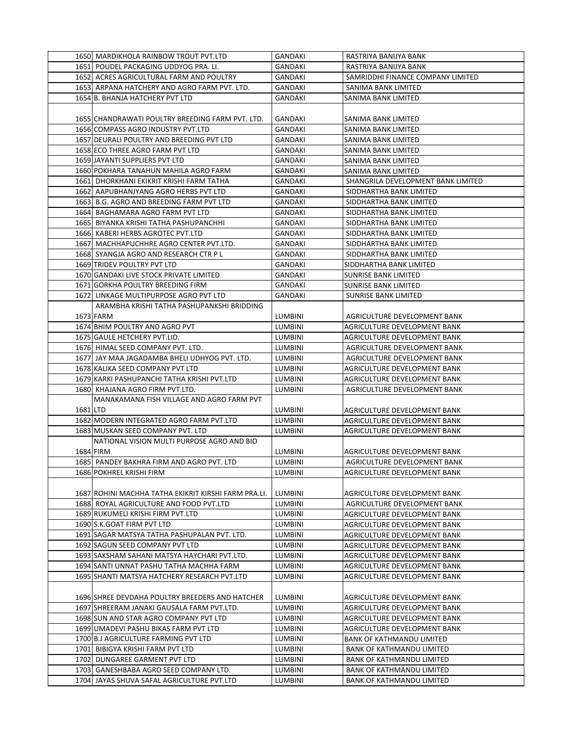| | | | |
|---|---|---|---|
| 1650 | MARDIKHOLA RAINBOW TROUT PVT.LTD | GANDAKI | RASTRIYA BANIJYA BANK |
| 1651 | POUDEL PACKAGING UDDYOG PRA. LI. | GANDAKI | RASTRIYA BANIJYA BANK |
| 1652 | ACRES AGRICULTURAL FARM AND POULTRY | GANDAKI | SAMRIDDHI FINANCE COMPANY LIMITED |
| 1653 | ARPANA HATCHERY AND AGRO FARM PVT. LTD. | GANDAKI | SANIMA BANK LIMITED |
| 1654 | B. BHANJA HATCHERY PVT LTD | GANDAKI | SANIMA BANK LIMITED |
| 1655 | CHANDRAWATI POULTRY BREEDING FARM PVT. LTD. | GANDAKI | SANIMA BANK LIMITED |
| 1656 | COMPASS AGRO INDUSTRY PVT.LTD | GANDAKI | SANIMA BANK LIMITED |
| 1657 | DEURALI POULTRY AND BREEDING PVT LTD | GANDAKI | SANIMA BANK LIMITED |
| 1658 | ECO THREE AGRO FARM PVT LTD | GANDAKI | SANIMA BANK LIMITED |
| 1659 | JAYANTI SUPPLIERS PVT LTD | GANDAKI | SANIMA BANK LIMITED |
| 1660 | POKHARA TANAHUN MAHILA AGRO FARM | GANDAKI | SANIMA BANK LIMITED |
| 1661 | DHORKHANI EKIKRIT KRISHI FARM TATHA | GANDAKI | SHANGRILA DEVELOPMENT BANK LIMITED |
| 1662 | AAPUBHANJYANG AGRO HERBS PVT LTD | GANDAKI | SIDDHARTHA BANK LIMITED |
| 1663 | B.G. AGRO AND BREEDING FARM PVT LTD | GANDAKI | SIDDHARTHA BANK LIMITED |
| 1664 | BAGHAMARA AGRO FARM PVT LTD | GANDAKI | SIDDHARTHA BANK LIMITED |
| 1665 | BIYANKA KRISHI TATHA PASHUPANCHHI | GANDAKI | SIDDHARTHA BANK LIMITED |
| 1666 | KABERI HERBS AGROTEC PVT.LTD | GANDAKI | SIDDHARTHA BANK LIMITED |
| 1667 | MACHHAPUCHHRE AGRO CENTER PVT.LTD. | GANDAKI | SIDDHARTHA BANK LIMITED |
| 1668 | SYANGJA AGRO AND RESEARCH CTR P L | GANDAKI | SIDDHARTHA BANK LIMITED |
| 1669 | TRIDEV POULTRY PVT LTD | GANDAKI | SIDDHARTHA BANK LIMITED |
| 1670 | GANDAKI LIVE STOCK PRIVATE LIMITED | GANDAKI | SUNRISE BANK LIMITED |
| 1671 | GORKHA POULTRY BREEDING FIRM | GANDAKI | SUNRISE BANK LIMITED |
| 1672 | LINKAGE MULTIPURPOSE AGRO PVT LTD | GANDAKI | SUNRISE BANK LIMITED |
| 1673 | ARAMBHA KRISHI TATHA PASHUPANKSHI BRIDDING FARM | LUMBINI | AGRICULTURE DEVELOPMENT BANK |
| 1674 | BHIM POULTRY AND AGRO PVT | LUMBINI | AGRICULTURE DEVELOPMENT BANK |
| 1675 | GAULE HETCHERY PVT.LID. | LUMBINI | AGRICULTURE DEVELOPMENT BANK |
| 1676 | HIMAL SEED COMPANY PVT. LTD. | LUMBINI | AGRICULTURE DEVELOPMENT BANK |
| 1677 | JAY MAA JAGADAMBA BHELI UDHYOG PVT. LTD. | LUMBINI | AGRICULTURE DEVELOPMENT BANK |
| 1678 | KALIKA SEED COMPANY PVT LTD | LUMBINI | AGRICULTURE DEVELOPMENT BANK |
| 1679 | KARKI PASHUPANCHI TATHA KRISHI PVT.LTD | LUMBINI | AGRICULTURE DEVELOPMENT BANK |
| 1680 | KHAJANA AGRO FIRM PVT.LTD. | LUMBINI | AGRICULTURE DEVELOPMENT BANK |
| 1681 | MANAKAMANA FISH VILLAGE AND AGRO FARM PVT LTD | LUMBINI | AGRICULTURE DEVELOPMENT BANK |
| 1682 | MODERN INTEGRATED AGRO FARM PVT.LTD | LUMBINI | AGRICULTURE DEVELOPMENT BANK |
| 1683 | MUSKAN SEED COMPANY PVT. LTD | LUMBINI | AGRICULTURE DEVELOPMENT BANK |
| 1684 | NATIONAL VISION MULTI PURPOSE AGRO AND BIO FIRM | LUMBINI | AGRICULTURE DEVELOPMENT BANK |
| 1685 | PANDEY BAKHRA FIRM AND AGRO PVT. LTD | LUMBINI | AGRICULTURE DEVELOPMENT BANK |
| 1686 | POKHREL KRISHI FIRM | LUMBINI | AGRICULTURE DEVELOPMENT BANK |
| 1687 | ROHINI MACHHA TATHA EKIKRIT KIRSHI FARM PRA.LI. | LUMBINI | AGRICULTURE DEVELOPMENT BANK |
| 1688 | ROYAL AGRICULTURE AND FOOD PVT.LTD | LUMBINI | AGRICULTURE DEVELOPMENT BANK |
| 1689 | RUKUMELI KRISHI FIRM PVT.LTD | LUMBINI | AGRICULTURE DEVELOPMENT BANK |
| 1690 | S.K.GOAT FIRM PVT LTD | LUMBINI | AGRICULTURE DEVELOPMENT BANK |
| 1691 | SAGAR MATSYA TATHA PASHUPALAN PVT. LTD. | LUMBINI | AGRICULTURE DEVELOPMENT BANK |
| 1692 | SAGUN SEED COMPANY PVT LTD | LUMBINI | AGRICULTURE DEVELOPMENT BANK |
| 1693 | SAKSHAM SAHANI MATSYA HAYCHARI PVT.LTD. | LUMBINI | AGRICULTURE DEVELOPMENT BANK |
| 1694 | SANTI UNNAT PASHU TATHA MACHHA FARM | LUMBINI | AGRICULTURE DEVELOPMENT BANK |
| 1695 | SHANTI MATSYA HATCHERY RESEARCH PVT.LTD | LUMBINI | AGRICULTURE DEVELOPMENT BANK |
| 1696 | SHREE DEVDAHA POULTRY BREEDERS AND HATCHER | LUMBINI | AGRICULTURE DEVELOPMENT BANK |
| 1697 | SHREERAM JANAKI GAUSALA FARM PVT.LTD. | LUMBINI | AGRICULTURE DEVELOPMENT BANK |
| 1698 | SUN AND STAR AGRO COMPANY PVT LTD | LUMBINI | AGRICULTURE DEVELOPMENT BANK |
| 1699 | UMADEVI PASHU BIKAS FARM PVT LTD | LUMBINI | AGRICULTURE DEVELOPMENT BANK |
| 1700 | B.J AGRICULTURE FARMING PVT LTD | LUMBINI | BANK OF KATHMANDU LIMITED |
| 1701 | BIBIGYA KRISHI FARM PVT LTD | LUMBINI | BANK OF KATHMANDU LIMITED |
| 1702 | DUNGAREE GARMENT PVT LTD | LUMBINI | BANK OF KATHMANDU LIMITED |
| 1703 | GANESHBABA AGRO SEED COMPANY LTD. | LUMBINI | BANK OF KATHMANDU LIMITED |
| 1704 | JAYAS SHUVA SAFAL AGRICULTURE PVT.LTD | LUMBINI | BANK OF KATHMANDU LIMITED |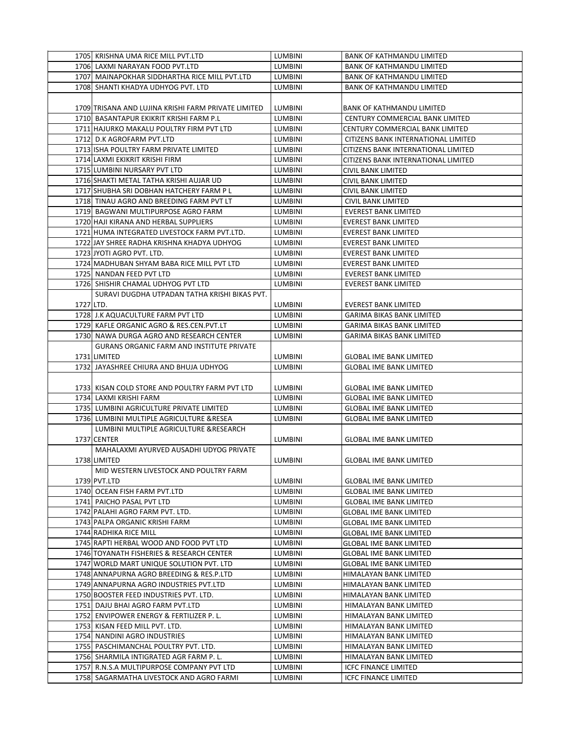| 1705 | KRISHNA UMA RICE MILL PVT.LTD | LUMBINI | BANK OF KATHMANDU LIMITED |
|---|---|---|---|
| 1706 | LAXMI NARAYAN FOOD PVT.LTD | LUMBINI | BANK OF KATHMANDU LIMITED |
| 1707 | MAINAPOKHAR SIDDHARTHA RICE MILL PVT.LTD | LUMBINI | BANK OF KATHMANDU LIMITED |
| 1708 | SHANTI KHADYA UDHYOG PVT. LTD | LUMBINI | BANK OF KATHMANDU LIMITED |
| 1709 | TRISANA AND LUJINA KRISHI FARM PRIVATE LIMITED | LUMBINI | BANK OF KATHMANDU LIMITED |
| 1710 | BASANTAPUR EKIKRIT KRISHI FARM P.L | LUMBINI | CENTURY COMMERCIAL BANK LIMITED |
| 1711 | HAJURKO MAKALU POULTRY FIRM PVT LTD | LUMBINI | CENTURY COMMERCIAL BANK LIMITED |
| 1712 | D.K AGROFARM PVT.LTD | LUMBINI | CITIZENS BANK INTERNATIONAL LIMITED |
| 1713 | ISHA POULTRY FARM PRIVATE LIMITED | LUMBINI | CITIZENS BANK INTERNATIONAL LIMITED |
| 1714 | LAXMI EKIKRIT KRISHI FIRM | LUMBINI | CITIZENS BANK INTERNATIONAL LIMITED |
| 1715 | LUMBINI NURSARY PVT LTD | LUMBINI | CIVIL BANK LIMITED |
| 1716 | SHAKTI METAL TATHA KRISHI AUJAR UD | LUMBINI | CIVIL BANK LIMITED |
| 1717 | SHUBHA SRI DOBHAN HATCHERY FARM P L | LUMBINI | CIVIL BANK LIMITED |
| 1718 | TINAU AGRO AND BREEDING FARM PVT LT | LUMBINI | CIVIL BANK LIMITED |
| 1719 | BAGWANI MULTIPURPOSE AGRO FARM | LUMBINI | EVEREST BANK LIMITED |
| 1720 | HAJI KIRANA AND HERBAL SUPPLIERS | LUMBINI | EVEREST BANK LIMITED |
| 1721 | HUMA INTEGRATED LIVESTOCK FARM PVT.LTD. | LUMBINI | EVEREST BANK LIMITED |
| 1722 | JAY SHREE RADHA KRISHNA KHADYA UDHYOG | LUMBINI | EVEREST BANK LIMITED |
| 1723 | JYOTI AGRO PVT. LTD. | LUMBINI | EVEREST BANK LIMITED |
| 1724 | MADHUBAN SHYAM BABA RICE MILL PVT LTD | LUMBINI | EVEREST BANK LIMITED |
| 1725 | NANDAN FEED PVT LTD | LUMBINI | EVEREST BANK LIMITED |
| 1726 | SHISHIR CHAMAL UDHYOG PVT LTD | LUMBINI | EVEREST BANK LIMITED |
| 1727 | SURAVI DUGDHA UTPADAN TATHA KRISHI BIKAS PVT. LTD. | LUMBINI | EVEREST BANK LIMITED |
| 1728 | J.K AQUACULTURE FARM PVT LTD | LUMBINI | GARIMA BIKAS BANK LIMITED |
| 1729 | KAFLE ORGANIC AGRO & RES.CEN.PVT.LT | LUMBINI | GARIMA BIKAS BANK LIMITED |
| 1730 | NAWA DURGA AGRO AND RESEARCH CENTER | LUMBINI | GARIMA BIKAS BANK LIMITED |
| 1731 | GURANS ORGANIC FARM AND INSTITUTE PRIVATE LIMITED | LUMBINI | GLOBAL IME BANK LIMITED |
| 1732 | JAYASHREE CHIURA AND BHUJA UDHYOG | LUMBINI | GLOBAL IME BANK LIMITED |
| 1733 | KISAN COLD STORE AND POULTRY FARM PVT LTD | LUMBINI | GLOBAL IME BANK LIMITED |
| 1734 | LAXMI KRISHI FARM | LUMBINI | GLOBAL IME BANK LIMITED |
| 1735 | LUMBINI AGRICULTURE PRIVATE LIMITED | LUMBINI | GLOBAL IME BANK LIMITED |
| 1736 | LUMBINI MULTIPLE AGRICULTURE &RESEA | LUMBINI | GLOBAL IME BANK LIMITED |
| 1737 | LUMBINI MULTIPLE AGRICULTURE &RESEARCH CENTER | LUMBINI | GLOBAL IME BANK LIMITED |
| 1738 | MAHALAXMI AYURVED AUSADHI UDYOG PRIVATE LIMITED | LUMBINI | GLOBAL IME BANK LIMITED |
| 1739 | MID WESTERN LIVESTOCK AND POULTRY FARM PVT.LTD | LUMBINI | GLOBAL IME BANK LIMITED |
| 1740 | OCEAN FISH FARM PVT.LTD | LUMBINI | GLOBAL IME BANK LIMITED |
| 1741 | PAICHO PASAL PVT LTD | LUMBINI | GLOBAL IME BANK LIMITED |
| 1742 | PALAHI AGRO FARM PVT. LTD. | LUMBINI | GLOBAL IME BANK LIMITED |
| 1743 | PALPA ORGANIC KRISHI FARM | LUMBINI | GLOBAL IME BANK LIMITED |
| 1744 | RADHIKA RICE MILL | LUMBINI | GLOBAL IME BANK LIMITED |
| 1745 | RAPTI HERBAL WOOD AND FOOD PVT LTD | LUMBINI | GLOBAL IME BANK LIMITED |
| 1746 | TOYANATH FISHERIES & RESEARCH CENTER | LUMBINI | GLOBAL IME BANK LIMITED |
| 1747 | WORLD MART UNIQUE SOLUTION PVT. LTD | LUMBINI | GLOBAL IME BANK LIMITED |
| 1748 | ANNAPURNA AGRO BREEDING & RES.P.LTD | LUMBINI | HIMALAYAN BANK LIMITED |
| 1749 | ANNAPURNA AGRO INDUSTRIES PVT.LTD | LUMBINI | HIMALAYAN BANK LIMITED |
| 1750 | BOOSTER FEED INDUSTRIES PVT. LTD. | LUMBINI | HIMALAYAN BANK LIMITED |
| 1751 | DAJU BHAI AGRO FARM PVT.LTD | LUMBINI | HIMALAYAN BANK LIMITED |
| 1752 | ENVIPOWER ENERGY & FERTILIZER P. L. | LUMBINI | HIMALAYAN BANK LIMITED |
| 1753 | KISAN FEED MILL PVT. LTD. | LUMBINI | HIMALAYAN BANK LIMITED |
| 1754 | NANDINI AGRO INDUSTRIES | LUMBINI | HIMALAYAN BANK LIMITED |
| 1755 | PASCHIMANCHAL POULTRY PVT. LTD. | LUMBINI | HIMALAYAN BANK LIMITED |
| 1756 | SHARMILA INTIGRATED AGR FARM P. L. | LUMBINI | HIMALAYAN BANK LIMITED |
| 1757 | R.N.S.A MULTIPURPOSE COMPANY PVT LTD | LUMBINI | ICFC FINANCE LIMITED |
| 1758 | SAGARMATHA LIVESTOCK AND AGRO FARMI | LUMBINI | ICFC FINANCE LIMITED |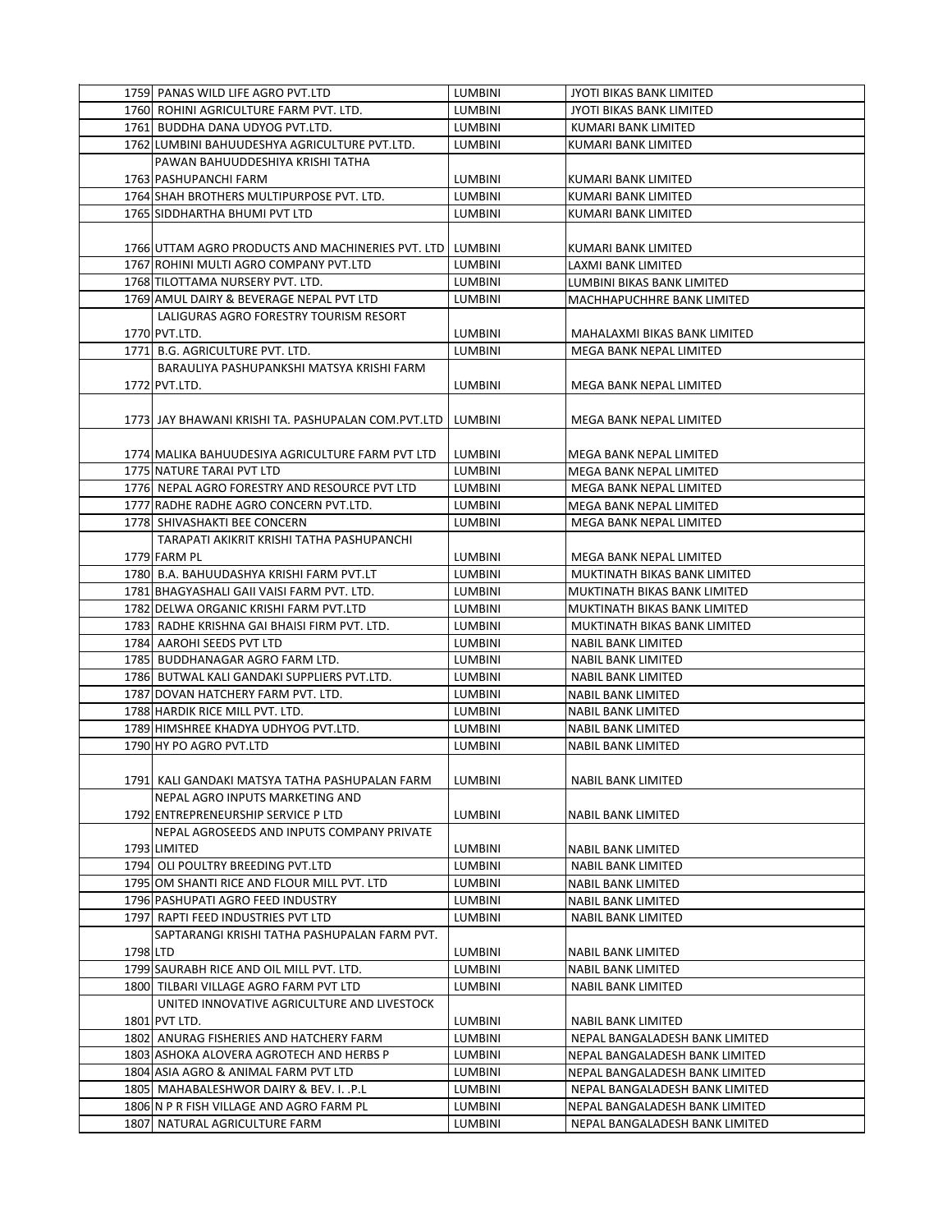| | | | |
|---|---|---|---|
| 1759 | PANAS WILD LIFE AGRO PVT.LTD | LUMBINI | JYOTI BIKAS BANK LIMITED |
| 1760 | ROHINI AGRICULTURE FARM PVT. LTD. | LUMBINI | JYOTI BIKAS BANK LIMITED |
| 1761 | BUDDHA DANA UDYOG PVT.LTD. | LUMBINI | KUMARI BANK LIMITED |
| 1762 | LUMBINI BAHUUDESHYA AGRICULTURE PVT.LTD. | LUMBINI | KUMARI BANK LIMITED |
| 1763 | PAWAN BAHUUDDESHIYA KRISHI TATHA PASHUPANCHI FARM | LUMBINI | KUMARI BANK LIMITED |
| 1764 | SHAH BROTHERS MULTIPURPOSE PVT. LTD. | LUMBINI | KUMARI BANK LIMITED |
| 1765 | SIDDHARTHA BHUMI PVT LTD | LUMBINI | KUMARI BANK LIMITED |
| 1766 | UTTAM AGRO PRODUCTS AND MACHINERIES PVT. LTD | LUMBINI | KUMARI BANK LIMITED |
| 1767 | ROHINI MULTI AGRO COMPANY PVT.LTD | LUMBINI | LAXMI BANK LIMITED |
| 1768 | TILOTTAMA NURSERY PVT. LTD. | LUMBINI | LUMBINI BIKAS BANK LIMITED |
| 1769 | AMUL DAIRY & BEVERAGE NEPAL PVT LTD | LUMBINI | MACHHAPUCHHRE BANK LIMITED |
| 1770 | LALIGURAS AGRO FORESTRY TOURISM RESORT PVT.LTD. | LUMBINI | MAHALAXMI BIKAS BANK LIMITED |
| 1771 | B.G. AGRICULTURE PVT. LTD. | LUMBINI | MEGA BANK NEPAL LIMITED |
| 1772 | BARAULIYA PASHUPANKSHI MATSYA KRISHI FARM PVT.LTD. | LUMBINI | MEGA BANK NEPAL LIMITED |
| 1773 | JAY BHAWANI KRISHI TA. PASHUPALAN COM.PVT.LTD | LUMBINI | MEGA BANK NEPAL LIMITED |
| 1774 | MALIKA BAHUUDESIYA AGRICULTURE FARM PVT LTD | LUMBINI | MEGA BANK NEPAL LIMITED |
| 1775 | NATURE TARAI PVT LTD | LUMBINI | MEGA BANK NEPAL LIMITED |
| 1776 | NEPAL AGRO FORESTRY AND RESOURCE PVT LTD | LUMBINI | MEGA BANK NEPAL LIMITED |
| 1777 | RADHE RADHE AGRO CONCERN PVT.LTD. | LUMBINI | MEGA BANK NEPAL LIMITED |
| 1778 | SHIVASHAKTI BEE CONCERN | LUMBINI | MEGA BANK NEPAL LIMITED |
| 1779 | TARAPATI AKIKRIT KRISHI TATHA PASHUPANCHI FARM PL | LUMBINI | MEGA BANK NEPAL LIMITED |
| 1780 | B.A. BAHUUDASHYA KRISHI FARM PVT.LT | LUMBINI | MUKTINATH BIKAS BANK LIMITED |
| 1781 | BHAGYASHALI GAII VAISI FARM PVT. LTD. | LUMBINI | MUKTINATH BIKAS BANK LIMITED |
| 1782 | DELWA ORGANIC KRISHI FARM PVT.LTD | LUMBINI | MUKTINATH BIKAS BANK LIMITED |
| 1783 | RADHE KRISHNA GAI BHAISI FIRM PVT. LTD. | LUMBINI | MUKTINATH BIKAS BANK LIMITED |
| 1784 | AAROHI SEEDS PVT LTD | LUMBINI | NABIL BANK LIMITED |
| 1785 | BUDDHANAGAR AGRO FARM LTD. | LUMBINI | NABIL BANK LIMITED |
| 1786 | BUTWAL KALI GANDAKI SUPPLIERS PVT.LTD. | LUMBINI | NABIL BANK LIMITED |
| 1787 | DOVAN HATCHERY FARM PVT. LTD. | LUMBINI | NABIL BANK LIMITED |
| 1788 | HARDIK RICE MILL PVT. LTD. | LUMBINI | NABIL BANK LIMITED |
| 1789 | HIMSHREE KHADYA UDHYOG PVT.LTD. | LUMBINI | NABIL BANK LIMITED |
| 1790 | HY PO AGRO PVT.LTD | LUMBINI | NABIL BANK LIMITED |
| 1791 | KALI GANDAKI MATSYA TATHA PASHUPALAN FARM | LUMBINI | NABIL BANK LIMITED |
| 1792 | NEPAL AGRO INPUTS MARKETING AND ENTREPRENEURSHIP SERVICE P LTD | LUMBINI | NABIL BANK LIMITED |
| 1793 | NEPAL AGROSEEDS AND INPUTS COMPANY PRIVATE LIMITED | LUMBINI | NABIL BANK LIMITED |
| 1794 | OLI POULTRY BREEDING PVT.LTD | LUMBINI | NABIL BANK LIMITED |
| 1795 | OM SHANTI RICE AND FLOUR MILL PVT. LTD | LUMBINI | NABIL BANK LIMITED |
| 1796 | PASHUPATI AGRO FEED INDUSTRY | LUMBINI | NABIL BANK LIMITED |
| 1797 | RAPTI FEED INDUSTRIES PVT LTD | LUMBINI | NABIL BANK LIMITED |
| 1798 | SAPTARANGI KRISHI TATHA PASHUPALAN FARM PVT. LTD | LUMBINI | NABIL BANK LIMITED |
| 1799 | SAURABH RICE AND OIL MILL PVT. LTD. | LUMBINI | NABIL BANK LIMITED |
| 1800 | TILBARI VILLAGE AGRO FARM PVT LTD | LUMBINI | NABIL BANK LIMITED |
| 1801 | UNITED INNOVATIVE AGRICULTURE AND LIVESTOCK PVT LTD. | LUMBINI | NABIL BANK LIMITED |
| 1802 | ANURAG FISHERIES AND HATCHERY FARM | LUMBINI | NEPAL BANGALADESH BANK LIMITED |
| 1803 | ASHOKA ALOVERA AGROTECH AND HERBS P | LUMBINI | NEPAL BANGALADESH BANK LIMITED |
| 1804 | ASIA AGRO & ANIMAL FARM PVT LTD | LUMBINI | NEPAL BANGALADESH BANK LIMITED |
| 1805 | MAHABALESHWOR DAIRY & BEV. I. .P.L | LUMBINI | NEPAL BANGALADESH BANK LIMITED |
| 1806 | N P R FISH VILLAGE AND AGRO FARM PL | LUMBINI | NEPAL BANGALADESH BANK LIMITED |
| 1807 | NATURAL AGRICULTURE FARM | LUMBINI | NEPAL BANGALADESH BANK LIMITED |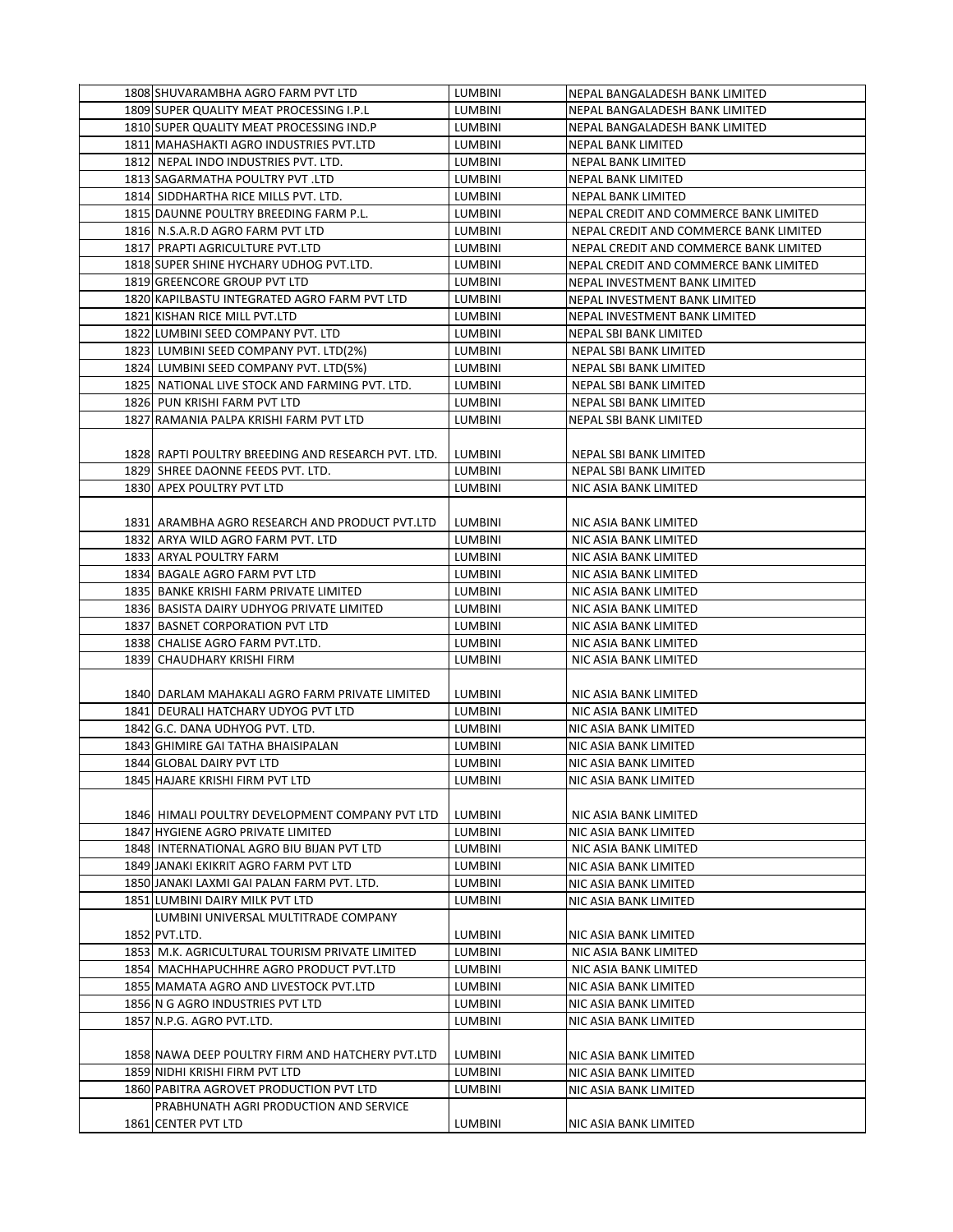| | | | |
|---|---|---|---|
| 1808 | SHUVARAMBHA AGRO FARM PVT LTD | LUMBINI | NEPAL BANGALADESH BANK LIMITED |
| 1809 | SUPER QUALITY MEAT PROCESSING I.P.L | LUMBINI | NEPAL BANGALADESH BANK LIMITED |
| 1810 | SUPER QUALITY MEAT PROCESSING IND.P | LUMBINI | NEPAL BANGALADESH BANK LIMITED |
| 1811 | MAHASHAKTI AGRO INDUSTRIES PVT.LTD | LUMBINI | NEPAL BANK LIMITED |
| 1812 | NEPAL INDO INDUSTRIES PVT. LTD. | LUMBINI | NEPAL BANK LIMITED |
| 1813 | SAGARMATHA POULTRY PVT .LTD | LUMBINI | NEPAL BANK LIMITED |
| 1814 | SIDDHARTHA RICE MILLS PVT. LTD. | LUMBINI | NEPAL BANK LIMITED |
| 1815 | DAUNNE POULTRY BREEDING FARM P.L. | LUMBINI | NEPAL CREDIT AND COMMERCE BANK LIMITED |
| 1816 | N.S.A.R.D AGRO FARM PVT LTD | LUMBINI | NEPAL CREDIT AND COMMERCE BANK LIMITED |
| 1817 | PRAPTI AGRICULTURE PVT.LTD | LUMBINI | NEPAL CREDIT AND COMMERCE BANK LIMITED |
| 1818 | SUPER SHINE HYCHARY UDHOG PVT.LTD. | LUMBINI | NEPAL CREDIT AND COMMERCE BANK LIMITED |
| 1819 | GREENCORE GROUP PVT LTD | LUMBINI | NEPAL INVESTMENT BANK LIMITED |
| 1820 | KAPILBASTU INTEGRATED AGRO FARM PVT LTD | LUMBINI | NEPAL INVESTMENT BANK LIMITED |
| 1821 | KISHAN RICE MILL PVT.LTD | LUMBINI | NEPAL INVESTMENT BANK LIMITED |
| 1822 | LUMBINI SEED COMPANY PVT. LTD | LUMBINI | NEPAL SBI BANK LIMITED |
| 1823 | LUMBINI SEED COMPANY PVT. LTD(2%) | LUMBINI | NEPAL SBI BANK LIMITED |
| 1824 | LUMBINI SEED COMPANY PVT. LTD(5%) | LUMBINI | NEPAL SBI BANK LIMITED |
| 1825 | NATIONAL LIVE STOCK AND FARMING PVT. LTD. | LUMBINI | NEPAL SBI BANK LIMITED |
| 1826 | PUN KRISHI FARM PVT LTD | LUMBINI | NEPAL SBI BANK LIMITED |
| 1827 | RAMANIA PALPA KRISHI FARM PVT LTD | LUMBINI | NEPAL SBI BANK LIMITED |
| 1828 | RAPTI POULTRY BREEDING AND RESEARCH PVT. LTD. | LUMBINI | NEPAL SBI BANK LIMITED |
| 1829 | SHREE DAONNE FEEDS PVT. LTD. | LUMBINI | NEPAL SBI BANK LIMITED |
| 1830 | APEX POULTRY PVT LTD | LUMBINI | NIC ASIA BANK LIMITED |
| 1831 | ARAMBHA AGRO RESEARCH AND PRODUCT PVT.LTD | LUMBINI | NIC ASIA BANK LIMITED |
| 1832 | ARYA WILD AGRO FARM PVT. LTD | LUMBINI | NIC ASIA BANK LIMITED |
| 1833 | ARYAL POULTRY FARM | LUMBINI | NIC ASIA BANK LIMITED |
| 1834 | BAGALE AGRO FARM PVT LTD | LUMBINI | NIC ASIA BANK LIMITED |
| 1835 | BANKE KRISHI FARM PRIVATE LIMITED | LUMBINI | NIC ASIA BANK LIMITED |
| 1836 | BASISTA DAIRY UDHYOG PRIVATE LIMITED | LUMBINI | NIC ASIA BANK LIMITED |
| 1837 | BASNET CORPORATION PVT LTD | LUMBINI | NIC ASIA BANK LIMITED |
| 1838 | CHALISE AGRO FARM PVT.LTD. | LUMBINI | NIC ASIA BANK LIMITED |
| 1839 | CHAUDHARY KRISHI FIRM | LUMBINI | NIC ASIA BANK LIMITED |
| 1840 | DARLAM MAHAKALI AGRO FARM PRIVATE LIMITED | LUMBINI | NIC ASIA BANK LIMITED |
| 1841 | DEURALI HATCHARY UDYOG PVT LTD | LUMBINI | NIC ASIA BANK LIMITED |
| 1842 | G.C. DANA UDHYOG PVT. LTD. | LUMBINI | NIC ASIA BANK LIMITED |
| 1843 | GHIMIRE GAI TATHA BHAISIPALAN | LUMBINI | NIC ASIA BANK LIMITED |
| 1844 | GLOBAL DAIRY PVT LTD | LUMBINI | NIC ASIA BANK LIMITED |
| 1845 | HAJARE KRISHI FIRM PVT LTD | LUMBINI | NIC ASIA BANK LIMITED |
| 1846 | HIMALI POULTRY DEVELOPMENT COMPANY PVT LTD | LUMBINI | NIC ASIA BANK LIMITED |
| 1847 | HYGIENE AGRO PRIVATE LIMITED | LUMBINI | NIC ASIA BANK LIMITED |
| 1848 | INTERNATIONAL AGRO BIU BIJAN PVT LTD | LUMBINI | NIC ASIA BANK LIMITED |
| 1849 | JANAKI EKIKRIT AGRO FARM PVT LTD | LUMBINI | NIC ASIA BANK LIMITED |
| 1850 | JANAKI LAXMI GAI PALAN FARM PVT. LTD. | LUMBINI | NIC ASIA BANK LIMITED |
| 1851 | LUMBINI DAIRY MILK PVT LTD | LUMBINI | NIC ASIA BANK LIMITED |
| 1852 | LUMBINI UNIVERSAL MULTITRADE COMPANY PVT.LTD. | LUMBINI | NIC ASIA BANK LIMITED |
| 1853 | M.K. AGRICULTURAL TOURISM PRIVATE LIMITED | LUMBINI | NIC ASIA BANK LIMITED |
| 1854 | MACHHAPUCHHRE AGRO PRODUCT PVT.LTD | LUMBINI | NIC ASIA BANK LIMITED |
| 1855 | MAMATA AGRO AND LIVESTOCK PVT.LTD | LUMBINI | NIC ASIA BANK LIMITED |
| 1856 | N G AGRO INDUSTRIES PVT LTD | LUMBINI | NIC ASIA BANK LIMITED |
| 1857 | N.P.G. AGRO PVT.LTD. | LUMBINI | NIC ASIA BANK LIMITED |
| 1858 | NAWA DEEP POULTRY FIRM AND HATCHERY PVT.LTD | LUMBINI | NIC ASIA BANK LIMITED |
| 1859 | NIDHI KRISHI FIRM PVT LTD | LUMBINI | NIC ASIA BANK LIMITED |
| 1860 | PABITRA AGROVET PRODUCTION PVT LTD | LUMBINI | NIC ASIA BANK LIMITED |
| 1861 | PRABHUNATH AGRI PRODUCTION AND SERVICE CENTER PVT LTD | LUMBINI | NIC ASIA BANK LIMITED |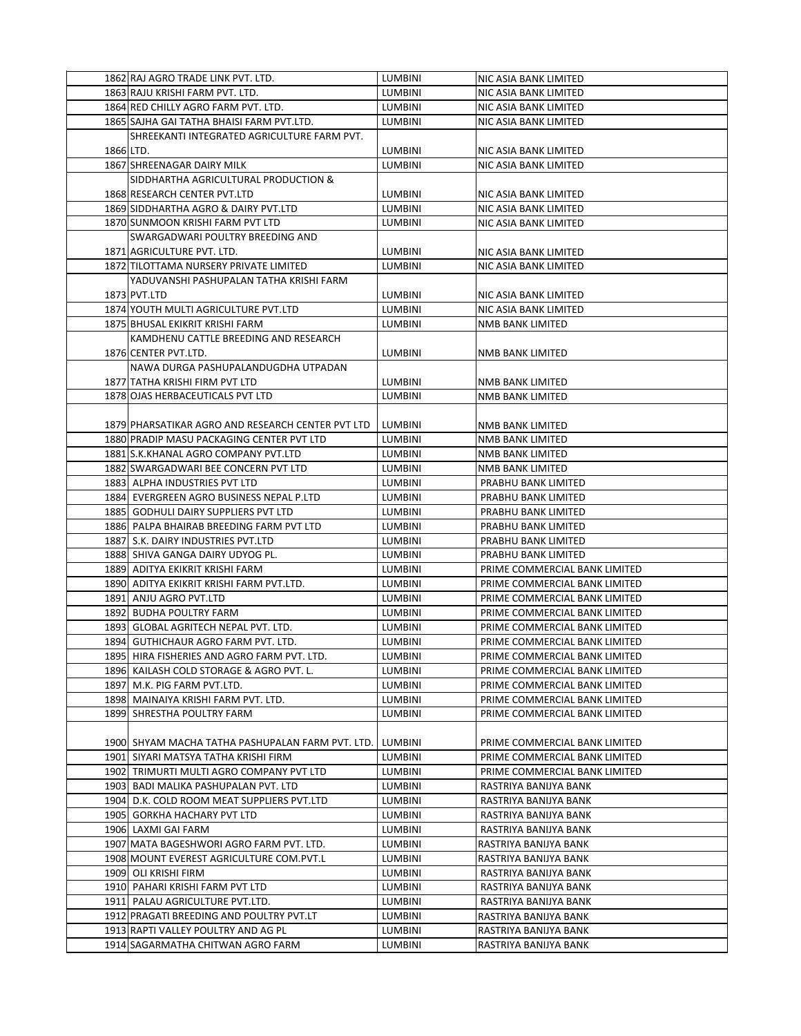| | | | |
|---|---|---|---|
| 1862 | RAJ AGRO TRADE LINK PVT. LTD. | LUMBINI | NIC ASIA BANK LIMITED |
| 1863 | RAJU KRISHI FARM PVT. LTD. | LUMBINI | NIC ASIA BANK LIMITED |
| 1864 | RED CHILLY AGRO FARM PVT. LTD. | LUMBINI | NIC ASIA BANK LIMITED |
| 1865 | SAJHA GAI TATHA BHAISI FARM PVT.LTD. | LUMBINI | NIC ASIA BANK LIMITED |
| 1866 | SHREEKANTI INTEGRATED AGRICULTURE FARM PVT. LTD. | LUMBINI | NIC ASIA BANK LIMITED |
| 1867 | SHREENAGAR DAIRY MILK | LUMBINI | NIC ASIA BANK LIMITED |
| 1868 | SIDDHARTHA AGRICULTURAL PRODUCTION & RESEARCH CENTER PVT.LTD | LUMBINI | NIC ASIA BANK LIMITED |
| 1869 | SIDDHARTHA AGRO & DAIRY PVT.LTD | LUMBINI | NIC ASIA BANK LIMITED |
| 1870 | SUNMOON KRISHI FARM PVT LTD | LUMBINI | NIC ASIA BANK LIMITED |
| 1871 | SWARGADWARI POULTRY BREEDING AND AGRICULTURE PVT. LTD. | LUMBINI | NIC ASIA BANK LIMITED |
| 1872 | TILOTTAMA NURSERY PRIVATE LIMITED | LUMBINI | NIC ASIA BANK LIMITED |
| 1873 | YADUVANSHI PASHUPALAN TATHA KRISHI FARM PVT.LTD | LUMBINI | NIC ASIA BANK LIMITED |
| 1874 | YOUTH MULTI AGRICULTURE PVT.LTD | LUMBINI | NIC ASIA BANK LIMITED |
| 1875 | BHUSAL EKIKRIT KRISHI FARM | LUMBINI | NMB BANK LIMITED |
| 1876 | KAMDHENU CATTLE BREEDING AND RESEARCH CENTER PVT.LTD. | LUMBINI | NMB BANK LIMITED |
| 1877 | NAWA DURGA PASHUPALANDUGDHA UTPADAN TATHA KRISHI FIRM PVT LTD | LUMBINI | NMB BANK LIMITED |
| 1878 | OJAS HERBACEUTICALS PVT LTD | LUMBINI | NMB BANK LIMITED |
| 1879 | PHARSATIKAR AGRO AND RESEARCH CENTER PVT LTD | LUMBINI | NMB BANK LIMITED |
| 1880 | PRADIP MASU PACKAGING CENTER PVT LTD | LUMBINI | NMB BANK LIMITED |
| 1881 | S.K.KHANAL AGRO COMPANY PVT.LTD | LUMBINI | NMB BANK LIMITED |
| 1882 | SWARGADWARI BEE CONCERN PVT LTD | LUMBINI | NMB BANK LIMITED |
| 1883 | ALPHA INDUSTRIES PVT LTD | LUMBINI | PRABHU BANK LIMITED |
| 1884 | EVERGREEN AGRO BUSINESS NEPAL P.LTD | LUMBINI | PRABHU BANK LIMITED |
| 1885 | GODHULI DAIRY SUPPLIERS PVT LTD | LUMBINI | PRABHU BANK LIMITED |
| 1886 | PALPA BHAIRAB BREEDING FARM PVT LTD | LUMBINI | PRABHU BANK LIMITED |
| 1887 | S.K. DAIRY INDUSTRIES PVT.LTD | LUMBINI | PRABHU BANK LIMITED |
| 1888 | SHIVA GANGA DAIRY UDYOG PL. | LUMBINI | PRABHU BANK LIMITED |
| 1889 | ADITYA EKIKRIT KRISHI FARM | LUMBINI | PRIME COMMERCIAL BANK LIMITED |
| 1890 | ADITYA EKIKRIT KRISHI FARM PVT.LTD. | LUMBINI | PRIME COMMERCIAL BANK LIMITED |
| 1891 | ANJU AGRO PVT.LTD | LUMBINI | PRIME COMMERCIAL BANK LIMITED |
| 1892 | BUDHA POULTRY FARM | LUMBINI | PRIME COMMERCIAL BANK LIMITED |
| 1893 | GLOBAL AGRITECH NEPAL PVT. LTD. | LUMBINI | PRIME COMMERCIAL BANK LIMITED |
| 1894 | GUTHICHAUR AGRO FARM PVT. LTD. | LUMBINI | PRIME COMMERCIAL BANK LIMITED |
| 1895 | HIRA FISHERIES AND AGRO FARM PVT. LTD. | LUMBINI | PRIME COMMERCIAL BANK LIMITED |
| 1896 | KAILASH COLD STORAGE & AGRO PVT. L. | LUMBINI | PRIME COMMERCIAL BANK LIMITED |
| 1897 | M.K. PIG FARM PVT.LTD. | LUMBINI | PRIME COMMERCIAL BANK LIMITED |
| 1898 | MAINAIYA KRISHI FARM PVT. LTD. | LUMBINI | PRIME COMMERCIAL BANK LIMITED |
| 1899 | SHRESTHA POULTRY FARM | LUMBINI | PRIME COMMERCIAL BANK LIMITED |
| 1900 | SHYAM MACHA TATHA PASHUPALAN FARM PVT. LTD. | LUMBINI | PRIME COMMERCIAL BANK LIMITED |
| 1901 | SIYARI MATSYA TATHA KRISHI FIRM | LUMBINI | PRIME COMMERCIAL BANK LIMITED |
| 1902 | TRIMURTI MULTI AGRO COMPANY PVT LTD | LUMBINI | PRIME COMMERCIAL BANK LIMITED |
| 1903 | BADI MALIKA PASHUPALAN PVT. LTD | LUMBINI | RASTRIYA BANIJYA BANK |
| 1904 | D.K. COLD ROOM MEAT SUPPLIERS PVT.LTD | LUMBINI | RASTRIYA BANIJYA BANK |
| 1905 | GORKHA HACHARY PVT LTD | LUMBINI | RASTRIYA BANIJYA BANK |
| 1906 | LAXMI GAI FARM | LUMBINI | RASTRIYA BANIJYA BANK |
| 1907 | MATA BAGESHWORI AGRO FARM PVT. LTD. | LUMBINI | RASTRIYA BANIJYA BANK |
| 1908 | MOUNT EVEREST AGRICULTURE COM.PVT.L | LUMBINI | RASTRIYA BANIJYA BANK |
| 1909 | OLI KRISHI FIRM | LUMBINI | RASTRIYA BANIJYA BANK |
| 1910 | PAHARI KRISHI FARM PVT LTD | LUMBINI | RASTRIYA BANIJYA BANK |
| 1911 | PALAU AGRICULTURE PVT.LTD. | LUMBINI | RASTRIYA BANIJYA BANK |
| 1912 | PRAGATI BREEDING AND POULTRY PVT.LT | LUMBINI | RASTRIYA BANIJYA BANK |
| 1913 | RAPTI VALLEY POULTRY AND AG PL | LUMBINI | RASTRIYA BANIJYA BANK |
| 1914 | SAGARMATHA CHITWAN AGRO FARM | LUMBINI | RASTRIYA BANIJYA BANK |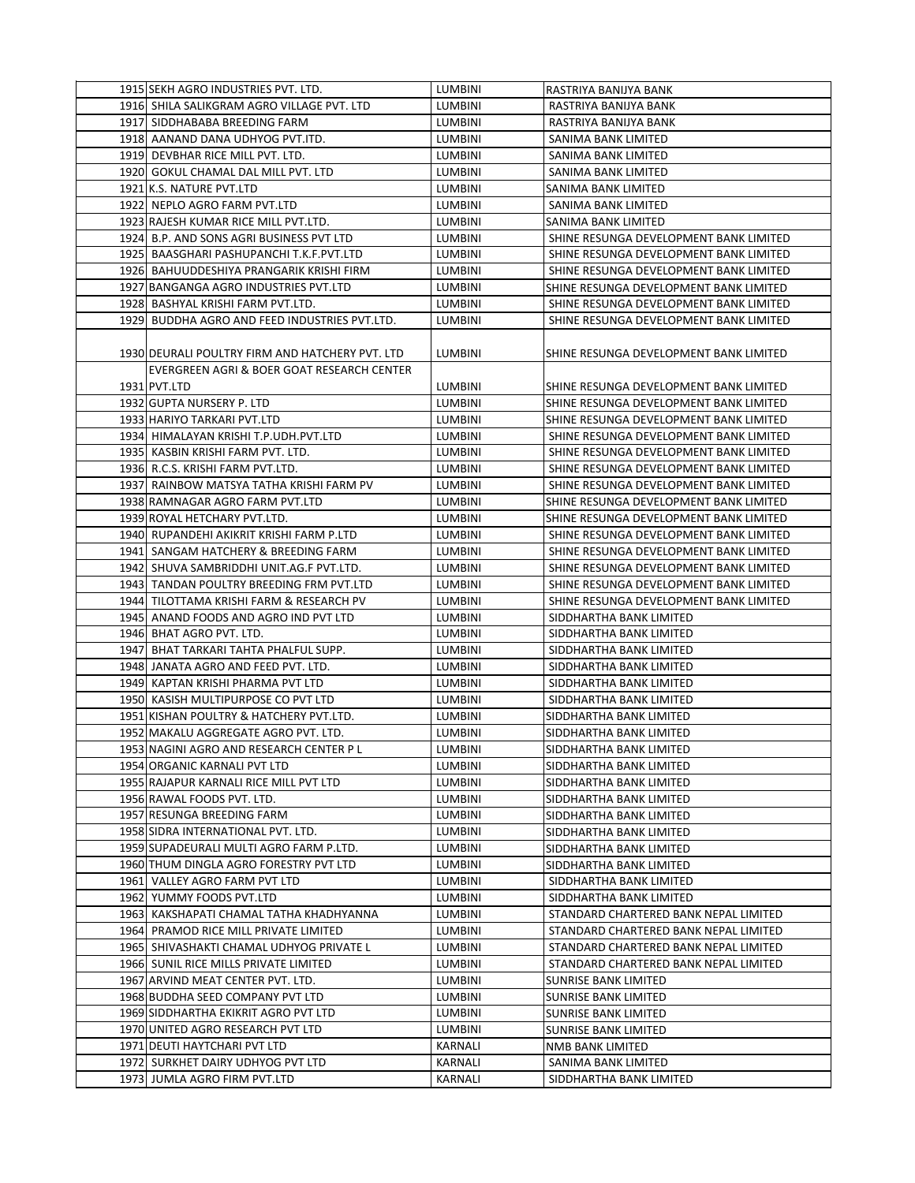| | | | |
|---|---|---|---|
| 1915 | SEKH AGRO INDUSTRIES PVT. LTD. | LUMBINI | RASTRIYA BANIJYA BANK |
| 1916 | SHILA SALIKGRAM AGRO VILLAGE PVT. LTD | LUMBINI | RASTRIYA BANIJYA BANK |
| 1917 | SIDDHABABA BREEDING FARM | LUMBINI | RASTRIYA BANIJYA BANK |
| 1918 | AANAND DANA UDHYOG PVT.ITD. | LUMBINI | SANIMA BANK LIMITED |
| 1919 | DEVBHAR RICE MILL PVT. LTD. | LUMBINI | SANIMA BANK LIMITED |
| 1920 | GOKUL CHAMAL DAL MILL PVT. LTD | LUMBINI | SANIMA BANK LIMITED |
| 1921 | K.S. NATURE PVT.LTD | LUMBINI | SANIMA BANK LIMITED |
| 1922 | NEPLO AGRO FARM PVT.LTD | LUMBINI | SANIMA BANK LIMITED |
| 1923 | RAJESH KUMAR RICE MILL PVT.LTD. | LUMBINI | SANIMA BANK LIMITED |
| 1924 | B.P. AND SONS AGRI BUSINESS PVT LTD | LUMBINI | SHINE RESUNGA DEVELOPMENT BANK LIMITED |
| 1925 | BAASGHARI PASHUPANCHI T.K.F.PVT.LTD | LUMBINI | SHINE RESUNGA DEVELOPMENT BANK LIMITED |
| 1926 | BAHUUDDESHIYA PRANGARIK KRISHI FIRM | LUMBINI | SHINE RESUNGA DEVELOPMENT BANK LIMITED |
| 1927 | BANGANGA AGRO INDUSTRIES PVT.LTD | LUMBINI | SHINE RESUNGA DEVELOPMENT BANK LIMITED |
| 1928 | BASHYAL KRISHI FARM PVT.LTD. | LUMBINI | SHINE RESUNGA DEVELOPMENT BANK LIMITED |
| 1929 | BUDDHA AGRO AND FEED INDUSTRIES PVT.LTD. | LUMBINI | SHINE RESUNGA DEVELOPMENT BANK LIMITED |
| 1930 | DEURALI POULTRY FIRM AND HATCHERY PVT. LTD | LUMBINI | SHINE RESUNGA DEVELOPMENT BANK LIMITED |
| 1931 | EVERGREEN AGRI & BOER GOAT RESEARCH CENTER PVT.LTD | LUMBINI | SHINE RESUNGA DEVELOPMENT BANK LIMITED |
| 1932 | GUPTA NURSERY P. LTD | LUMBINI | SHINE RESUNGA DEVELOPMENT BANK LIMITED |
| 1933 | HARIYO TARKARI PVT.LTD | LUMBINI | SHINE RESUNGA DEVELOPMENT BANK LIMITED |
| 1934 | HIMALAYAN KRISHI T.P.UDH.PVT.LTD | LUMBINI | SHINE RESUNGA DEVELOPMENT BANK LIMITED |
| 1935 | KASBIN KRISHI FARM PVT. LTD. | LUMBINI | SHINE RESUNGA DEVELOPMENT BANK LIMITED |
| 1936 | R.C.S. KRISHI FARM PVT.LTD. | LUMBINI | SHINE RESUNGA DEVELOPMENT BANK LIMITED |
| 1937 | RAINBOW MATSYA TATHA KRISHI FARM PV | LUMBINI | SHINE RESUNGA DEVELOPMENT BANK LIMITED |
| 1938 | RAMNAGAR AGRO FARM PVT.LTD | LUMBINI | SHINE RESUNGA DEVELOPMENT BANK LIMITED |
| 1939 | ROYAL HETCHARY PVT.LTD. | LUMBINI | SHINE RESUNGA DEVELOPMENT BANK LIMITED |
| 1940 | RUPANDEHI AKIKRIT KRISHI FARM P.LTD | LUMBINI | SHINE RESUNGA DEVELOPMENT BANK LIMITED |
| 1941 | SANGAM HATCHERY & BREEDING FARM | LUMBINI | SHINE RESUNGA DEVELOPMENT BANK LIMITED |
| 1942 | SHUVA SAMBRIDDHI UNIT.AG.F PVT.LTD. | LUMBINI | SHINE RESUNGA DEVELOPMENT BANK LIMITED |
| 1943 | TANDAN POULTRY BREEDING FRM PVT.LTD | LUMBINI | SHINE RESUNGA DEVELOPMENT BANK LIMITED |
| 1944 | TILOTTAMA KRISHI FARM & RESEARCH PV | LUMBINI | SHINE RESUNGA DEVELOPMENT BANK LIMITED |
| 1945 | ANAND FOODS AND AGRO IND PVT LTD | LUMBINI | SIDDHARTHA BANK LIMITED |
| 1946 | BHAT AGRO PVT. LTD. | LUMBINI | SIDDHARTHA BANK LIMITED |
| 1947 | BHAT TARKARI TAHTA PHALFUL SUPP. | LUMBINI | SIDDHARTHA BANK LIMITED |
| 1948 | JANATA AGRO AND FEED PVT. LTD. | LUMBINI | SIDDHARTHA BANK LIMITED |
| 1949 | KAPTAN KRISHI PHARMA PVT LTD | LUMBINI | SIDDHARTHA BANK LIMITED |
| 1950 | KASISH MULTIPURPOSE CO PVT LTD | LUMBINI | SIDDHARTHA BANK LIMITED |
| 1951 | KISHAN POULTRY & HATCHERY PVT.LTD. | LUMBINI | SIDDHARTHA BANK LIMITED |
| 1952 | MAKALU AGGREGATE AGRO PVT. LTD. | LUMBINI | SIDDHARTHA BANK LIMITED |
| 1953 | NAGINI AGRO AND RESEARCH CENTER P L | LUMBINI | SIDDHARTHA BANK LIMITED |
| 1954 | ORGANIC KARNALI PVT LTD | LUMBINI | SIDDHARTHA BANK LIMITED |
| 1955 | RAJAPUR KARNALI RICE MILL PVT LTD | LUMBINI | SIDDHARTHA BANK LIMITED |
| 1956 | RAWAL FOODS PVT. LTD. | LUMBINI | SIDDHARTHA BANK LIMITED |
| 1957 | RESUNGA BREEDING FARM | LUMBINI | SIDDHARTHA BANK LIMITED |
| 1958 | SIDRA INTERNATIONAL PVT. LTD. | LUMBINI | SIDDHARTHA BANK LIMITED |
| 1959 | SUPADEURALI MULTI AGRO FARM P.LTD. | LUMBINI | SIDDHARTHA BANK LIMITED |
| 1960 | THUM DINGLA AGRO FORESTRY PVT LTD | LUMBINI | SIDDHARTHA BANK LIMITED |
| 1961 | VALLEY AGRO FARM PVT LTD | LUMBINI | SIDDHARTHA BANK LIMITED |
| 1962 | YUMMY FOODS PVT.LTD | LUMBINI | SIDDHARTHA BANK LIMITED |
| 1963 | KAKSHAPATI CHAMAL TATHA KHADHYANNA | LUMBINI | STANDARD CHARTERED BANK NEPAL LIMITED |
| 1964 | PRAMOD RICE MILL PRIVATE LIMITED | LUMBINI | STANDARD CHARTERED BANK NEPAL LIMITED |
| 1965 | SHIVASHAKTI CHAMAL UDHYOG PRIVATE L | LUMBINI | STANDARD CHARTERED BANK NEPAL LIMITED |
| 1966 | SUNIL RICE MILLS PRIVATE LIMITED | LUMBINI | STANDARD CHARTERED BANK NEPAL LIMITED |
| 1967 | ARVIND MEAT CENTER PVT. LTD. | LUMBINI | SUNRISE BANK LIMITED |
| 1968 | BUDDHA SEED COMPANY PVT LTD | LUMBINI | SUNRISE BANK LIMITED |
| 1969 | SIDDHARTHA EKIKRIT AGRO PVT LTD | LUMBINI | SUNRISE BANK LIMITED |
| 1970 | UNITED AGRO RESEARCH PVT LTD | LUMBINI | SUNRISE BANK LIMITED |
| 1971 | DEUTI HAYTCHARI PVT LTD | KARNALI | NMB BANK LIMITED |
| 1972 | SURKHET DAIRY UDHYOG PVT LTD | KARNALI | SANIMA BANK LIMITED |
| 1973 | JUMLA AGRO FIRM PVT.LTD | KARNALI | SIDDHARTHA BANK LIMITED |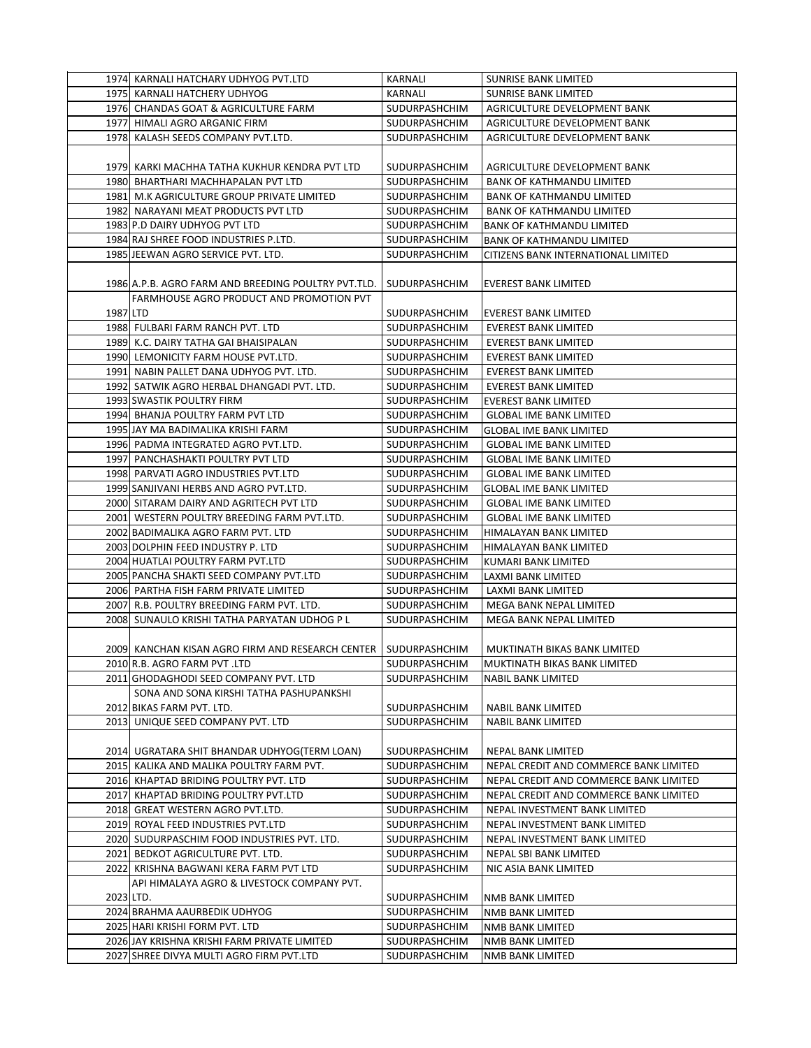| | | | |
|---|---|---|---|
| 1974 | KARNALI HATCHARY UDHYOG PVT.LTD | KARNALI | SUNRISE BANK LIMITED |
| 1975 | KARNALI HATCHERY UDHYOG | KARNALI | SUNRISE BANK LIMITED |
| 1976 | CHANDAS GOAT & AGRICULTURE FARM | SUDURPASHCHIM | AGRICULTURE DEVELOPMENT BANK |
| 1977 | HIMALI AGRO ARGANIC FIRM | SUDURPASHCHIM | AGRICULTURE DEVELOPMENT BANK |
| 1978 | KALASH SEEDS COMPANY PVT.LTD. | SUDURPASHCHIM | AGRICULTURE DEVELOPMENT BANK |
| 1979 | KARKI MACHHA TATHA KUKHUR KENDRA PVT LTD | SUDURPASHCHIM | AGRICULTURE DEVELOPMENT BANK |
| 1980 | BHARTHARI MACHHAPALAN PVT LTD | SUDURPASHCHIM | BANK OF KATHMANDU LIMITED |
| 1981 | M.K AGRICULTURE GROUP PRIVATE LIMITED | SUDURPASHCHIM | BANK OF KATHMANDU LIMITED |
| 1982 | NARAYANI MEAT PRODUCTS PVT LTD | SUDURPASHCHIM | BANK OF KATHMANDU LIMITED |
| 1983 | P.D DAIRY UDHYOG PVT LTD | SUDURPASHCHIM | BANK OF KATHMANDU LIMITED |
| 1984 | RAJ SHREE FOOD INDUSTRIES P.LTD. | SUDURPASHCHIM | BANK OF KATHMANDU LIMITED |
| 1985 | JEEWAN AGRO SERVICE PVT. LTD. | SUDURPASHCHIM | CITIZENS BANK INTERNATIONAL LIMITED |
| 1986 | A.P.B. AGRO FARM AND BREEDING POULTRY PVT.TLD. | SUDURPASHCHIM | EVEREST BANK LIMITED |
| 1987 | FARMHOUSE AGRO PRODUCT AND PROMOTION PVT LTD | SUDURPASHCHIM | EVEREST BANK LIMITED |
| 1988 | FULBARI FARM RANCH PVT. LTD | SUDURPASHCHIM | EVEREST BANK LIMITED |
| 1989 | K.C. DAIRY TATHA GAI BHAISIPALAN | SUDURPASHCHIM | EVEREST BANK LIMITED |
| 1990 | LEMONICITY FARM HOUSE PVT.LTD. | SUDURPASHCHIM | EVEREST BANK LIMITED |
| 1991 | NABIN PALLET DANA UDHYOG PVT. LTD. | SUDURPASHCHIM | EVEREST BANK LIMITED |
| 1992 | SATWIK AGRO HERBAL DHANGADI PVT. LTD. | SUDURPASHCHIM | EVEREST BANK LIMITED |
| 1993 | SWASTIK POULTRY FIRM | SUDURPASHCHIM | EVEREST BANK LIMITED |
| 1994 | BHANJA POULTRY FARM PVT LTD | SUDURPASHCHIM | GLOBAL IME BANK LIMITED |
| 1995 | JAY MA BADIMALIKA KRISHI FARM | SUDURPASHCHIM | GLOBAL IME BANK LIMITED |
| 1996 | PADMA INTEGRATED AGRO PVT.LTD. | SUDURPASHCHIM | GLOBAL IME BANK LIMITED |
| 1997 | PANCHASHAKTI POULTRY PVT LTD | SUDURPASHCHIM | GLOBAL IME BANK LIMITED |
| 1998 | PARVATI AGRO INDUSTRIES PVT.LTD | SUDURPASHCHIM | GLOBAL IME BANK LIMITED |
| 1999 | SANJIVANI HERBS AND AGRO PVT.LTD. | SUDURPASHCHIM | GLOBAL IME BANK LIMITED |
| 2000 | SITARAM DAIRY AND AGRITECH PVT LTD | SUDURPASHCHIM | GLOBAL IME BANK LIMITED |
| 2001 | WESTERN POULTRY BREEDING FARM PVT.LTD. | SUDURPASHCHIM | GLOBAL IME BANK LIMITED |
| 2002 | BADIMALIKA AGRO FARM PVT. LTD | SUDURPASHCHIM | HIMALAYAN BANK LIMITED |
| 2003 | DOLPHIN FEED INDUSTRY P. LTD | SUDURPASHCHIM | HIMALAYAN BANK LIMITED |
| 2004 | HUATLAI POULTRY FARM PVT.LTD | SUDURPASHCHIM | KUMARI BANK LIMITED |
| 2005 | PANCHA SHAKTI SEED COMPANY PVT.LTD | SUDURPASHCHIM | LAXMI BANK LIMITED |
| 2006 | PARTHA FISH FARM PRIVATE LIMITED | SUDURPASHCHIM | LAXMI BANK LIMITED |
| 2007 | R.B. POULTRY BREEDING FARM PVT. LTD. | SUDURPASHCHIM | MEGA BANK NEPAL LIMITED |
| 2008 | SUNAULO KRISHI TATHA PARYATAN UDHOG P L | SUDURPASHCHIM | MEGA BANK NEPAL LIMITED |
| 2009 | KANCHAN KISAN AGRO FIRM AND RESEARCH CENTER | SUDURPASHCHIM | MUKTINATH BIKAS BANK LIMITED |
| 2010 | R.B. AGRO FARM PVT .LTD | SUDURPASHCHIM | MUKTINATH BIKAS BANK LIMITED |
| 2011 | GHODAGHODI SEED COMPANY PVT. LTD | SUDURPASHCHIM | NABIL BANK LIMITED |
| 2012 | SONA AND SONA KIRSHI TATHA PASHUPANKSHI BIKAS FARM PVT. LTD. | SUDURPASHCHIM | NABIL BANK LIMITED |
| 2013 | UNIQUE SEED COMPANY PVT. LTD | SUDURPASHCHIM | NABIL BANK LIMITED |
| 2014 | UGRATARA SHIT BHANDAR UDHYOG(TERM LOAN) | SUDURPASHCHIM | NEPAL BANK LIMITED |
| 2015 | KALIKA AND MALIKA POULTRY FARM PVT. | SUDURPASHCHIM | NEPAL CREDIT AND COMMERCE BANK LIMITED |
| 2016 | KHAPTAD BRIDING POULTRY PVT. LTD | SUDURPASHCHIM | NEPAL CREDIT AND COMMERCE BANK LIMITED |
| 2017 | KHAPTAD BRIDING POULTRY PVT.LTD | SUDURPASHCHIM | NEPAL CREDIT AND COMMERCE BANK LIMITED |
| 2018 | GREAT WESTERN AGRO PVT.LTD. | SUDURPASHCHIM | NEPAL INVESTMENT BANK LIMITED |
| 2019 | ROYAL FEED INDUSTRIES PVT.LTD | SUDURPASHCHIM | NEPAL INVESTMENT BANK LIMITED |
| 2020 | SUDURPASCHIM FOOD INDUSTRIES PVT. LTD. | SUDURPASHCHIM | NEPAL INVESTMENT BANK LIMITED |
| 2021 | BEDKOT AGRICULTURE PVT. LTD. | SUDURPASHCHIM | NEPAL SBI BANK LIMITED |
| 2022 | KRISHNA BAGWANI KERA FARM PVT LTD | SUDURPASHCHIM | NIC ASIA BANK LIMITED |
| 2023 | API HIMALAYA AGRO & LIVESTOCK COMPANY PVT. LTD. | SUDURPASHCHIM | NMB BANK LIMITED |
| 2024 | BRAHMA AAURBEDIK UDHYOG | SUDURPASHCHIM | NMB BANK LIMITED |
| 2025 | HARI KRISHI FORM PVT. LTD | SUDURPASHCHIM | NMB BANK LIMITED |
| 2026 | JAY KRISHNA KRISHI FARM PRIVATE LIMITED | SUDURPASHCHIM | NMB BANK LIMITED |
| 2027 | SHREE DIVYA MULTI AGRO FIRM PVT.LTD | SUDURPASHCHIM | NMB BANK LIMITED |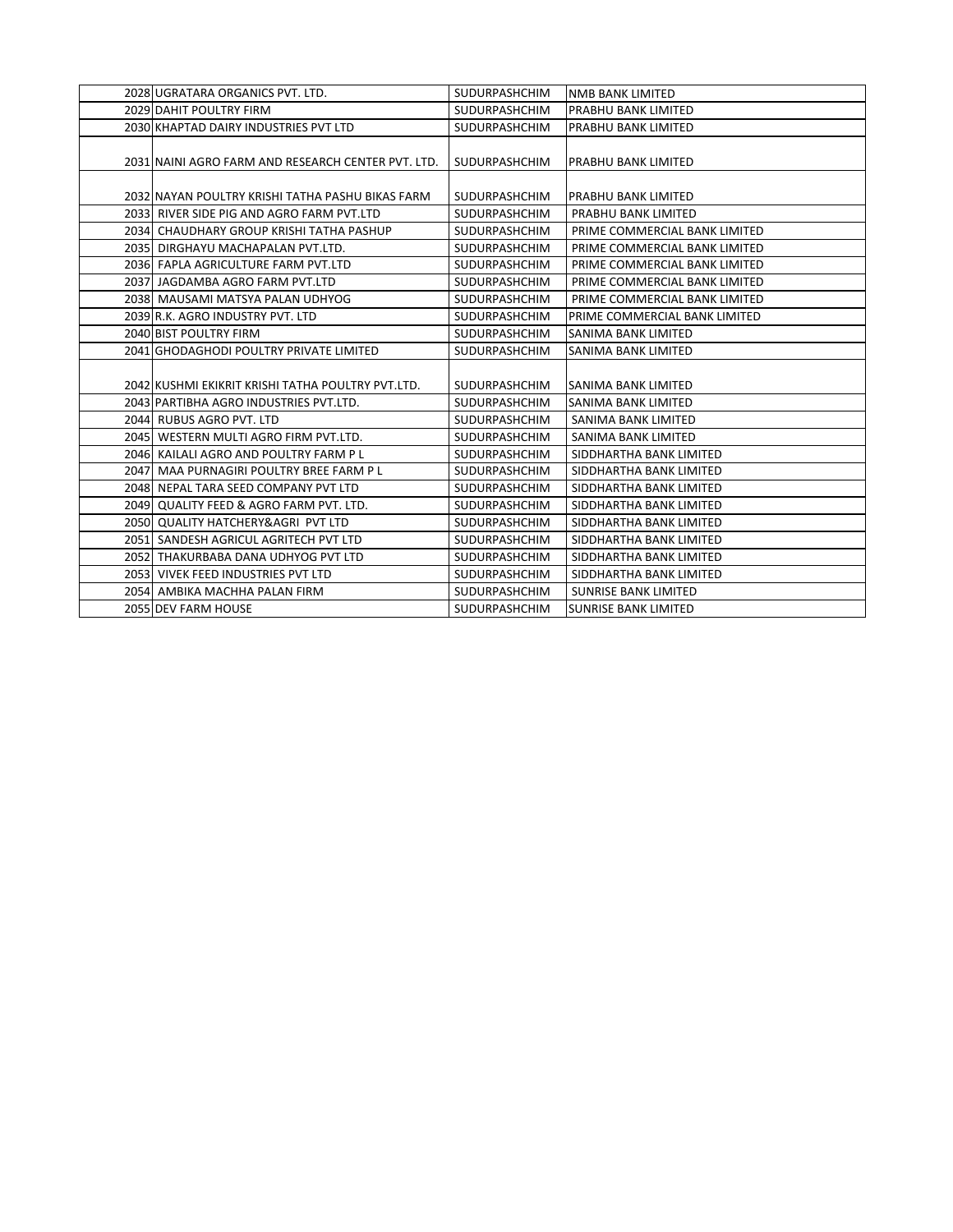| | | | |
|---|---|---|---|
| 2028 | UGRATARA ORGANICS PVT. LTD. | SUDURPASHCHIM | NMB BANK LIMITED |
| 2029 | DAHIT POULTRY FIRM | SUDURPASHCHIM | PRABHU BANK LIMITED |
| 2030 | KHAPTAD DAIRY INDUSTRIES PVT LTD | SUDURPASHCHIM | PRABHU BANK LIMITED |
| 2031 | NAINI AGRO FARM AND RESEARCH CENTER PVT. LTD. | SUDURPASHCHIM | PRABHU BANK LIMITED |
| 2032 | NAYAN POULTRY KRISHI TATHA PASHU BIKAS FARM | SUDURPASHCHIM | PRABHU BANK LIMITED |
| 2033 | RIVER SIDE PIG AND AGRO FARM PVT.LTD | SUDURPASHCHIM | PRABHU BANK LIMITED |
| 2034 | CHAUDHARY GROUP KRISHI TATHA PASHUP | SUDURPASHCHIM | PRIME COMMERCIAL BANK LIMITED |
| 2035 | DIRGHAYU MACHAPALAN PVT.LTD. | SUDURPASHCHIM | PRIME COMMERCIAL BANK LIMITED |
| 2036 | FAPLA AGRICULTURE FARM PVT.LTD | SUDURPASHCHIM | PRIME COMMERCIAL BANK LIMITED |
| 2037 | JAGDAMBA AGRO FARM PVT.LTD | SUDURPASHCHIM | PRIME COMMERCIAL BANK LIMITED |
| 2038 | MAUSAMI MATSYA PALAN UDHYOG | SUDURPASHCHIM | PRIME COMMERCIAL BANK LIMITED |
| 2039 | R.K. AGRO INDUSTRY PVT. LTD | SUDURPASHCHIM | PRIME COMMERCIAL BANK LIMITED |
| 2040 | BIST POULTRY FIRM | SUDURPASHCHIM | SANIMA BANK LIMITED |
| 2041 | GHODAGHODI POULTRY PRIVATE LIMITED | SUDURPASHCHIM | SANIMA BANK LIMITED |
| 2042 | KUSHMI EKIKRIT KRISHI TATHA POULTRY PVT.LTD. | SUDURPASHCHIM | SANIMA BANK LIMITED |
| 2043 | PARTIBHA AGRO INDUSTRIES PVT.LTD. | SUDURPASHCHIM | SANIMA BANK LIMITED |
| 2044 | RUBUS AGRO PVT. LTD | SUDURPASHCHIM | SANIMA BANK LIMITED |
| 2045 | WESTERN MULTI AGRO FIRM PVT.LTD. | SUDURPASHCHIM | SANIMA BANK LIMITED |
| 2046 | KAILALI AGRO AND POULTRY FARM P L | SUDURPASHCHIM | SIDDHARTHA BANK LIMITED |
| 2047 | MAA PURNAGIRI POULTRY BREE FARM P L | SUDURPASHCHIM | SIDDHARTHA BANK LIMITED |
| 2048 | NEPAL TARA SEED COMPANY PVT LTD | SUDURPASHCHIM | SIDDHARTHA BANK LIMITED |
| 2049 | QUALITY FEED & AGRO FARM PVT. LTD. | SUDURPASHCHIM | SIDDHARTHA BANK LIMITED |
| 2050 | QUALITY HATCHERY&AGRI PVT LTD | SUDURPASHCHIM | SIDDHARTHA BANK LIMITED |
| 2051 | SANDESH AGRICUL AGRITECH PVT LTD | SUDURPASHCHIM | SIDDHARTHA BANK LIMITED |
| 2052 | THAKURBABA DANA UDHYOG PVT LTD | SUDURPASHCHIM | SIDDHARTHA BANK LIMITED |
| 2053 | VIVEK FEED INDUSTRIES PVT LTD | SUDURPASHCHIM | SIDDHARTHA BANK LIMITED |
| 2054 | AMBIKA MACHHA PALAN FIRM | SUDURPASHCHIM | SUNRISE BANK LIMITED |
| 2055 | DEV FARM HOUSE | SUDURPASHCHIM | SUNRISE BANK LIMITED |